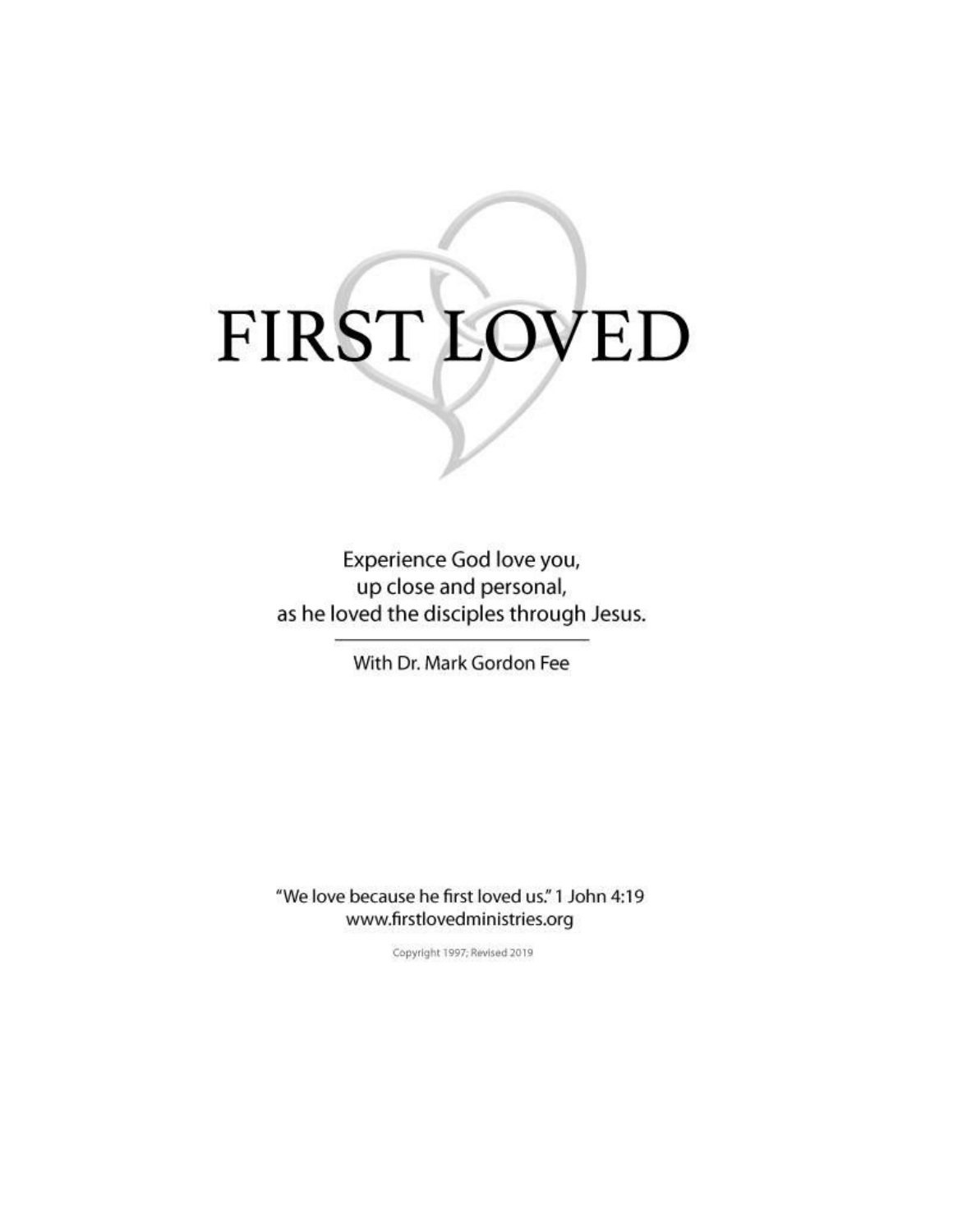# FIRST LOVED

Experience God love you,
up close and personal,
as he loved the disciples through Jesus.

With Dr. Mark Gordon Fee

"We love because he first loved us." 1 John 4:19
www.firstlovedministries.org

Copyright 1997; Revised 2019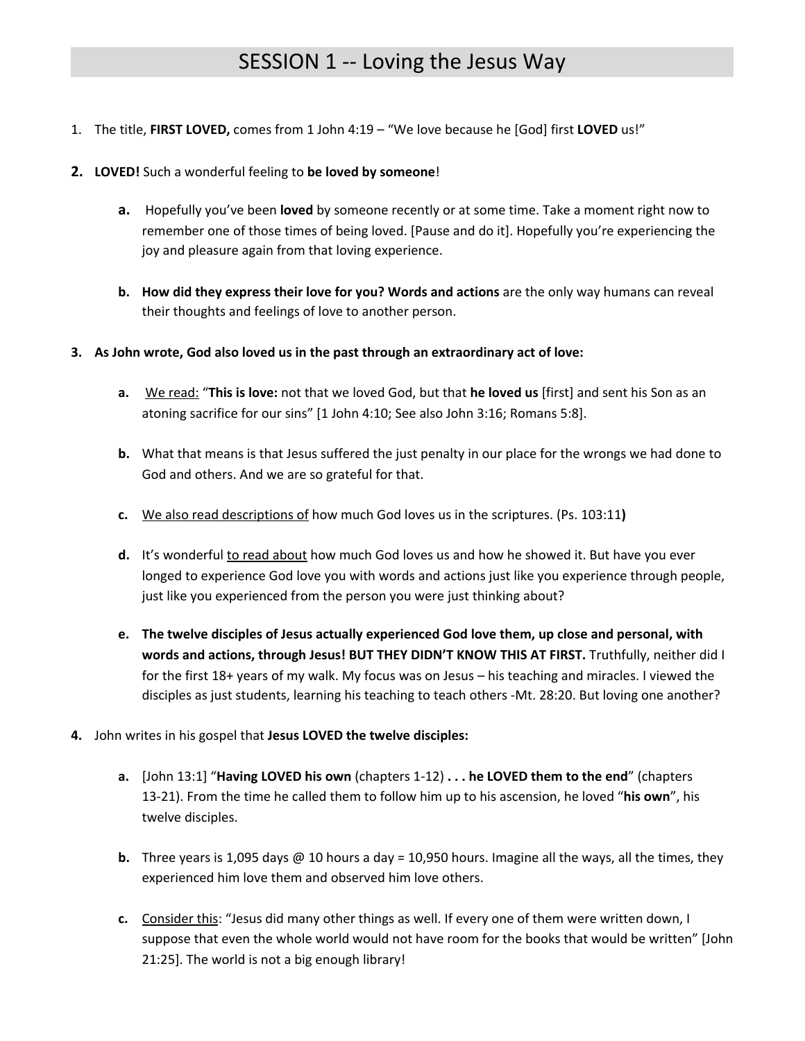# SESSION 1 -- Loving the Jesus Way

1. The title, **FIRST LOVED,** comes from 1 John 4:19 – "We love because he [God] first **LOVED** us!"

2. **LOVED!** Such a wonderful feeling to **be loved by someone**!

   **a.** Hopefully you've been **loved** by someone recently or at some time. Take a moment right now to remember one of those times of being loved. [Pause and do it]. Hopefully you're experiencing the joy and pleasure again from that loving experience.

   **b.** **How did they express their love for you? Words and actions** are the only way humans can reveal their thoughts and feelings of love to another person.

3. **As John wrote, God also loved us in the past through an extraordinary act of love:**

   **a.** We read: "**This is love:** not that we loved God, but that **he loved us** [first] and sent his Son as an atoning sacrifice for our sins" [1 John 4:10; See also John 3:16; Romans 5:8].

   **b.** What that means is that Jesus suffered the just penalty in our place for the wrongs we had done to God and others. And we are so grateful for that.

   **c.** We also read descriptions of how much God loves us in the scriptures. (Ps. 103:11**)**

   **d.** It's wonderful to read about how much God loves us and how he showed it. But have you ever longed to experience God love you with words and actions just like you experience through people, just like you experienced from the person you were just thinking about?

   **e.** **The twelve disciples of Jesus actually experienced God love them, up close and personal, with words and actions, through Jesus! BUT THEY DIDN'T KNOW THIS AT FIRST.** Truthfully, neither did I for the first 18+ years of my walk. My focus was on Jesus – his teaching and miracles. I viewed the disciples as just students, learning his teaching to teach others -Mt. 28:20. But loving one another?

4. John writes in his gospel that **Jesus LOVED the twelve disciples:**

   **a.** [John 13:1] "**Having LOVED his own** (chapters 1-12) **. . . he LOVED them to the end**" (chapters 13-21). From the time he called them to follow him up to his ascension, he loved "**his own**", his twelve disciples.

   **b.** Three years is 1,095 days @ 10 hours a day = 10,950 hours. Imagine all the ways, all the times, they experienced him love them and observed him love others.

   **c.** Consider this: "Jesus did many other things as well. If every one of them were written down, I suppose that even the whole world would not have room for the books that would be written" [John 21:25]. The world is not a big enough library!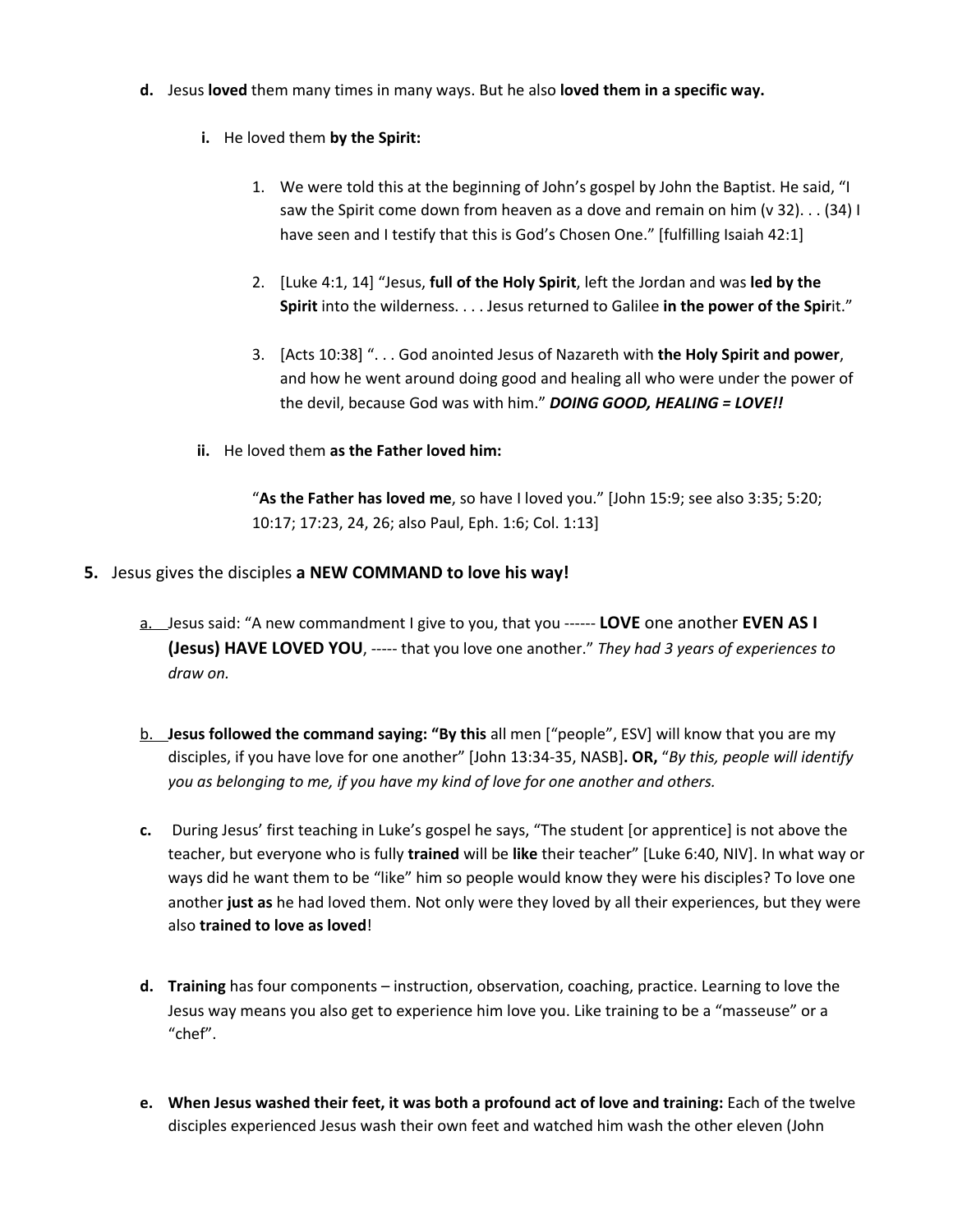**d.** Jesus **loved** them many times in many ways. But he also **loved them in a specific way.**

**i.** He loved them **by the Spirit:**

1. We were told this at the beginning of John's gospel by John the Baptist. He said, "I saw the Spirit come down from heaven as a dove and remain on him (v 32). . . (34) I have seen and I testify that this is God's Chosen One." [fulfilling Isaiah 42:1]

2. [Luke 4:1, 14] "Jesus, **full of the Holy Spirit**, left the Jordan and was **led by the Spirit** into the wilderness. . . . Jesus returned to Galilee **in the power of the Spir**it."

3. [Acts 10:38] ". . . God anointed Jesus of Nazareth with **the Holy Spirit and power**, and how he went around doing good and healing all who were under the power of the devil, because God was with him." ***DOING GOOD, HEALING = LOVE!!***

**ii.** He loved them **as the Father loved him:**

"**As the Father has loved me**, so have I loved you." [John 15:9; see also 3:35; 5:20; 10:17; 17:23, 24, 26; also Paul, Eph. 1:6; Col. 1:13]

**5.** Jesus gives the disciples **a NEW COMMAND to love his way!**

a. Jesus said: "A new commandment I give to you, that you ------ **LOVE** one another **EVEN AS I (Jesus) HAVE LOVED YOU**, ----- that you love one another." *They had 3 years of experiences to draw on.*

b. **Jesus followed the command saying: "By this** all men ["people", ESV] will know that you are my disciples, if you have love for one another" [John 13:34-35, NASB]**. OR,** "*By this, people will identify you as belonging to me, if you have my kind of love for one another and others.*

**c.** During Jesus' first teaching in Luke's gospel he says, "The student [or apprentice] is not above the teacher, but everyone who is fully **trained** will be **like** their teacher" [Luke 6:40, NIV]. In what way or ways did he want them to be "like" him so people would know they were his disciples? To love one another **just as** he had loved them. Not only were they loved by all their experiences, but they were also **trained to love as loved**!

**d.** **Training** has four components – instruction, observation, coaching, practice. Learning to love the Jesus way means you also get to experience him love you. Like training to be a "masseuse" or a "chef".

**e.** **When Jesus washed their feet, it was both a profound act of love and training:** Each of the twelve disciples experienced Jesus wash their own feet and watched him wash the other eleven (John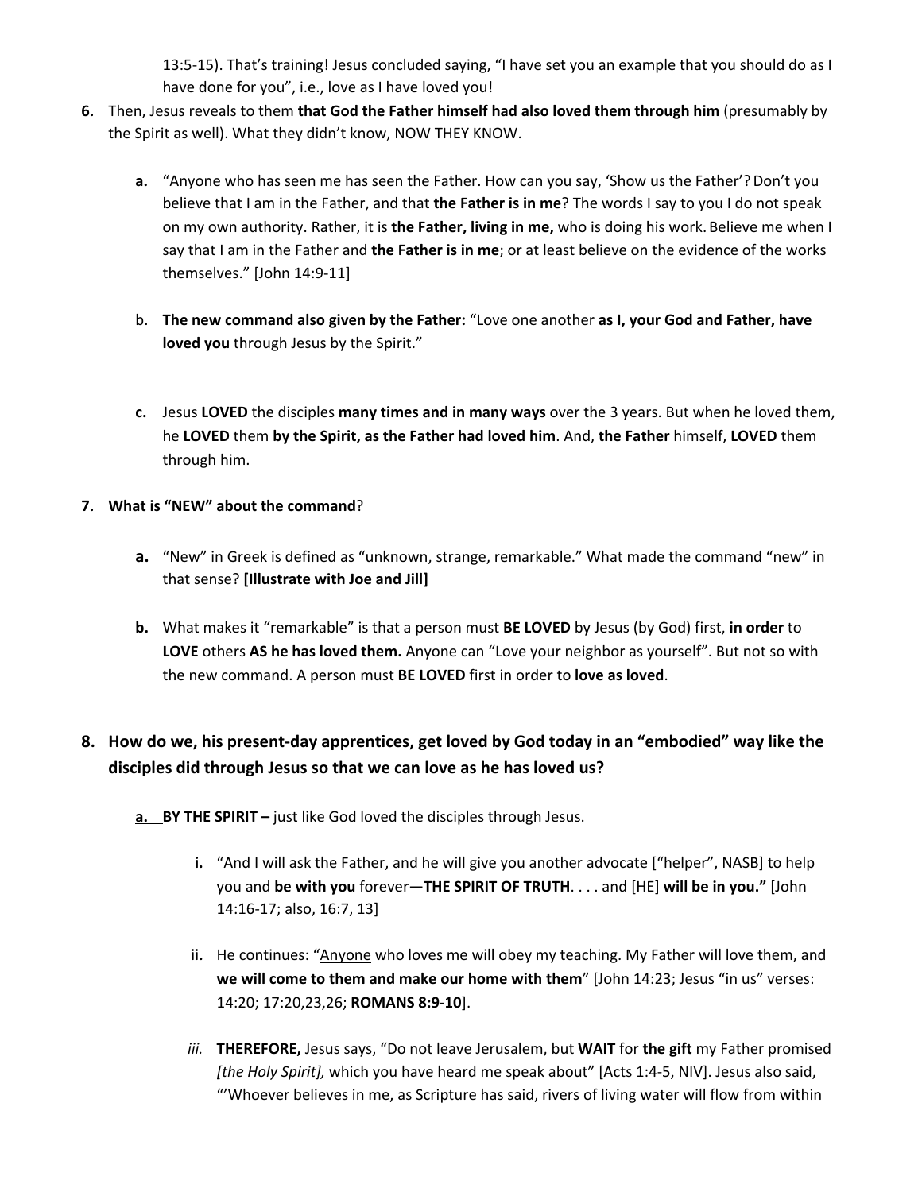13:5-15). That's training! Jesus concluded saying, "I have set you an example that you should do as I have done for you", i.e., love as I have loved you!

6. Then, Jesus reveals to them **that God the Father himself had also loved them through him** (presumably by the Spirit as well). What they didn't know, NOW THEY KNOW.

    a. "Anyone who has seen me has seen the Father. How can you say, 'Show us the Father'? Don't you believe that I am in the Father, and that **the Father is in me**? The words I say to you I do not speak on my own authority. Rather, it is **the Father, living in me,** who is doing his work. Believe me when I say that I am in the Father and **the Father is in me**; or at least believe on the evidence of the works themselves." [John 14:9-11]

    b. **The new command also given by the Father:** "Love one another **as I, your God and Father, have loved you** through Jesus by the Spirit."

    c. Jesus **LOVED** the disciples **many times and in many ways** over the 3 years. But when he loved them, he **LOVED** them **by the Spirit, as the Father had loved him**. And, **the Father** himself, **LOVED** them through him.

7. **What is "NEW" about the command**?

    a. "New" in Greek is defined as "unknown, strange, remarkable." What made the command "new" in that sense? **[Illustrate with Joe and Jill]**

    b. What makes it "remarkable" is that a person must **BE LOVED** by Jesus (by God) first, **in order** to **LOVE** others **AS he has loved them.** Anyone can "Love your neighbor as yourself". But not so with the new command. A person must **BE LOVED** first in order to **love as loved**.

8. **How do we, his present-day apprentices, get loved by God today in an "embodied" way like the disciples did through Jesus so that we can love as he has loved us?**

    a. **BY THE SPIRIT –** just like God loved the disciples through Jesus.

        i. "And I will ask the Father, and he will give you another advocate ["helper", NASB] to help you and **be with you** forever—**THE SPIRIT OF TRUTH**. . . . and [HE] **will be in you."** [John 14:16-17; also, 16:7, 13]

        ii. He continues: "Anyone who loves me will obey my teaching. My Father will love them, and **we will come to them and make our home with them**" [John 14:23; Jesus "in us" verses: 14:20; 17:20,23,26; **ROMANS 8:9-10**].

        *iii.* **THEREFORE,** Jesus says, "Do not leave Jerusalem, but **WAIT** for **the gift** my Father promised *[the Holy Spirit],* which you have heard me speak about" [Acts 1:4-5, NIV]. Jesus also said, "'Whoever believes in me, as Scripture has said, rivers of living water will flow from within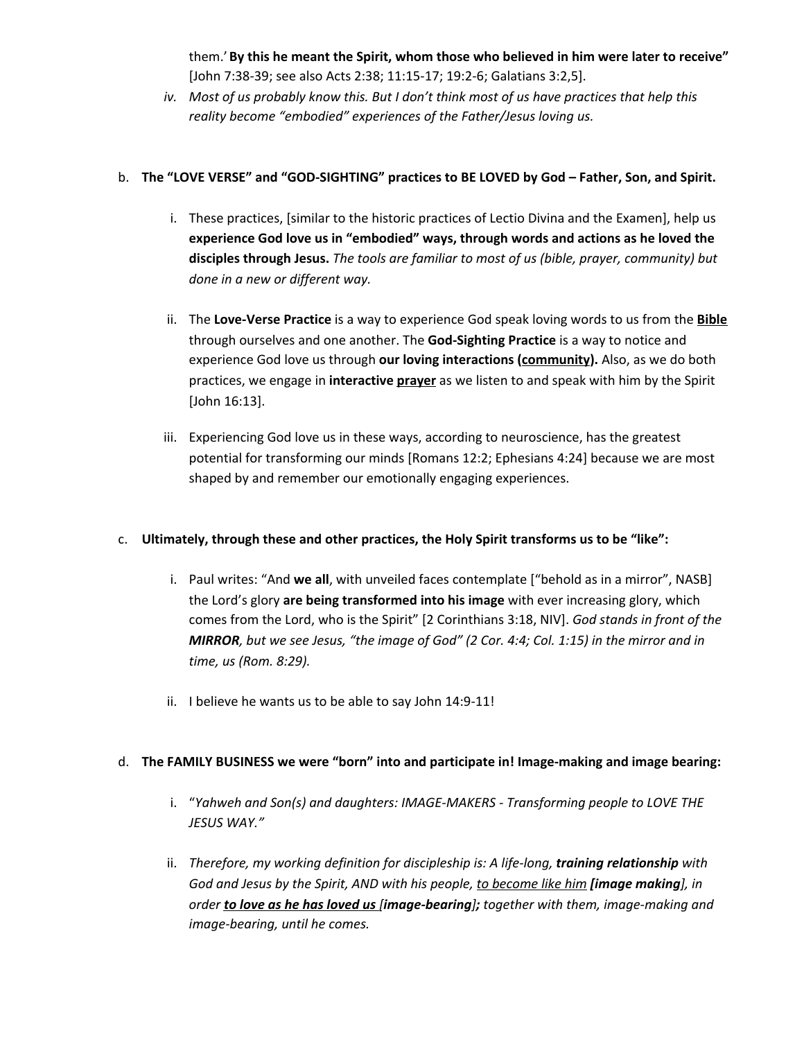them.' **By this he meant the Spirit, whom those who believed in him were later to receive"** [John 7:38-39; see also Acts 2:38; 11:15-17; 19:2-6; Galatians 3:2,5].

iv. *Most of us probably know this. But I don't think most of us have practices that help this reality become "embodied" experiences of the Father/Jesus loving us.*

b. **The "LOVE VERSE" and "GOD-SIGHTING" practices to BE LOVED by God – Father, Son, and Spirit.**

i. These practices, [similar to the historic practices of Lectio Divina and the Examen], help us **experience God love us in "embodied" ways, through words and actions as he loved the disciples through Jesus.** *The tools are familiar to most of us (bible, prayer, community) but done in a new or different way.*

ii. The **Love-Verse Practice** is a way to experience God speak loving words to us from the <u>**Bible**</u> through ourselves and one another. The **God-Sighting Practice** is a way to notice and experience God love us through **our loving interactions (<u>community</u>).** Also, as we do both practices, we engage in **interactive <u>prayer</u>** as we listen to and speak with him by the Spirit [John 16:13].

iii. Experiencing God love us in these ways, according to neuroscience, has the greatest potential for transforming our minds [Romans 12:2; Ephesians 4:24] because we are most shaped by and remember our emotionally engaging experiences.

c. **Ultimately, through these and other practices, the Holy Spirit transforms us to be "like":**

i. Paul writes: "And **we all**, with unveiled faces contemplate ["behold as in a mirror", NASB] the Lord's glory **are being transformed into his image** with ever increasing glory, which comes from the Lord, who is the Spirit" [2 Corinthians 3:18, NIV]. *God stands in front of the **MIRROR**, but we see Jesus, "the image of God" (2 Cor. 4:4; Col. 1:15) in the mirror and in time, us (Rom. 8:29).*

ii. I believe he wants us to be able to say John 14:9-11!

d. **The FAMILY BUSINESS we were "born" into and participate in! Image-making and image bearing:**

i. "*Yahweh and Son(s) and daughters: IMAGE-MAKERS - Transforming people to LOVE THE JESUS WAY."*

ii. *Therefore, my working definition for discipleship is: A life-long, **training relationship** with God and Jesus by the Spirit, AND with his people, <u>to become like him</u> **[image making**], in order **<u>to love as he has loved us</u>** [**image-bearing**]**;** together with them, image-making and image-bearing, until he comes.*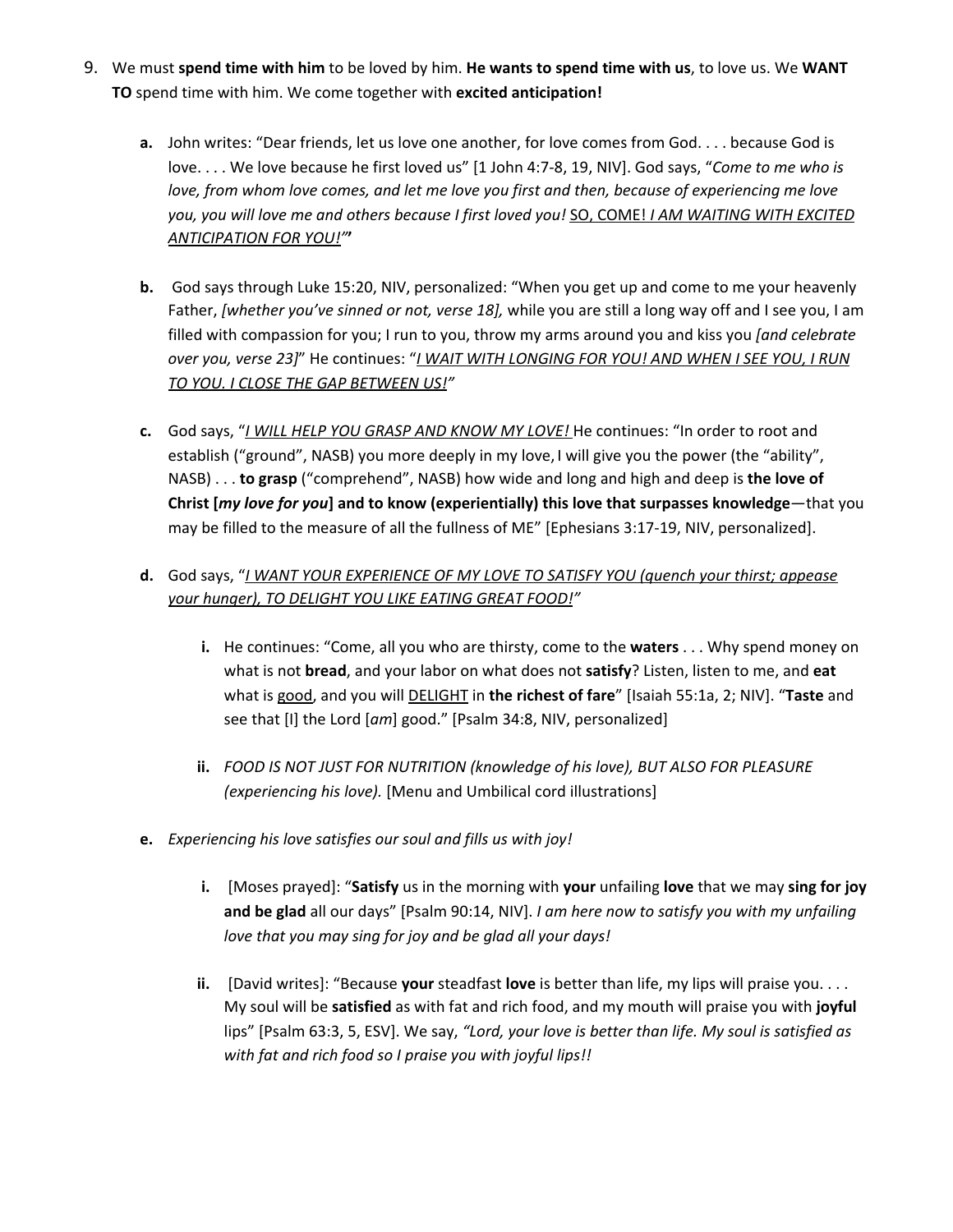9. We must **spend time with him** to be loved by him. **He wants to spend time with us**, to love us. We **WANT TO** spend time with him. We come together with **excited anticipation!**

   **a.** John writes: "Dear friends, let us love one another, for love comes from God. . . . because God is love. . . . We love because he first loved us" [1 John 4:7-8, 19, NIV]. God says, "*Come to me who is love, from whom love comes, and let me love you first and then, because of experiencing me love you, you will love me and others because I first loved you!* <u>SO, COME!</u> <u>*I AM WAITING WITH EXCITED ANTICIPATION FOR YOU!"*</u>**"**

   **b.** God says through Luke 15:20, NIV, personalized: "When you get up and come to me your heavenly Father, *[whether you've sinned or not, verse 18],* while you are still a long way off and I see you, I am filled with compassion for you; I run to you, throw my arms around you and kiss you *[and celebrate over you, verse 23]*" He continues: "<u>*I WAIT WITH LONGING FOR YOU! AND WHEN I SEE YOU, I RUN TO YOU. I CLOSE THE GAP BETWEEN US!*</u>*"*

   **c.** God says, "<u>*I WILL HELP YOU GRASP AND KNOW MY LOVE!*</u> He continues: "In order to root and establish ("ground", NASB) you more deeply in my love, I will give you the power (the "ability", NASB) . . . **to grasp** ("comprehend", NASB) how wide and long and high and deep is **the love of Christ [*my love for you*] and to know (experientially) this love that surpasses knowledge**—that you may be filled to the measure of all the fullness of ME" [Ephesians 3:17-19, NIV, personalized].

   **d.** God says, "<u>*I WANT YOUR EXPERIENCE OF MY LOVE TO SATISFY YOU (quench your thirst; appease your hunger), TO DELIGHT YOU LIKE EATING GREAT FOOD!*</u>*"*

      **i.** He continues: "Come, all you who are thirsty, come to the **waters** . . . Why spend money on what is not **bread**, and your labor on what does not **satisfy**? Listen, listen to me, and **eat** what is <u>good</u>, and you will <u>DELIGHT</u> in **the richest of fare**" [Isaiah 55:1a, 2; NIV]. "**Taste** and see that [I] the Lord [*am*] good." [Psalm 34:8, NIV, personalized]

      **ii.** *FOOD IS NOT JUST FOR NUTRITION (knowledge of his love), BUT ALSO FOR PLEASURE (experiencing his love).* [Menu and Umbilical cord illustrations]

   **e.** *Experiencing his love satisfies our soul and fills us with joy!*

      **i.** [Moses prayed]: "**Satisfy** us in the morning with **your** unfailing **love** that we may **sing for joy and be glad** all our days" [Psalm 90:14, NIV]. *I am here now to satisfy you with my unfailing love that you may sing for joy and be glad all your days!*

      **ii.** [David writes]: "Because **your** steadfast **love** is better than life, my lips will praise you. . . . My soul will be **satisfied** as with fat and rich food, and my mouth will praise you with **joyful** lips" [Psalm 63:3, 5, ESV]. We say, *"Lord, your love is better than life. My soul is satisfied as with fat and rich food so I praise you with joyful lips!!*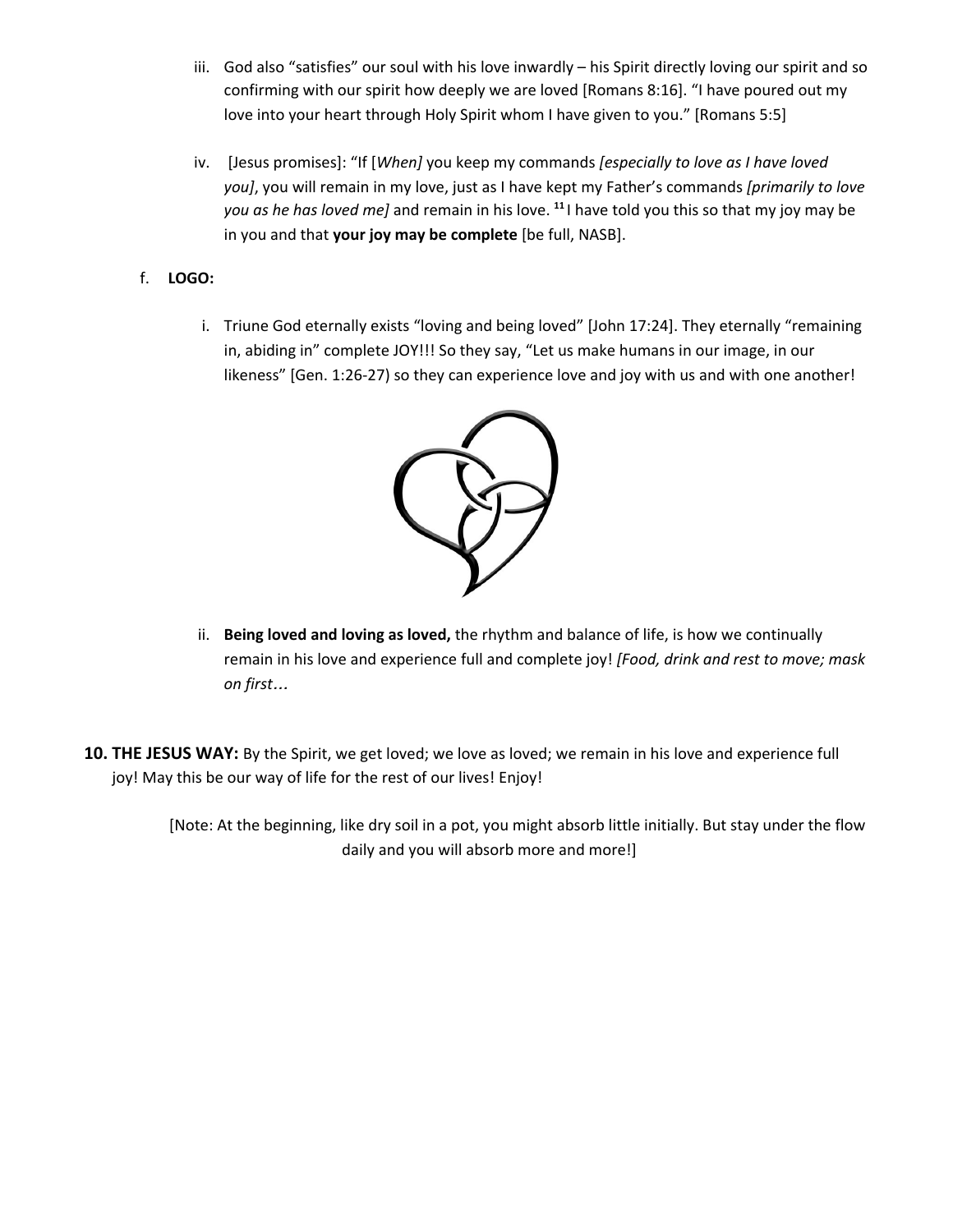iii. God also "satisfies" our soul with his love inwardly – his Spirit directly loving our spirit and so confirming with our spirit how deeply we are loved [Romans 8:16]. "I have poured out my love into your heart through Holy Spirit whom I have given to you." [Romans 5:5]

iv. [Jesus promises]: "If [*When]* you keep my commands *[especially to love as I have loved you]*, you will remain in my love, just as I have kept my Father's commands *[primarily to love you as he has loved me]* and remain in his love. [11] I have told you this so that my joy may be in you and that **your joy may be complete** [be full, NASB].

f. **LOGO:**

i. Triune God eternally exists "loving and being loved" [John 17:24]. They eternally "remaining in, abiding in" complete JOY!!! So they say, "Let us make humans in our image, in our likeness" [Gen. 1:26-27) so they can experience love and joy with us and with one another!

ii. **Being loved and loving as loved,** the rhythm and balance of life, is how we continually remain in his love and experience full and complete joy! *[Food, drink and rest to move; mask on first…*

**10. THE JESUS WAY:** By the Spirit, we get loved; we love as loved; we remain in his love and experience full joy! May this be our way of life for the rest of our lives! Enjoy!

[Note: At the beginning, like dry soil in a pot, you might absorb little initially. But stay under the flow daily and you will absorb more and more!]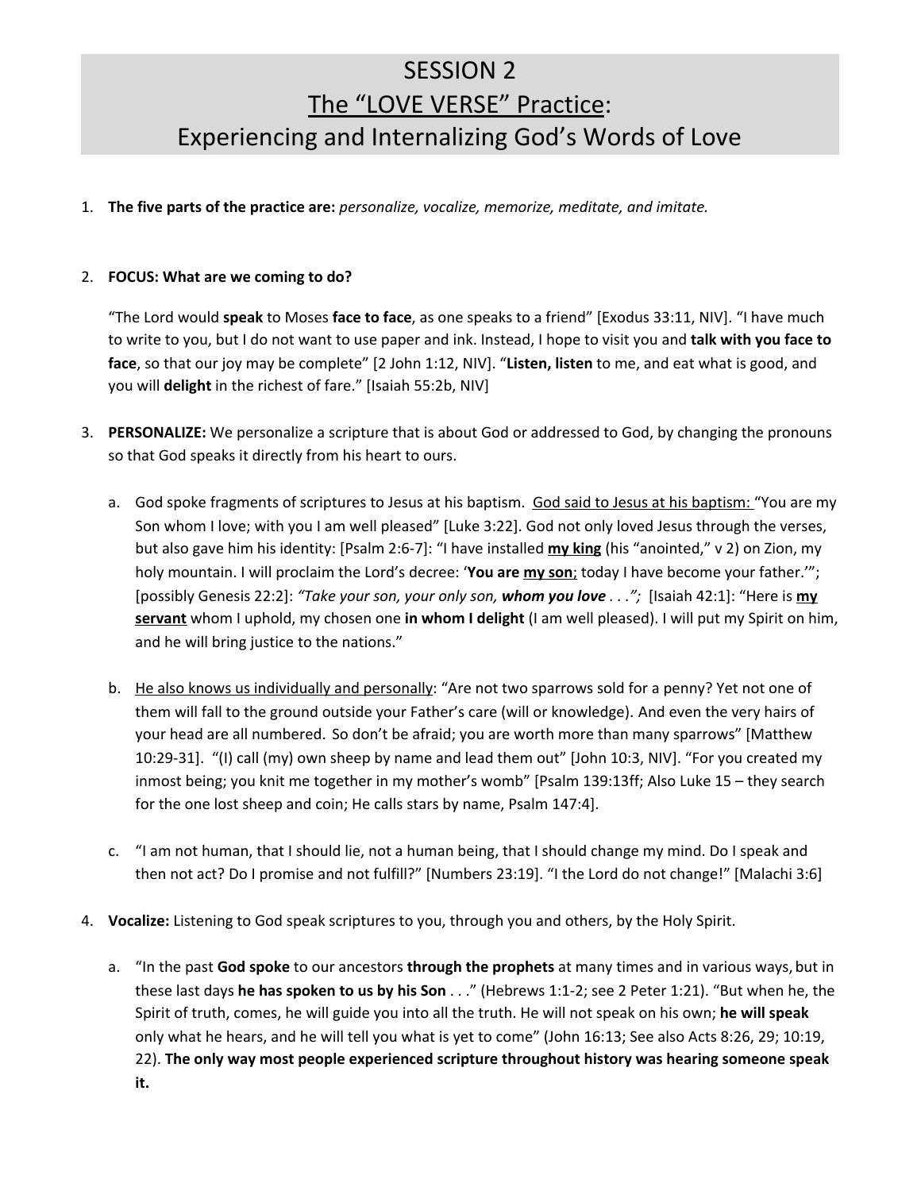# SESSION 2
# <u>The "LOVE VERSE" Practice</u>:
# Experiencing and Internalizing God's Words of Love

1. **The five parts of the practice are:** *personalize, vocalize, memorize, meditate, and imitate.*

2. **FOCUS: What are we coming to do?**

   "The Lord would **speak** to Moses **face to face**, as one speaks to a friend" [Exodus 33:11, NIV]. "I have much to write to you, but I do not want to use paper and ink. Instead, I hope to visit you and **talk with you face to face**, so that our joy may be complete" [2 John 1:12, NIV]. "**Listen, listen** to me, and eat what is good, and you will **delight** in the richest of fare." [Isaiah 55:2b, NIV]

3. **PERSONALIZE:** We personalize a scripture that is about God or addressed to God, by changing the pronouns so that God speaks it directly from his heart to ours.

   a. God spoke fragments of scriptures to Jesus at his baptism. <u>God said to Jesus at his baptism:</u> "You are my Son whom I love; with you I am well pleased" [Luke 3:22]. God not only loved Jesus through the verses, but also gave him his identity: [Psalm 2:6-7]: "I have installed **<u>my king</u>** (his "anointed," v 2) on Zion, my holy mountain. I will proclaim the Lord's decree: '**You are <u>my son</u>**; today I have become your father.'"; [possibly Genesis 22:2]: *"Take your son, your only son, **whom you love** . . .";* [Isaiah 42:1]: "Here is **<u>my servant</u>** whom I uphold, my chosen one **in whom I delight** (I am well pleased). I will put my Spirit on him, and he will bring justice to the nations."

   b. <u>He also knows us individually and personally</u>: "Are not two sparrows sold for a penny? Yet not one of them will fall to the ground outside your Father's care (will or knowledge). And even the very hairs of your head are all numbered. So don't be afraid; you are worth more than many sparrows" [Matthew 10:29-31]. "(I) call (my) own sheep by name and lead them out" [John 10:3, NIV]. "For you created my inmost being; you knit me together in my mother's womb" [Psalm 139:13ff; Also Luke 15 – they search for the one lost sheep and coin; He calls stars by name, Psalm 147:4].

   c. "I am not human, that I should lie, not a human being, that I should change my mind. Do I speak and then not act? Do I promise and not fulfill?" [Numbers 23:19]. "I the Lord do not change!" [Malachi 3:6]

4. **Vocalize:** Listening to God speak scriptures to you, through you and others, by the Holy Spirit.

   a. "In the past **God spoke** to our ancestors **through the prophets** at many times and in various ways, but in these last days **he has spoken to us by his Son** . . ." (Hebrews 1:1-2; see 2 Peter 1:21). "But when he, the Spirit of truth, comes, he will guide you into all the truth. He will not speak on his own; **he will speak** only what he hears, and he will tell you what is yet to come" (John 16:13; See also Acts 8:26, 29; 10:19, 22). **The only way most people experienced scripture throughout history was hearing someone speak it.**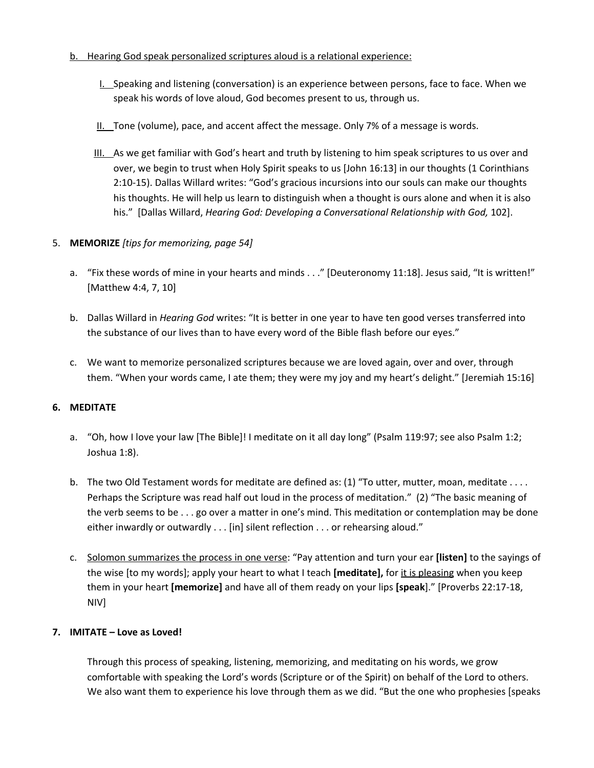b. <u>Hearing God speak personalized scriptures aloud is a relational experience:</u>

  I. Speaking and listening (conversation) is an experience between persons, face to face. When we speak his words of love aloud, God becomes present to us, through us.

  II. Tone (volume), pace, and accent affect the message. Only 7% of a message is words.

  III. As we get familiar with God's heart and truth by listening to him speak scriptures to us over and over, we begin to trust when Holy Spirit speaks to us [John 16:13] in our thoughts (1 Corinthians 2:10-15). Dallas Willard writes: "God's gracious incursions into our souls can make our thoughts his thoughts. He will help us learn to distinguish when a thought is ours alone and when it is also his." [Dallas Willard, *Hearing God: Developing a Conversational Relationship with God,* 102].

5. **MEMORIZE** *[tips for memorizing, page 54]*

   a. "Fix these words of mine in your hearts and minds . . ." [Deuteronomy 11:18]. Jesus said, "It is written!" [Matthew 4:4, 7, 10]

   b. Dallas Willard in *Hearing God* writes: "It is better in one year to have ten good verses transferred into the substance of our lives than to have every word of the Bible flash before our eyes."

   c. We want to memorize personalized scriptures because we are loved again, over and over, through them. "When your words came, I ate them; they were my joy and my heart's delight." [Jeremiah 15:16]

6. **MEDITATE**

   a. "Oh, how I love your law [The Bible]! I meditate on it all day long" (Psalm 119:97; see also Psalm 1:2; Joshua 1:8).

   b. The two Old Testament words for meditate are defined as: (1) "To utter, mutter, moan, meditate . . . . Perhaps the Scripture was read half out loud in the process of meditation." (2) "The basic meaning of the verb seems to be . . . go over a matter in one's mind. This meditation or contemplation may be done either inwardly or outwardly . . . [in] silent reflection . . . or rehearsing aloud."

   c. <u>Solomon summarizes the process in one verse</u>: "Pay attention and turn your ear **[listen]** to the sayings of the wise [to my words]; apply your heart to what I teach **[meditate],** for <u>it is pleasing</u> when you keep them in your heart **[memorize]** and have all of them ready on your lips **[speak]**." [Proverbs 22:17-18, NIV]

7. **IMITATE – Love as Loved!**

   Through this process of speaking, listening, memorizing, and meditating on his words, we grow comfortable with speaking the Lord's words (Scripture or of the Spirit) on behalf of the Lord to others. We also want them to experience his love through them as we did. "But the one who prophesies [speaks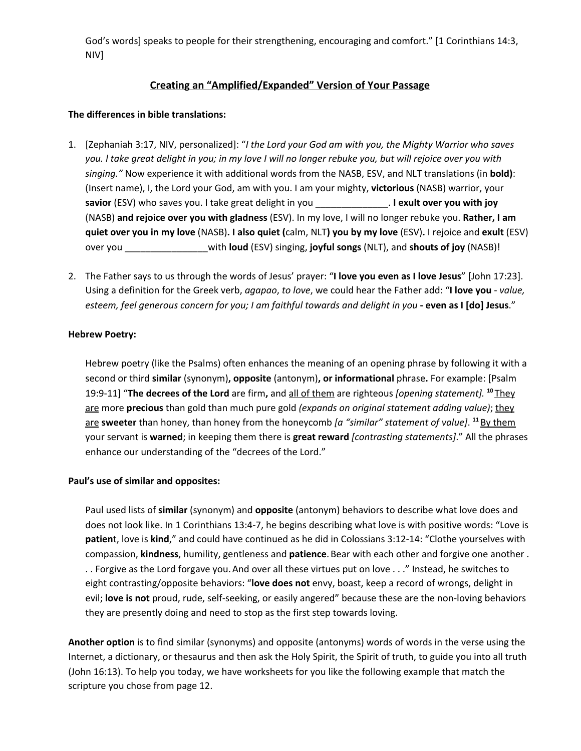God's words] speaks to people for their strengthening, encouraging and comfort." [1 Corinthians 14:3, NIV]

## Creating an "Amplified/Expanded" Version of Your Passage

**The differences in bible translations:**

1. [Zephaniah 3:17, NIV, personalized]: "*I the Lord your God am with you, the Mighty Warrior who saves you. I take great delight in you; in my love I will no longer rebuke you, but will rejoice over you with singing.*" Now experience it with additional words from the NASB, ESV, and NLT translations (in **bold)**: (Insert name), I, the Lord your God, am with you. I am your mighty, **victorious** (NASB) warrior, your **savior** (ESV) who saves you. I take great delight in you ______________. **I exult over you with joy** (NASB) **and rejoice over you with gladness** (ESV). In my love, I will no longer rebuke you. **Rather, I am quiet over you in my love** (NASB)**. I also quiet (**calm, NLT**) you by my love** (ESV)**.** I rejoice and **exult** (ESV) over you ________________with **loud** (ESV) singing, **joyful songs** (NLT), and **shouts of joy** (NASB)!

2. The Father says to us through the words of Jesus' prayer: "**I love you even as I love Jesus**" [John 17:23]. Using a definition for the Greek verb, *agapao*, *to love*, we could hear the Father add: "**I love you** - *value, esteem, feel generous concern for you; I am faithful towards and delight in you* **- even as I [do] Jesus**."

**Hebrew Poetry:**

Hebrew poetry (like the Psalms) often enhances the meaning of an opening phrase by following it with a second or third **similar** (synonym)**, opposite** (antonym)**, or informational** phrase**.** For example: [Psalm 19:9-11] "**The decrees of the Lord** are firm**,** and <u>all of them</u> are righteous *[opening statement].* **10** <u>They are</u> more **precious** than gold than much pure gold *(expands on original statement adding value)*; <u>they are</u> **sweeter** than honey, than honey from the honeycomb *[a "similar" statement of value]*. **11** <u>By them</u> your servant is **warned**; in keeping them there is **great reward** *[contrasting statements]*." All the phrases enhance our understanding of the "decrees of the Lord."

**Paul's use of similar and opposites:**

Paul used lists of **similar** (synonym) and **opposite** (antonym) behaviors to describe what love does and does not look like. In 1 Corinthians 13:4-7, he begins describing what love is with positive words: "Love is **patien**t, love is **kind**," and could have continued as he did in Colossians 3:12-14: "Clothe yourselves with compassion, **kindness**, humility, gentleness and **patience**. Bear with each other and forgive one another . . . Forgive as the Lord forgave you. And over all these virtues put on love . . ." Instead, he switches to eight contrasting/opposite behaviors: "**love does not** envy, boast, keep a record of wrongs, delight in evil; **love is not** proud, rude, self-seeking, or easily angered" because these are the non-loving behaviors they are presently doing and need to stop as the first step towards loving.

**Another option** is to find similar (synonyms) and opposite (antonyms) words of words in the verse using the Internet, a dictionary, or thesaurus and then ask the Holy Spirit, the Spirit of truth, to guide you into all truth (John 16:13). To help you today, we have worksheets for you like the following example that match the scripture you chose from page 12.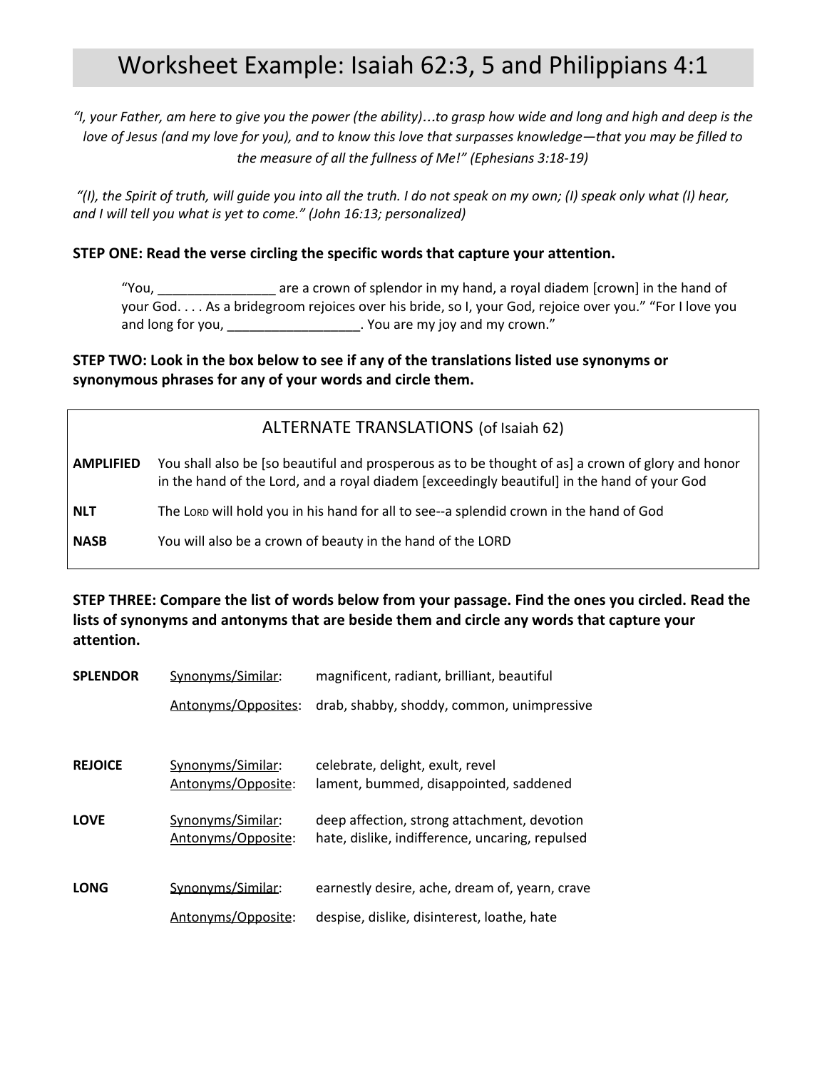# Worksheet Example: Isaiah 62:3, 5 and Philippians 4:1

*"I, your Father, am here to give you the power (the ability)…to grasp how wide and long and high and deep is the love of Jesus (and my love for you), and to know this love that surpasses knowledge—that you may be filled to the measure of all the fullness of Me!" (Ephesians 3:18-19)*

*"(I), the Spirit of truth, will guide you into all the truth. I do not speak on my own; (I) speak only what (I) hear, and I will tell you what is yet to come." (John 16:13; personalized)*

**STEP ONE: Read the verse circling the specific words that capture your attention.**

> "You, ________________ are a crown of splendor in my hand, a royal diadem [crown] in the hand of your God. . . . As a bridegroom rejoices over his bride, so I, your God, rejoice over you." "For I love you and long for you, __________________. You are my joy and my crown."

**STEP TWO: Look in the box below to see if any of the translations listed use synonyms or synonymous phrases for any of your words and circle them.**

| ALTERNATE TRANSLATIONS (of Isaiah 62) | |
|---|---|
| **AMPLIFIED** | You shall also be [so beautiful and prosperous as to be thought of as] a crown of glory and honor in the hand of the Lord, and a royal diadem [exceedingly beautiful] in the hand of your God |
| **NLT** | The LORD will hold you in his hand for all to see--a splendid crown in the hand of God |
| **NASB** | You will also be a crown of beauty in the hand of the LORD |

**STEP THREE: Compare the list of words below from your passage. Find the ones you circled. Read the lists of synonyms and antonyms that are beside them and circle any words that capture your attention.**

| | | |
|---|---|---|
| **SPLENDOR** | Synonyms/Similar: | magnificent, radiant, brilliant, beautiful |
| | Antonyms/Opposites: | drab, shabby, shoddy, common, unimpressive |
| **REJOICE** | Synonyms/Similar: | celebrate, delight, exult, revel |
| | Antonyms/Opposite: | lament, bummed, disappointed, saddened |
| **LOVE** | Synonyms/Similar: | deep affection, strong attachment, devotion |
| | Antonyms/Opposite: | hate, dislike, indifference, uncaring, repulsed |
| **LONG** | Synonyms/Similar: | earnestly desire, ache, dream of, yearn, crave |
| | Antonyms/Opposite: | despise, dislike, disinterest, loathe, hate |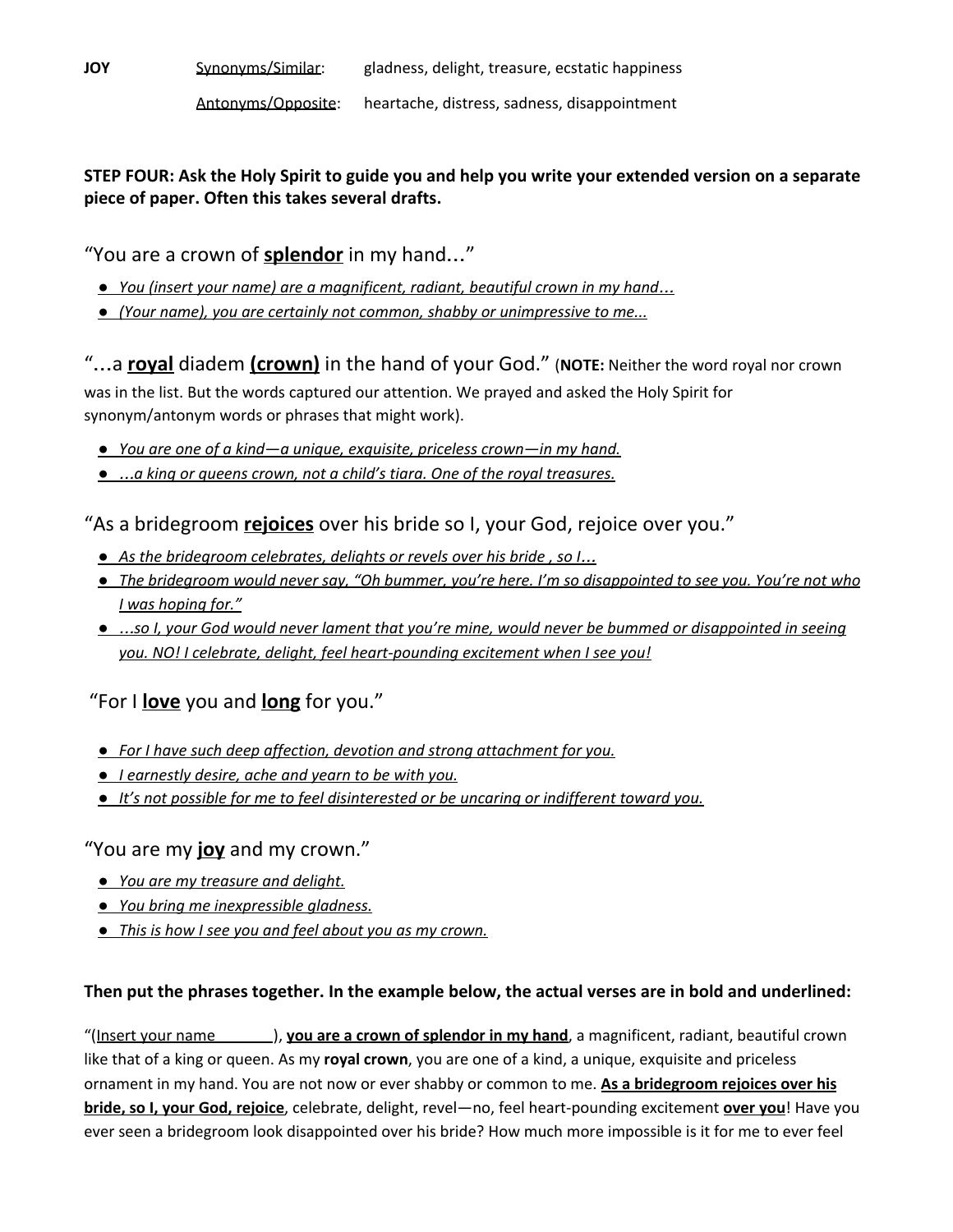**JOY** &nbsp;&nbsp;&nbsp;&nbsp; <u>Synonyms/Similar</u>: &nbsp;&nbsp; gladness, delight, treasure, ecstatic happiness

<u>Antonyms/Opposite</u>: &nbsp;&nbsp; heartache, distress, sadness, disappointment

**STEP FOUR: Ask the Holy Spirit to guide you and help you write your extended version on a separate piece of paper. Often this takes several drafts.**

"You are a crown of **<u>splendor</u>** in my hand…"

- <u>*You (insert your name) are a magnificent, radiant, beautiful crown in my hand…*</u>
- <u>*(Your name), you are certainly not common, shabby or unimpressive to me...*</u>

"...a **<u>royal</u>** diadem **<u>(crown)</u>** in the hand of your God." (**NOTE:** Neither the word royal nor crown was in the list. But the words captured our attention. We prayed and asked the Holy Spirit for synonym/antonym words or phrases that might work).

- <u>*You are one of a kind—a unique, exquisite, priceless crown—in my hand.*</u>
- <u>*…a king or queens crown, not a child's tiara. One of the royal treasures.*</u>

"As a bridegroom **<u>rejoices</u>** over his bride so I, your God, rejoice over you."

- <u>*As the bridegroom celebrates, delights or revels over his bride , so I…*</u>
- <u>*The bridegroom would never say, "Oh bummer, you're here. I'm so disappointed to see you. You're not who I was hoping for."*</u>
- <u>*…so I, your God would never lament that you're mine, would never be bummed or disappointed in seeing you. NO! I celebrate, delight, feel heart-pounding excitement when I see you!*</u>

"For I **<u>love</u>** you and **<u>long</u>** for you."

- <u>*For I have such deep affection, devotion and strong attachment for you.*</u>
- <u>*I earnestly desire, ache and yearn to be with you.*</u>
- <u>*It's not possible for me to feel disinterested or be uncaring or indifferent toward you.*</u>

"You are my **<u>joy</u>** and my crown."

- <u>*You are my treasure and delight.*</u>
- <u>*You bring me inexpressible gladness.*</u>
- <u>*This is how I see you and feel about you as my crown.*</u>

**Then put the phrases together. In the example below, the actual verses are in bold and underlined:**

"(<u>Insert your name &nbsp;&nbsp;&nbsp;&nbsp;&nbsp;&nbsp;&nbsp;&nbsp;</u>), **<u>you are a crown of splendor in my hand</u>**, a magnificent, radiant, beautiful crown like that of a king or queen. As my **royal crown**, you are one of a kind, a unique, exquisite and priceless ornament in my hand. You are not now or ever shabby or common to me. **<u>As a bridegroom rejoices over his bride, so I, your God, rejoice</u>**, celebrate, delight, revel—no, feel heart-pounding excitement **<u>over you</u>**! Have you ever seen a bridegroom look disappointed over his bride? How much more impossible is it for me to ever feel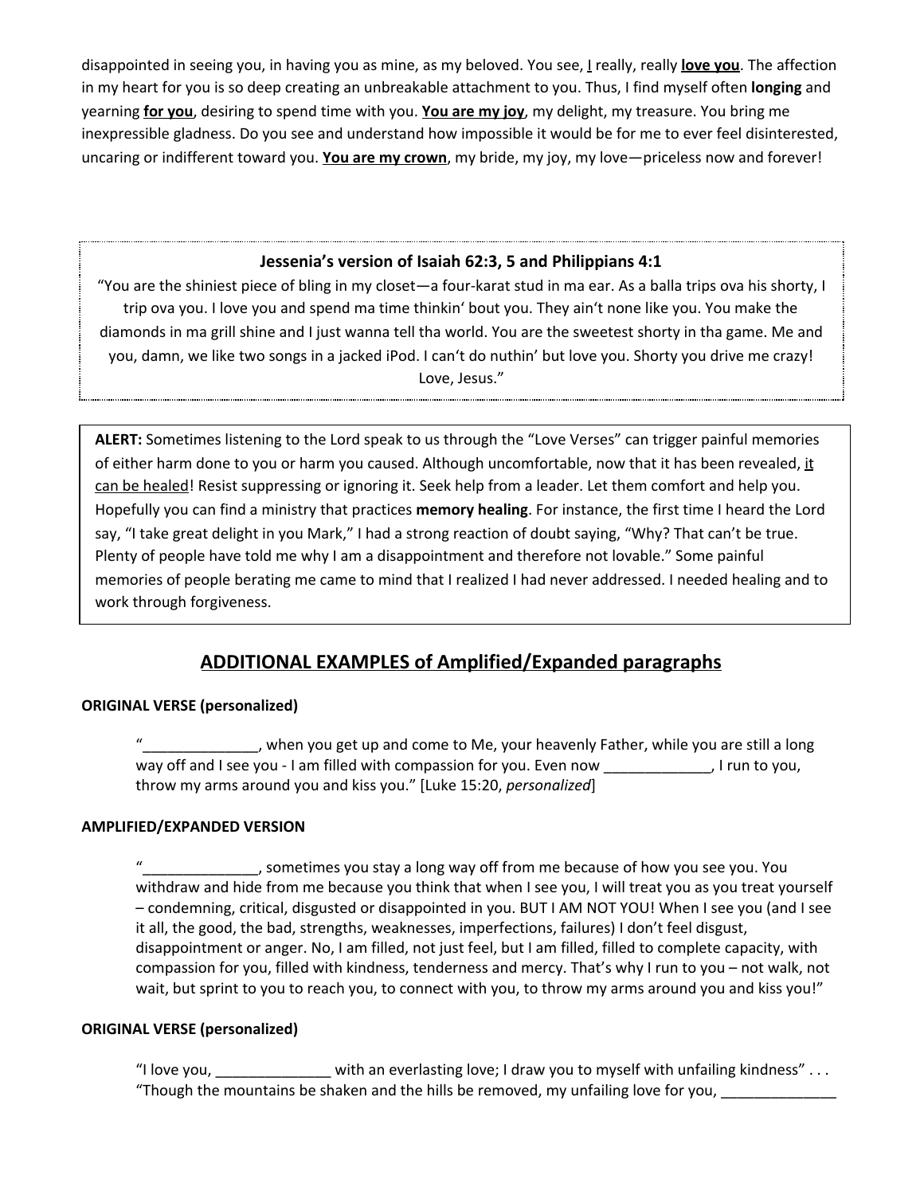disappointed in seeing you, in having you as mine, as my beloved. You see, I really, really **love you**. The affection in my heart for you is so deep creating an unbreakable attachment to you. Thus, I find myself often **longing** and yearning **for you**, desiring to spend time with you. **You are my joy**, my delight, my treasure. You bring me inexpressible gladness. Do you see and understand how impossible it would be for me to ever feel disinterested, uncaring or indifferent toward you. **You are my crown**, my bride, my joy, my love—priceless now and forever!

**Jessenia's version of Isaiah 62:3, 5 and Philippians 4:1**

"You are the shiniest piece of bling in my closet—a four-karat stud in ma ear. As a balla trips ova his shorty, I trip ova you. I love you and spend ma time thinkin' bout you. They ain't none like you. You make the diamonds in ma grill shine and I just wanna tell tha world. You are the sweetest shorty in tha game. Me and you, damn, we like two songs in a jacked iPod. I can't do nuthin' but love you. Shorty you drive me crazy! Love, Jesus."

**ALERT:** Sometimes listening to the Lord speak to us through the "Love Verses" can trigger painful memories of either harm done to you or harm you caused. Although uncomfortable, now that it has been revealed, it can be healed! Resist suppressing or ignoring it. Seek help from a leader. Let them comfort and help you. Hopefully you can find a ministry that practices **memory healing**. For instance, the first time I heard the Lord say, "I take great delight in you Mark," I had a strong reaction of doubt saying, "Why? That can't be true. Plenty of people have told me why I am a disappointment and therefore not lovable." Some painful memories of people berating me came to mind that I realized I had never addressed. I needed healing and to work through forgiveness.

## ADDITIONAL EXAMPLES of Amplified/Expanded paragraphs

**ORIGINAL VERSE (personalized)**

"______________, when you get up and come to Me, your heavenly Father, while you are still a long way off and I see you - I am filled with compassion for you. Even now _____________, I run to you, throw my arms around you and kiss you." [Luke 15:20, *personalized*]

**AMPLIFIED/EXPANDED VERSION**

"______________, sometimes you stay a long way off from me because of how you see you. You withdraw and hide from me because you think that when I see you, I will treat you as you treat yourself – condemning, critical, disgusted or disappointed in you. BUT I AM NOT YOU! When I see you (and I see it all, the good, the bad, strengths, weaknesses, imperfections, failures) I don't feel disgust, disappointment or anger. No, I am filled, not just feel, but I am filled, filled to complete capacity, with compassion for you, filled with kindness, tenderness and mercy. That's why I run to you – not walk, not wait, but sprint to you to reach you, to connect with you, to throw my arms around you and kiss you!"

**ORIGINAL VERSE (personalized)**

"I love you, ______________ with an everlasting love; I draw you to myself with unfailing kindness" . . . "Though the mountains be shaken and the hills be removed, my unfailing love for you, ______________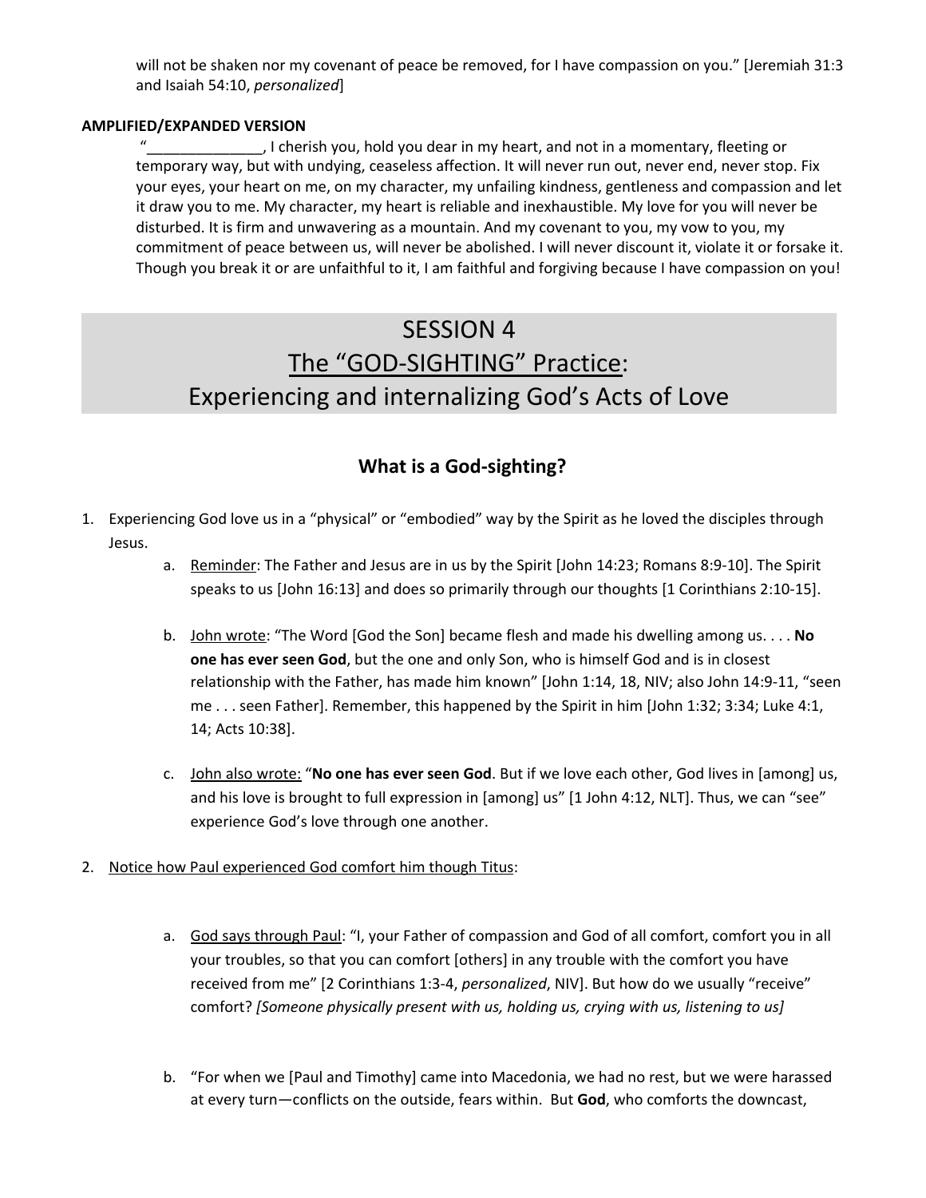will not be shaken nor my covenant of peace be removed, for I have compassion on you." [Jeremiah 31:3 and Isaiah 54:10, *personalized*]

**AMPLIFIED/EXPANDED VERSION**

"______________, I cherish you, hold you dear in my heart, and not in a momentary, fleeting or temporary way, but with undying, ceaseless affection. It will never run out, never end, never stop. Fix your eyes, your heart on me, on my character, my unfailing kindness, gentleness and compassion and let it draw you to me. My character, my heart is reliable and inexhaustible. My love for you will never be disturbed. It is firm and unwavering as a mountain. And my covenant to you, my vow to you, my commitment of peace between us, will never be abolished. I will never discount it, violate it or forsake it. Though you break it or are unfaithful to it, I am faithful and forgiving because I have compassion on you!

# SESSION 4
# The "GOD-SIGHTING" Practice:
# Experiencing and internalizing God's Acts of Love

## What is a God-sighting?

1. Experiencing God love us in a "physical" or "embodied" way by the Spirit as he loved the disciples through Jesus.
   a. Reminder: The Father and Jesus are in us by the Spirit [John 14:23; Romans 8:9-10]. The Spirit speaks to us [John 16:13] and does so primarily through our thoughts [1 Corinthians 2:10-15].

   b. John wrote: "The Word [God the Son] became flesh and made his dwelling among us. . . . **No one has ever seen God**, but the one and only Son, who is himself God and is in closest relationship with the Father, has made him known" [John 1:14, 18, NIV; also John 14:9-11, "seen me . . . seen Father]. Remember, this happened by the Spirit in him [John 1:32; 3:34; Luke 4:1, 14; Acts 10:38].

   c. John also wrote: "**No one has ever seen God**. But if we love each other, God lives in [among] us, and his love is brought to full expression in [among] us" [1 John 4:12, NLT]. Thus, we can "see" experience God's love through one another.

2. Notice how Paul experienced God comfort him though Titus:

   a. God says through Paul: "I, your Father of compassion and God of all comfort, comfort you in all your troubles, so that you can comfort [others] in any trouble with the comfort you have received from me" [2 Corinthians 1:3-4, *personalized*, NIV]. But how do we usually "receive" comfort? *[Someone physically present with us, holding us, crying with us, listening to us]*

   b. "For when we [Paul and Timothy] came into Macedonia, we had no rest, but we were harassed at every turn—conflicts on the outside, fears within. But **God**, who comforts the downcast,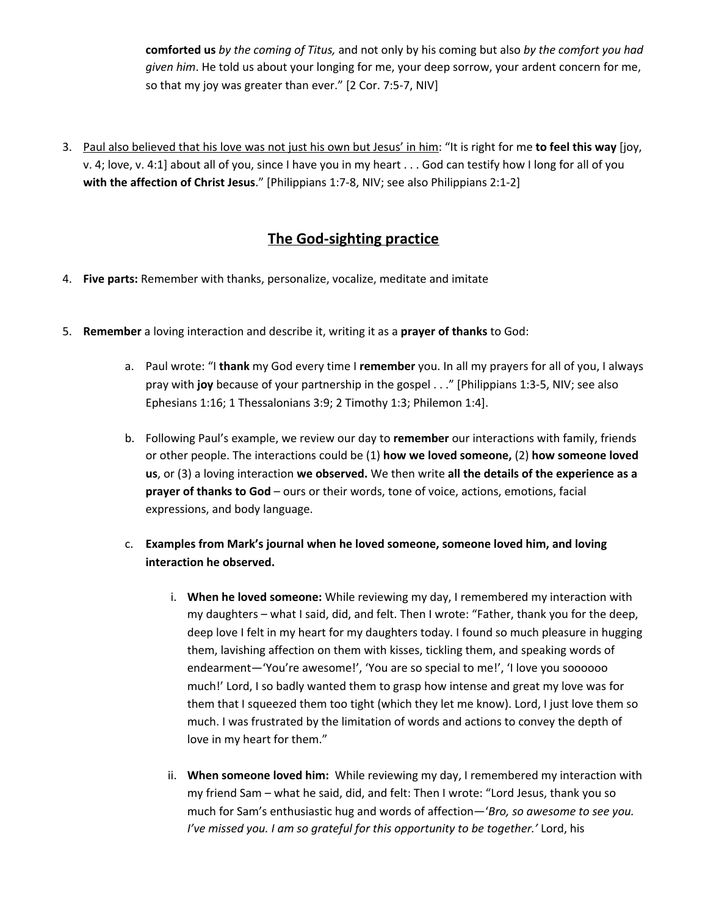**comforted us** *by the coming of Titus,* and not only by his coming but also *by the comfort you had given him*. He told us about your longing for me, your deep sorrow, your ardent concern for me, so that my joy was greater than ever." [2 Cor. 7:5-7, NIV]

3. <u>Paul also believed that his love was not just his own but Jesus' in him</u>: "It is right for me **to feel this way** [joy, v. 4; love, v. 4:1] about all of you, since I have you in my heart . . . God can testify how I long for all of you **with the affection of Christ Jesus**." [Philippians 1:7-8, NIV; see also Philippians 2:1-2]

## <u>The God-sighting practice</u>

4. **Five parts:** Remember with thanks, personalize, vocalize, meditate and imitate

5. **Remember** a loving interaction and describe it, writing it as a **prayer of thanks** to God:

   a. Paul wrote: "I **thank** my God every time I **remember** you. In all my prayers for all of you, I always pray with **joy** because of your partnership in the gospel . . ." [Philippians 1:3-5, NIV; see also Ephesians 1:16; 1 Thessalonians 3:9; 2 Timothy 1:3; Philemon 1:4].

   b. Following Paul's example, we review our day to **remember** our interactions with family, friends or other people. The interactions could be (1) **how we loved someone,** (2) **how someone loved us**, or (3) a loving interaction **we observed.** We then write **all the details of the experience as a prayer of thanks to God** – ours or their words, tone of voice, actions, emotions, facial expressions, and body language.

   c. **Examples from Mark's journal when he loved someone, someone loved him, and loving interaction he observed.**

      i. **When he loved someone:** While reviewing my day, I remembered my interaction with my daughters – what I said, did, and felt. Then I wrote: "Father, thank you for the deep, deep love I felt in my heart for my daughters today. I found so much pleasure in hugging them, lavishing affection on them with kisses, tickling them, and speaking words of endearment—'You're awesome!', 'You are so special to me!', 'I love you soooooo much!' Lord, I so badly wanted them to grasp how intense and great my love was for them that I squeezed them too tight (which they let me know). Lord, I just love them so much. I was frustrated by the limitation of words and actions to convey the depth of love in my heart for them."

      ii. **When someone loved him:** While reviewing my day, I remembered my interaction with my friend Sam – what he said, did, and felt: Then I wrote: "Lord Jesus, thank you so much for Sam's enthusiastic hug and words of affection—'*Bro, so awesome to see you. I've missed you. I am so grateful for this opportunity to be together.'* Lord, his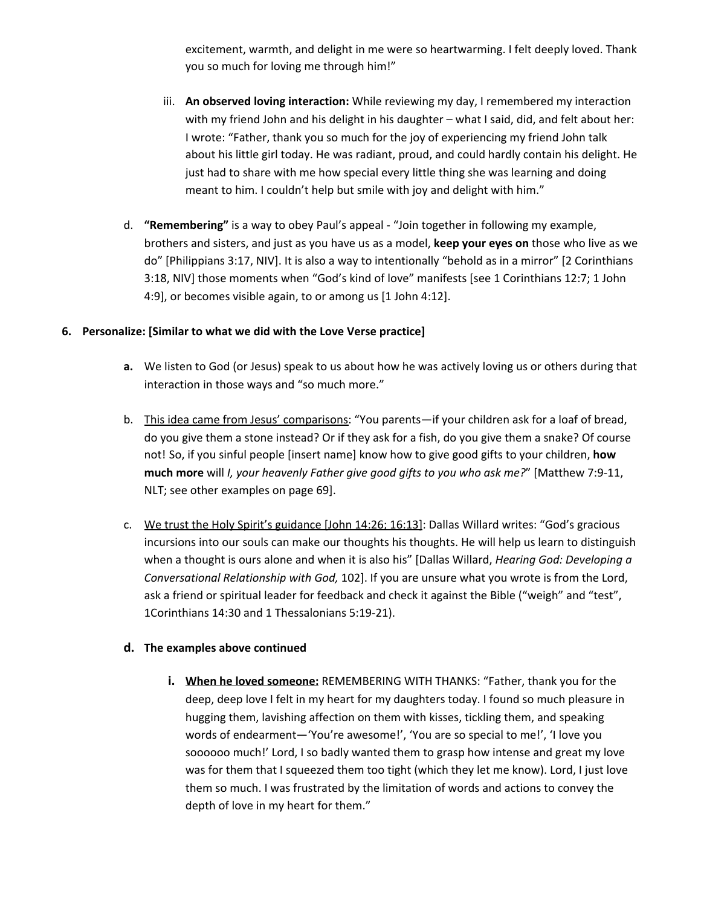excitement, warmth, and delight in me were so heartwarming. I felt deeply loved. Thank you so much for loving me through him!"

iii. **An observed loving interaction:** While reviewing my day, I remembered my interaction with my friend John and his delight in his daughter – what I said, did, and felt about her: I wrote: "Father, thank you so much for the joy of experiencing my friend John talk about his little girl today. He was radiant, proud, and could hardly contain his delight. He just had to share with me how special every little thing she was learning and doing meant to him. I couldn't help but smile with joy and delight with him."

d. **"Remembering"** is a way to obey Paul's appeal - "Join together in following my example, brothers and sisters, and just as you have us as a model, **keep your eyes on** those who live as we do" [Philippians 3:17, NIV]. It is also a way to intentionally "behold as in a mirror" [2 Corinthians 3:18, NIV] those moments when "God's kind of love" manifests [see 1 Corinthians 12:7; 1 John 4:9], or becomes visible again, to or among us [1 John 4:12].

**6. Personalize: [Similar to what we did with the Love Verse practice]**

**a.** We listen to God (or Jesus) speak to us about how he was actively loving us or others during that interaction in those ways and "so much more."

b. <u>This idea came from Jesus' comparisons</u>: "You parents—if your children ask for a loaf of bread, do you give them a stone instead? Or if they ask for a fish, do you give them a snake? Of course not! So, if you sinful people [insert name] know how to give good gifts to your children, **how much more** will *I, your heavenly Father give good gifts to you who ask me?*" [Matthew 7:9-11, NLT; see other examples on page 69].

c. <u>We trust the Holy Spirit's guidance [John 14:26; 16:13]</u>: Dallas Willard writes: "God's gracious incursions into our souls can make our thoughts his thoughts. He will help us learn to distinguish when a thought is ours alone and when it is also his" [Dallas Willard, *Hearing God: Developing a Conversational Relationship with God,* 102]. If you are unsure what you wrote is from the Lord, ask a friend or spiritual leader for feedback and check it against the Bible ("weigh" and "test", 1Corinthians 14:30 and 1 Thessalonians 5:19-21).

**d. The examples above continued**

**i. <u>When he loved someone:</u>** REMEMBERING WITH THANKS: "Father, thank you for the deep, deep love I felt in my heart for my daughters today. I found so much pleasure in hugging them, lavishing affection on them with kisses, tickling them, and speaking words of endearment—'You're awesome!', 'You are so special to me!', 'I love you soooooo much!' Lord, I so badly wanted them to grasp how intense and great my love was for them that I squeezed them too tight (which they let me know). Lord, I just love them so much. I was frustrated by the limitation of words and actions to convey the depth of love in my heart for them."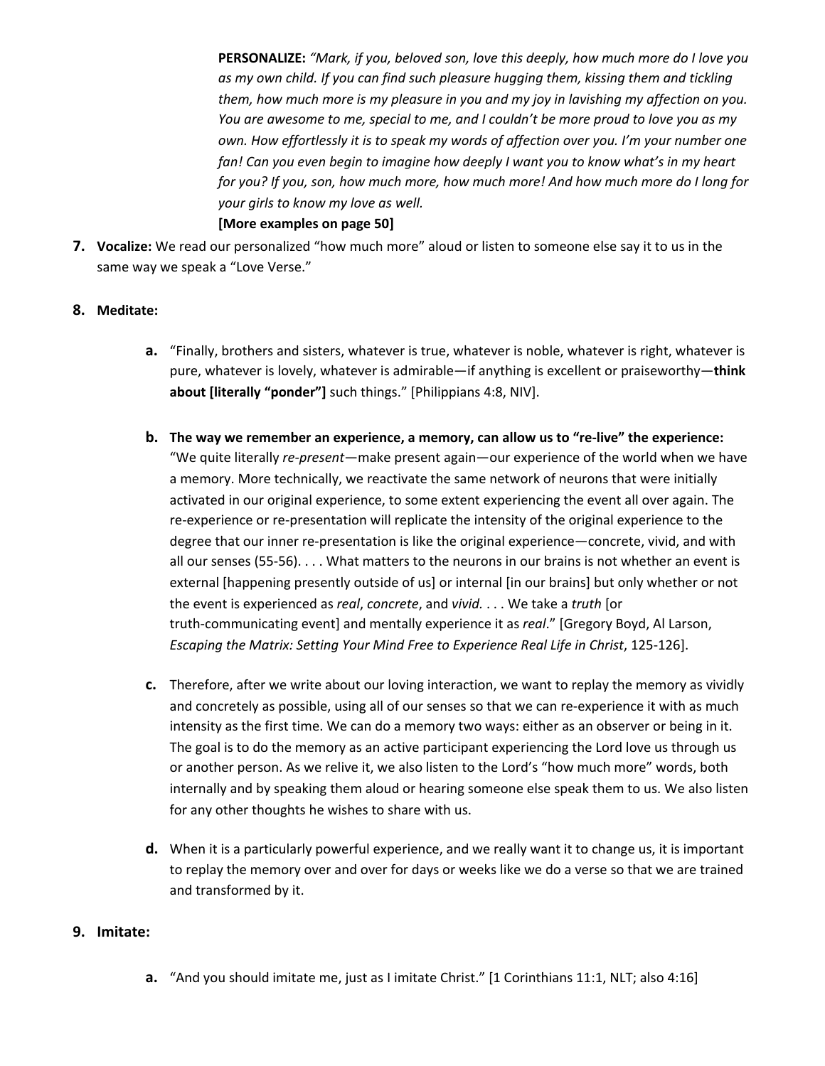**PERSONALIZE:** *"Mark, if you, beloved son, love this deeply, how much more do I love you as my own child. If you can find such pleasure hugging them, kissing them and tickling them, how much more is my pleasure in you and my joy in lavishing my affection on you. You are awesome to me, special to me, and I couldn't be more proud to love you as my own. How effortlessly it is to speak my words of affection over you. I'm your number one fan! Can you even begin to imagine how deeply I want you to know what's in my heart for you? If you, son, how much more, how much more! And how much more do I long for your girls to know my love as well.*
**[More examples on page 50]**

7. **Vocalize:** We read our personalized "how much more" aloud or listen to someone else say it to us in the same way we speak a "Love Verse."

8. **Meditate:**

   a. "Finally, brothers and sisters, whatever is true, whatever is noble, whatever is right, whatever is pure, whatever is lovely, whatever is admirable—if anything is excellent or praiseworthy—**think about [literally "ponder"]** such things." [Philippians 4:8, NIV].

   b. **The way we remember an experience, a memory, can allow us to "re-live" the experience:** "We quite literally *re-present*—make present again—our experience of the world when we have a memory. More technically, we reactivate the same network of neurons that were initially activated in our original experience, to some extent experiencing the event all over again. The re-experience or re-presentation will replicate the intensity of the original experience to the degree that our inner re-presentation is like the original experience—concrete, vivid, and with all our senses (55-56). . . . What matters to the neurons in our brains is not whether an event is external [happening presently outside of us] or internal [in our brains] but only whether or not the event is experienced as *real*, *concrete*, and *vivid*. . . . We take a *truth* [or truth-communicating event] and mentally experience it as *real*." [Gregory Boyd, Al Larson, *Escaping the Matrix: Setting Your Mind Free to Experience Real Life in Christ*, 125-126].

   c. Therefore, after we write about our loving interaction, we want to replay the memory as vividly and concretely as possible, using all of our senses so that we can re-experience it with as much intensity as the first time. We can do a memory two ways: either as an observer or being in it. The goal is to do the memory as an active participant experiencing the Lord love us through us or another person. As we relive it, we also listen to the Lord's "how much more" words, both internally and by speaking them aloud or hearing someone else speak them to us. We also listen for any other thoughts he wishes to share with us.

   d. When it is a particularly powerful experience, and we really want it to change us, it is important to replay the memory over and over for days or weeks like we do a verse so that we are trained and transformed by it.

9. **Imitate:**

   a. "And you should imitate me, just as I imitate Christ." [1 Corinthians 11:1, NLT; also 4:16]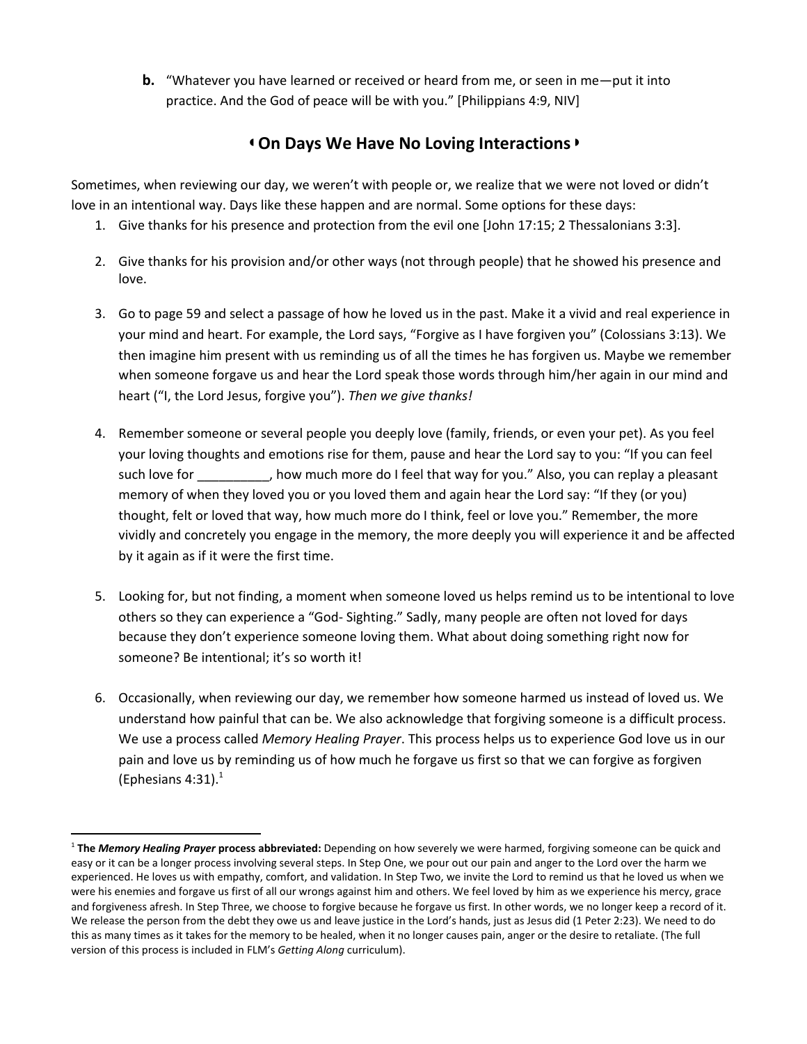**b.** "Whatever you have learned or received or heard from me, or seen in me—put it into practice. And the God of peace will be with you." [Philippians 4:9, NIV]

## ◖On Days We Have No Loving Interactions◗

Sometimes, when reviewing our day, we weren't with people or, we realize that we were not loved or didn't love in an intentional way. Days like these happen and are normal. Some options for these days:

1. Give thanks for his presence and protection from the evil one [John 17:15; 2 Thessalonians 3:3].

2. Give thanks for his provision and/or other ways (not through people) that he showed his presence and love.

3. Go to page 59 and select a passage of how he loved us in the past. Make it a vivid and real experience in your mind and heart. For example, the Lord says, "Forgive as I have forgiven you" (Colossians 3:13). We then imagine him present with us reminding us of all the times he has forgiven us. Maybe we remember when someone forgave us and hear the Lord speak those words through him/her again in our mind and heart ("I, the Lord Jesus, forgive you"). *Then we give thanks!*

4. Remember someone or several people you deeply love (family, friends, or even your pet). As you feel your loving thoughts and emotions rise for them, pause and hear the Lord say to you: "If you can feel such love for __________, how much more do I feel that way for you." Also, you can replay a pleasant memory of when they loved you or you loved them and again hear the Lord say: "If they (or you) thought, felt or loved that way, how much more do I think, feel or love you." Remember, the more vividly and concretely you engage in the memory, the more deeply you will experience it and be affected by it again as if it were the first time.

5. Looking for, but not finding, a moment when someone loved us helps remind us to be intentional to love others so they can experience a "God- Sighting." Sadly, many people are often not loved for days because they don't experience someone loving them. What about doing something right now for someone? Be intentional; it's so worth it!

6. Occasionally, when reviewing our day, we remember how someone harmed us instead of loved us. We understand how painful that can be. We also acknowledge that forgiving someone is a difficult process. We use a process called *Memory Healing Prayer*. This process helps us to experience God love us in our pain and love us by reminding us of how much he forgave us first so that we can forgive as forgiven (Ephesians 4:31).[1]

---

[1] **The *Memory Healing Prayer* process abbreviated:** Depending on how severely we were harmed, forgiving someone can be quick and easy or it can be a longer process involving several steps. In Step One, we pour out our pain and anger to the Lord over the harm we experienced. He loves us with empathy, comfort, and validation. In Step Two, we invite the Lord to remind us that he loved us when we were his enemies and forgave us first of all our wrongs against him and others. We feel loved by him as we experience his mercy, grace and forgiveness afresh. In Step Three, we choose to forgive because he forgave us first. In other words, we no longer keep a record of it. We release the person from the debt they owe us and leave justice in the Lord's hands, just as Jesus did (1 Peter 2:23). We need to do this as many times as it takes for the memory to be healed, when it no longer causes pain, anger or the desire to retaliate. (The full version of this process is included in FLM's *Getting Along* curriculum).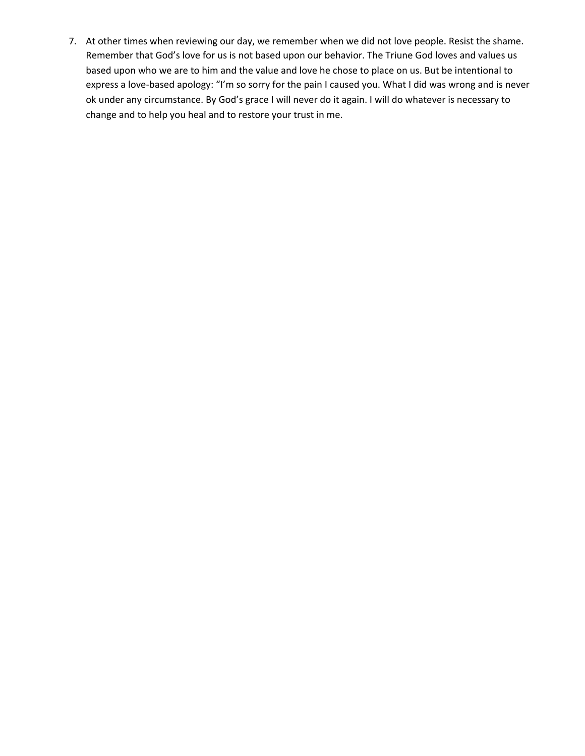7. At other times when reviewing our day, we remember when we did not love people. Resist the shame. Remember that God's love for us is not based upon our behavior. The Triune God loves and values us based upon who we are to him and the value and love he chose to place on us. But be intentional to express a love-based apology: "I'm so sorry for the pain I caused you. What I did was wrong and is never ok under any circumstance. By God's grace I will never do it again. I will do whatever is necessary to change and to help you heal and to restore your trust in me.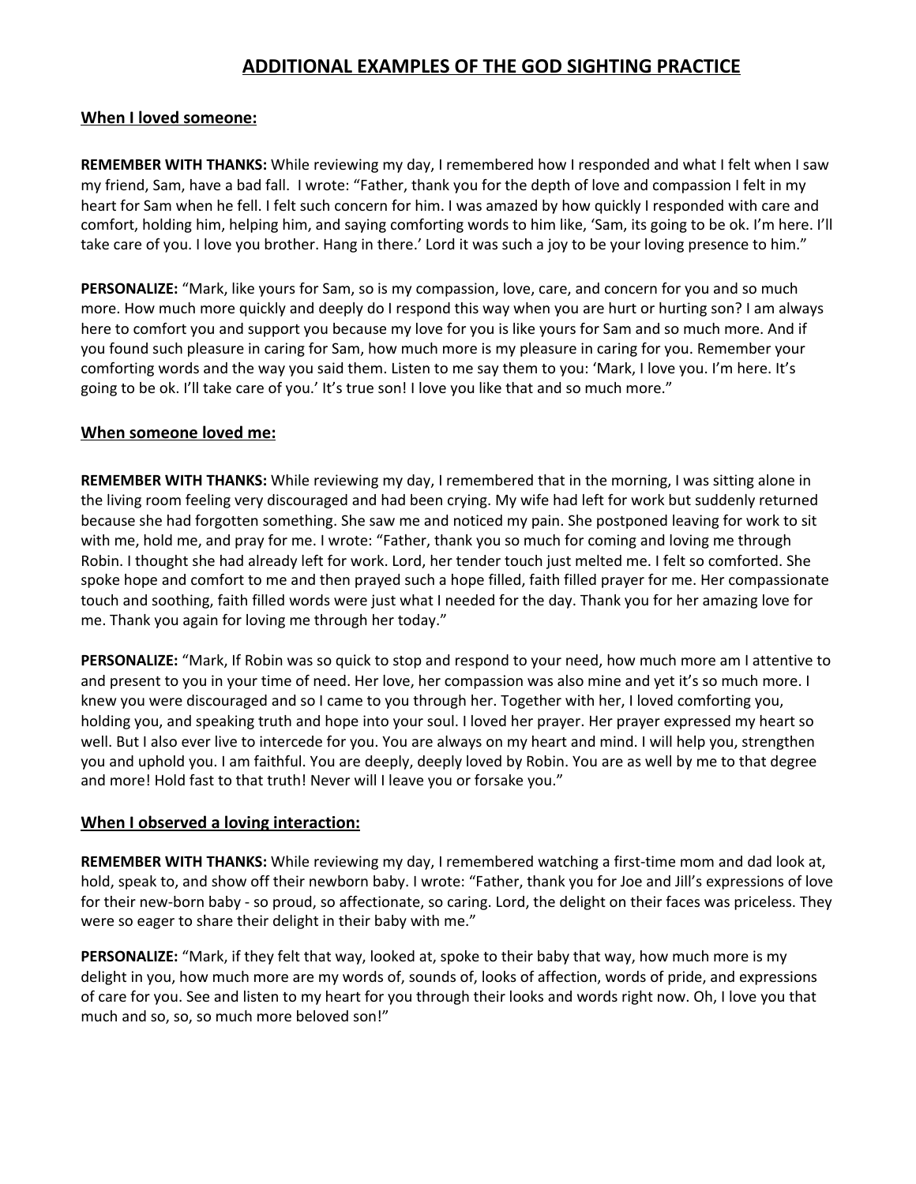# ADDITIONAL EXAMPLES OF THE GOD SIGHTING PRACTICE

## When I loved someone:

**REMEMBER WITH THANKS:** While reviewing my day, I remembered how I responded and what I felt when I saw my friend, Sam, have a bad fall. I wrote: "Father, thank you for the depth of love and compassion I felt in my heart for Sam when he fell. I felt such concern for him. I was amazed by how quickly I responded with care and comfort, holding him, helping him, and saying comforting words to him like, 'Sam, its going to be ok. I'm here. I'll take care of you. I love you brother. Hang in there.' Lord it was such a joy to be your loving presence to him."

**PERSONALIZE:** "Mark, like yours for Sam, so is my compassion, love, care, and concern for you and so much more. How much more quickly and deeply do I respond this way when you are hurt or hurting son? I am always here to comfort you and support you because my love for you is like yours for Sam and so much more. And if you found such pleasure in caring for Sam, how much more is my pleasure in caring for you. Remember your comforting words and the way you said them. Listen to me say them to you: 'Mark, I love you. I'm here. It's going to be ok. I'll take care of you.' It's true son! I love you like that and so much more."

## When someone loved me:

**REMEMBER WITH THANKS:** While reviewing my day, I remembered that in the morning, I was sitting alone in the living room feeling very discouraged and had been crying. My wife had left for work but suddenly returned because she had forgotten something. She saw me and noticed my pain. She postponed leaving for work to sit with me, hold me, and pray for me. I wrote: "Father, thank you so much for coming and loving me through Robin. I thought she had already left for work. Lord, her tender touch just melted me. I felt so comforted. She spoke hope and comfort to me and then prayed such a hope filled, faith filled prayer for me. Her compassionate touch and soothing, faith filled words were just what I needed for the day. Thank you for her amazing love for me. Thank you again for loving me through her today."

**PERSONALIZE:** "Mark, If Robin was so quick to stop and respond to your need, how much more am I attentive to and present to you in your time of need. Her love, her compassion was also mine and yet it's so much more. I knew you were discouraged and so I came to you through her. Together with her, I loved comforting you, holding you, and speaking truth and hope into your soul. I loved her prayer. Her prayer expressed my heart so well. But I also ever live to intercede for you. You are always on my heart and mind. I will help you, strengthen you and uphold you. I am faithful. You are deeply, deeply loved by Robin. You are as well by me to that degree and more! Hold fast to that truth! Never will I leave you or forsake you."

## When I observed a loving interaction:

**REMEMBER WITH THANKS:** While reviewing my day, I remembered watching a first-time mom and dad look at, hold, speak to, and show off their newborn baby. I wrote: "Father, thank you for Joe and Jill's expressions of love for their new-born baby - so proud, so affectionate, so caring. Lord, the delight on their faces was priceless. They were so eager to share their delight in their baby with me."

**PERSONALIZE:** "Mark, if they felt that way, looked at, spoke to their baby that way, how much more is my delight in you, how much more are my words of, sounds of, looks of affection, words of pride, and expressions of care for you. See and listen to my heart for you through their looks and words right now. Oh, I love you that much and so, so, so much more beloved son!"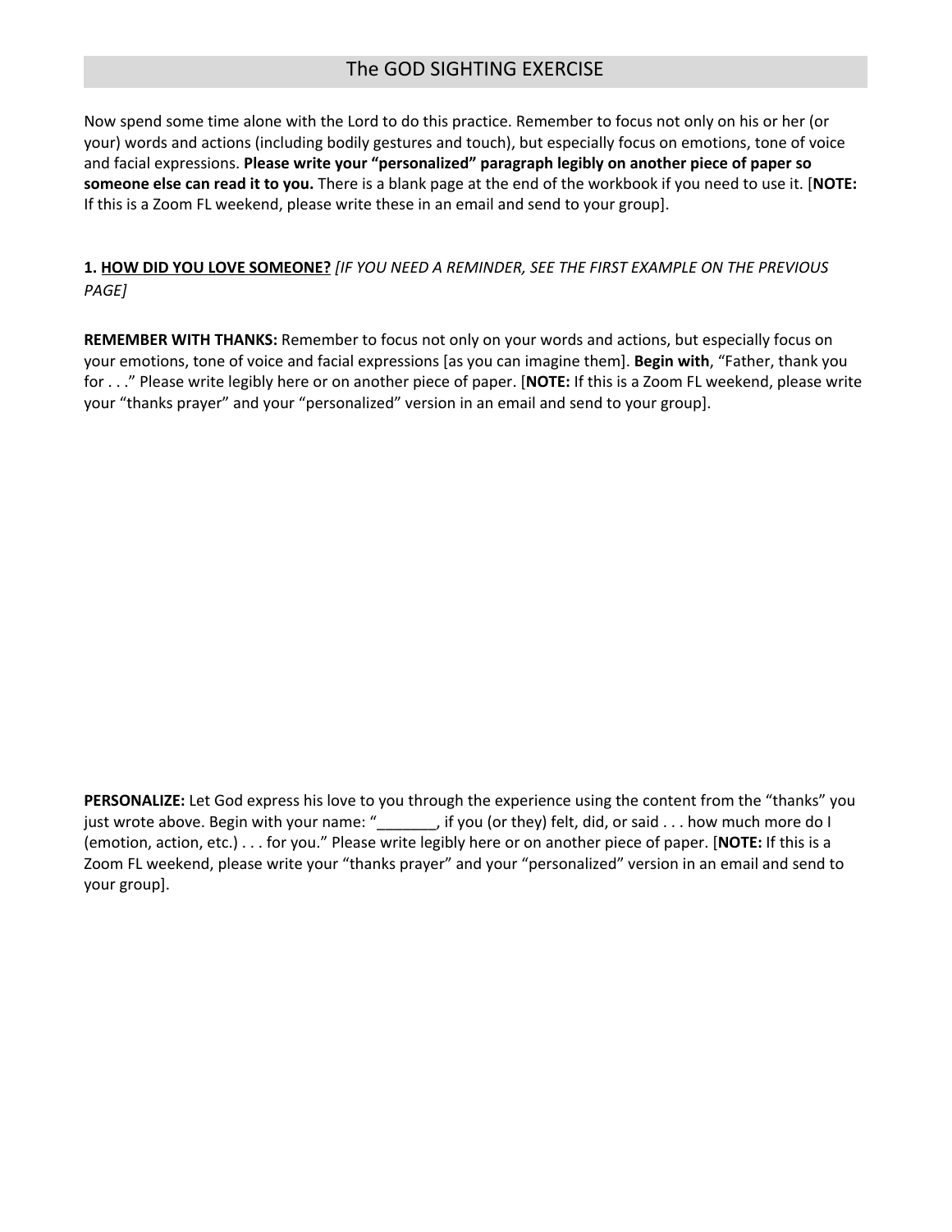# The GOD SIGHTING EXERCISE

Now spend some time alone with the Lord to do this practice. Remember to focus not only on his or her (or your) words and actions (including bodily gestures and touch), but especially focus on emotions, tone of voice and facial expressions. **Please write your "personalized" paragraph legibly on another piece of paper so someone else can read it to you.** There is a blank page at the end of the workbook if you need to use it. [**NOTE:** If this is a Zoom FL weekend, please write these in an email and send to your group].

**1. <u>HOW DID YOU LOVE SOMEONE?</u>** *[IF YOU NEED A REMINDER, SEE THE FIRST EXAMPLE ON THE PREVIOUS PAGE]*

**REMEMBER WITH THANKS:** Remember to focus not only on your words and actions, but especially focus on your emotions, tone of voice and facial expressions [as you can imagine them]. **Begin with**, "Father, thank you for . . ." Please write legibly here or on another piece of paper. [**NOTE:** If this is a Zoom FL weekend, please write your "thanks prayer" and your "personalized" version in an email and send to your group].

**PERSONALIZE:** Let God express his love to you through the experience using the content from the "thanks" you just wrote above. Begin with your name: "_______, if you (or they) felt, did, or said . . . how much more do I (emotion, action, etc.) . . . for you." Please write legibly here or on another piece of paper. [**NOTE:** If this is a Zoom FL weekend, please write your "thanks prayer" and your "personalized" version in an email and send to your group].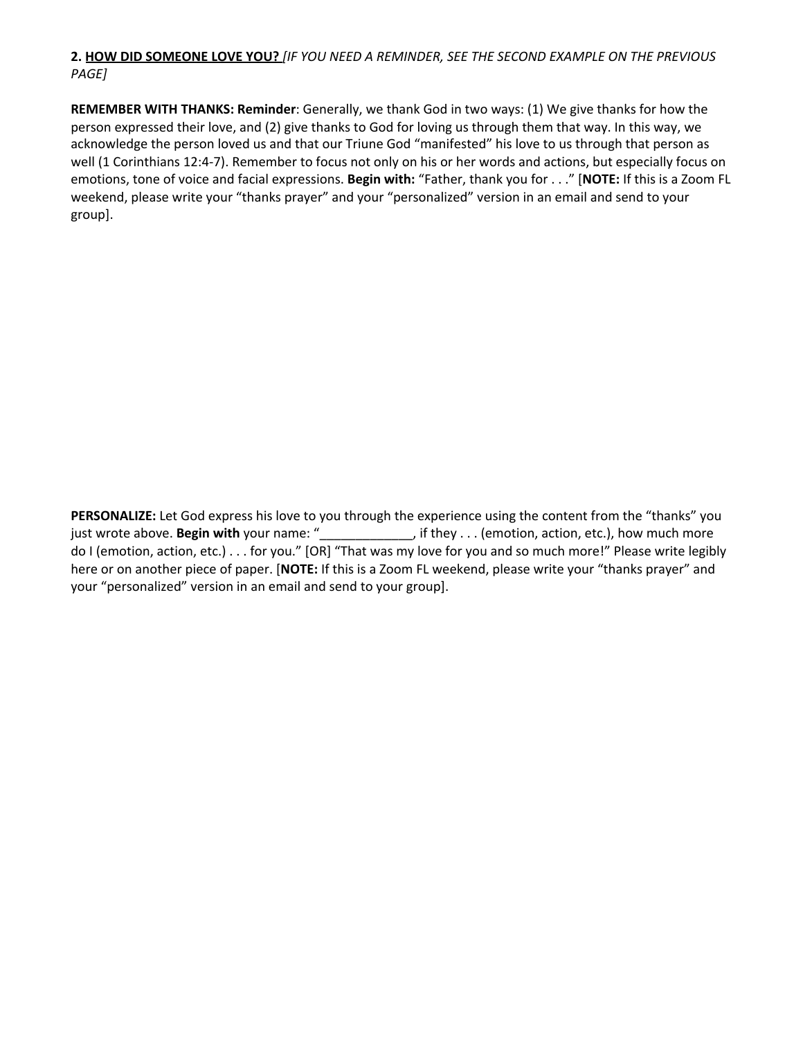**2. <u>HOW DID SOMEONE LOVE YOU?</u>** *[IF YOU NEED A REMINDER, SEE THE SECOND EXAMPLE ON THE PREVIOUS PAGE]*

**REMEMBER WITH THANKS: Reminder**: Generally, we thank God in two ways: (1) We give thanks for how the person expressed their love, and (2) give thanks to God for loving us through them that way. In this way, we acknowledge the person loved us and that our Triune God "manifested" his love to us through that person as well (1 Corinthians 12:4-7). Remember to focus not only on his or her words and actions, but especially focus on emotions, tone of voice and facial expressions. **Begin with:** "Father, thank you for . . ." [**NOTE:** If this is a Zoom FL weekend, please write your "thanks prayer" and your "personalized" version in an email and send to your group].

**PERSONALIZE:** Let God express his love to you through the experience using the content from the "thanks" you just wrote above. **Begin with** your name: "_____________, if they . . . (emotion, action, etc.), how much more do I (emotion, action, etc.) . . . for you." [OR] "That was my love for you and so much more!" Please write legibly here or on another piece of paper. [**NOTE:** If this is a Zoom FL weekend, please write your "thanks prayer" and your "personalized" version in an email and send to your group].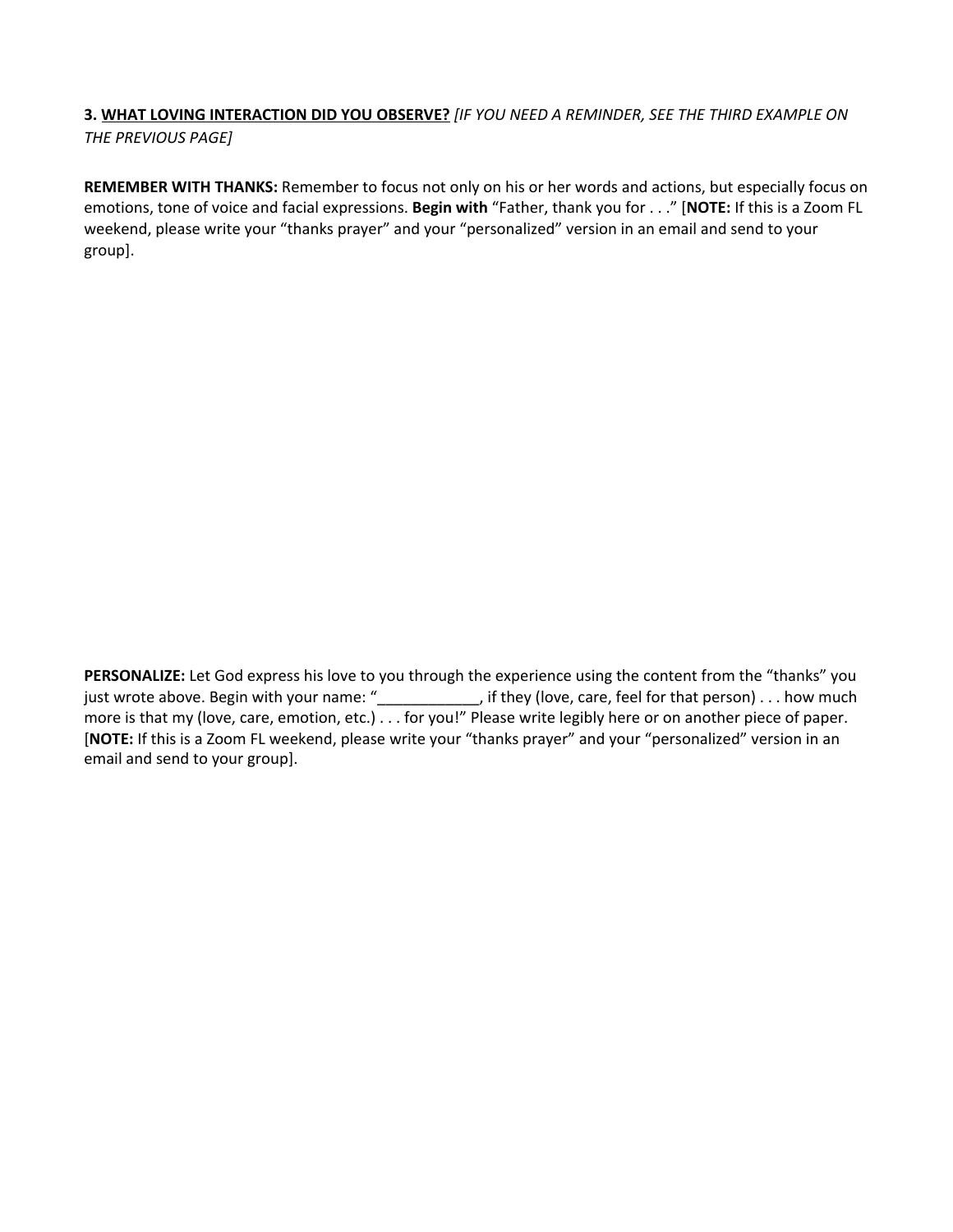**3. <u>WHAT LOVING INTERACTION DID YOU OBSERVE?</u>** *[IF YOU NEED A REMINDER, SEE THE THIRD EXAMPLE ON THE PREVIOUS PAGE]*

**REMEMBER WITH THANKS:** Remember to focus not only on his or her words and actions, but especially focus on emotions, tone of voice and facial expressions. **Begin with** "Father, thank you for . . ." [**NOTE:** If this is a Zoom FL weekend, please write your "thanks prayer" and your "personalized" version in an email and send to your group].

**PERSONALIZE:** Let God express his love to you through the experience using the content from the "thanks" you just wrote above. Begin with your name: "____________, if they (love, care, feel for that person) . . . how much more is that my (love, care, emotion, etc.) . . . for you!" Please write legibly here or on another piece of paper. [**NOTE:** If this is a Zoom FL weekend, please write your "thanks prayer" and your "personalized" version in an email and send to your group].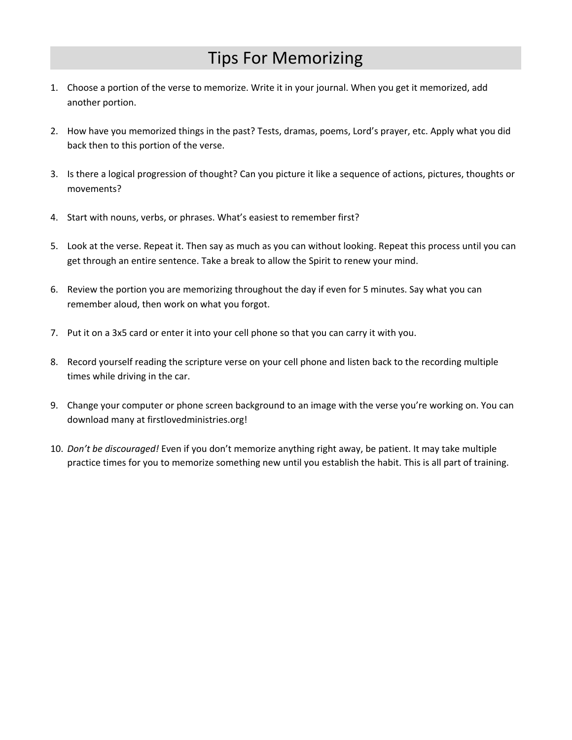# Tips For Memorizing

1. Choose a portion of the verse to memorize. Write it in your journal. When you get it memorized, add another portion.

2. How have you memorized things in the past? Tests, dramas, poems, Lord's prayer, etc. Apply what you did back then to this portion of the verse.

3. Is there a logical progression of thought? Can you picture it like a sequence of actions, pictures, thoughts or movements?

4. Start with nouns, verbs, or phrases. What's easiest to remember first?

5. Look at the verse. Repeat it. Then say as much as you can without looking. Repeat this process until you can get through an entire sentence. Take a break to allow the Spirit to renew your mind.

6. Review the portion you are memorizing throughout the day if even for 5 minutes. Say what you can remember aloud, then work on what you forgot.

7. Put it on a 3x5 card or enter it into your cell phone so that you can carry it with you.

8. Record yourself reading the scripture verse on your cell phone and listen back to the recording multiple times while driving in the car.

9. Change your computer or phone screen background to an image with the verse you're working on. You can download many at firstlovedministries.org!

10. *Don't be discouraged!* Even if you don't memorize anything right away, be patient. It may take multiple practice times for you to memorize something new until you establish the habit. This is all part of training.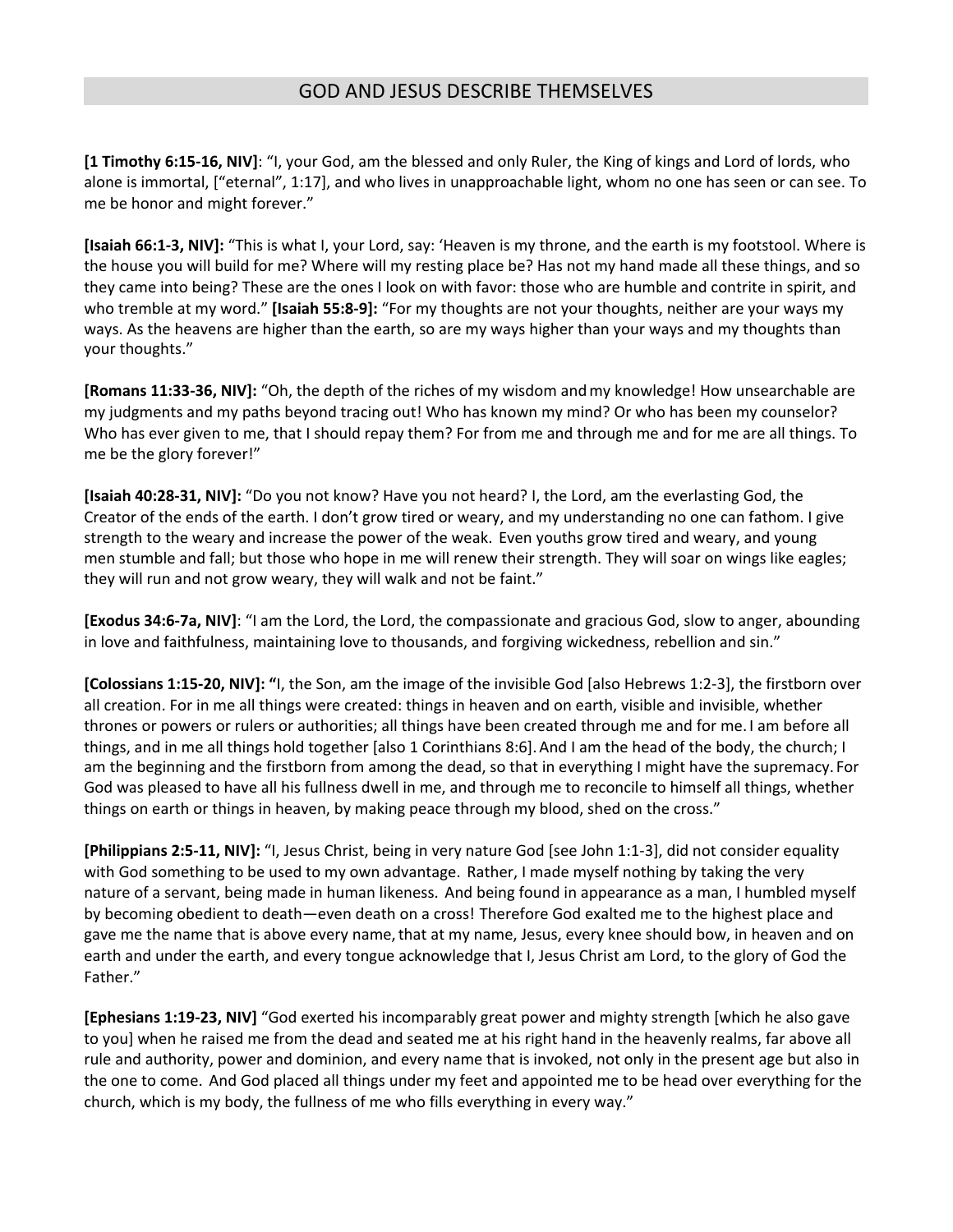## GOD AND JESUS DESCRIBE THEMSELVES

**[1 Timothy 6:15-16, NIV]**: "I, your God, am the blessed and only Ruler, the King of kings and Lord of lords, who alone is immortal, ["eternal", 1:17], and who lives in unapproachable light, whom no one has seen or can see. To me be honor and might forever."

**[Isaiah 66:1-3, NIV]:** "This is what I, your Lord, say: 'Heaven is my throne, and the earth is my footstool. Where is the house you will build for me? Where will my resting place be? Has not my hand made all these things, and so they came into being? These are the ones I look on with favor: those who are humble and contrite in spirit, and who tremble at my word." **[Isaiah 55:8-9]:** "For my thoughts are not your thoughts, neither are your ways my ways. As the heavens are higher than the earth, so are my ways higher than your ways and my thoughts than your thoughts."

**[Romans 11:33-36, NIV]:** "Oh, the depth of the riches of my wisdom and my knowledge! How unsearchable are my judgments and my paths beyond tracing out! Who has known my mind? Or who has been my counselor? Who has ever given to me, that I should repay them? For from me and through me and for me are all things. To me be the glory forever!"

**[Isaiah 40:28-31, NIV]:** "Do you not know? Have you not heard? I, the Lord, am the everlasting God, the Creator of the ends of the earth. I don't grow tired or weary, and my understanding no one can fathom. I give strength to the weary and increase the power of the weak. Even youths grow tired and weary, and young men stumble and fall; but those who hope in me will renew their strength. They will soar on wings like eagles; they will run and not grow weary, they will walk and not be faint."

**[Exodus 34:6-7a, NIV]**: "I am the Lord, the Lord, the compassionate and gracious God, slow to anger, abounding in love and faithfulness, maintaining love to thousands, and forgiving wickedness, rebellion and sin."

**[Colossians 1:15-20, NIV]: "**I, the Son, am the image of the invisible God [also Hebrews 1:2-3], the firstborn over all creation. For in me all things were created: things in heaven and on earth, visible and invisible, whether thrones or powers or rulers or authorities; all things have been created through me and for me. I am before all things, and in me all things hold together [also 1 Corinthians 8:6]. And I am the head of the body, the church; I am the beginning and the firstborn from among the dead, so that in everything I might have the supremacy. For God was pleased to have all his fullness dwell in me, and through me to reconcile to himself all things, whether things on earth or things in heaven, by making peace through my blood, shed on the cross."

**[Philippians 2:5-11, NIV]:** "I, Jesus Christ, being in very nature God [see John 1:1-3], did not consider equality with God something to be used to my own advantage. Rather, I made myself nothing by taking the very nature of a servant, being made in human likeness. And being found in appearance as a man, I humbled myself by becoming obedient to death—even death on a cross! Therefore God exalted me to the highest place and gave me the name that is above every name, that at my name, Jesus, every knee should bow, in heaven and on earth and under the earth, and every tongue acknowledge that I, Jesus Christ am Lord, to the glory of God the Father."

**[Ephesians 1:19-23, NIV]** "God exerted his incomparably great power and mighty strength [which he also gave to you] when he raised me from the dead and seated me at his right hand in the heavenly realms, far above all rule and authority, power and dominion, and every name that is invoked, not only in the present age but also in the one to come. And God placed all things under my feet and appointed me to be head over everything for the church, which is my body, the fullness of me who fills everything in every way."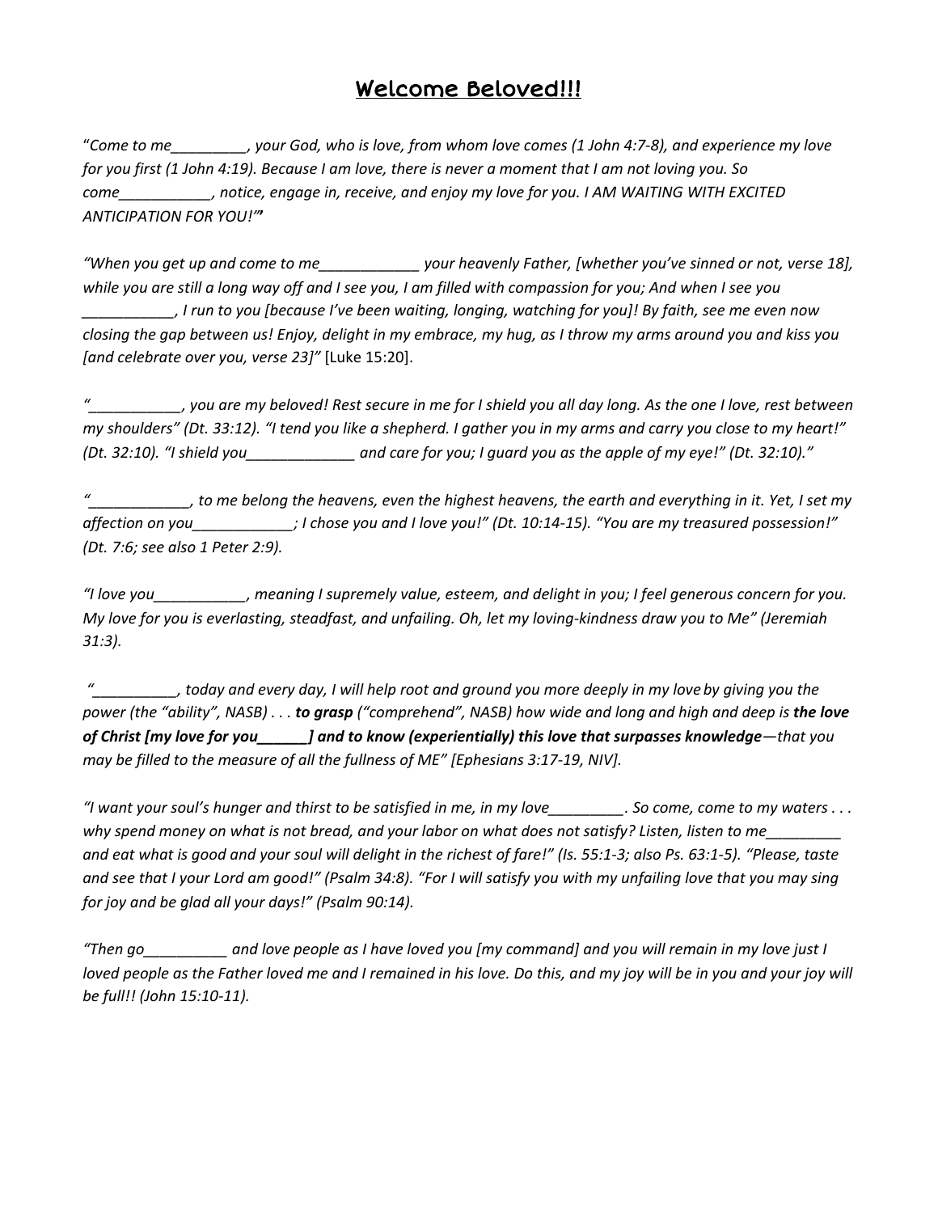# Welcome Beloved!!!

"*Come to me_________, your God, who is love, from whom love comes (1 John 4:7-8), and experience my love for you first (1 John 4:19). Because I am love, there is never a moment that I am not loving you. So come___________, notice, engage in, receive, and enjoy my love for you. I AM WAITING WITH EXCITED ANTICIPATION FOR YOU!"*"

*"When you get up and come to me____________ your heavenly Father, [whether you've sinned or not, verse 18], while you are still a long way off and I see you, I am filled with compassion for you; And when I see you ___________, I run to you [because I've been waiting, longing, watching for you]! By faith, see me even now closing the gap between us! Enjoy, delight in my embrace, my hug, as I throw my arms around you and kiss you [and celebrate over you, verse 23]"* [Luke 15:20].

*"___________, you are my beloved! Rest secure in me for I shield you all day long. As the one I love, rest between my shoulders" (Dt. 33:12). "I tend you like a shepherd. I gather you in my arms and carry you close to my heart!" (Dt. 32:10). "I shield you_____________ and care for you; I guard you as the apple of my eye!" (Dt. 32:10)."*

*"____________, to me belong the heavens, even the highest heavens, the earth and everything in it. Yet, I set my affection on you____________; I chose you and I love you!" (Dt. 10:14-15). "You are my treasured possession!" (Dt. 7:6; see also 1 Peter 2:9).*

*"I love you___________, meaning I supremely value, esteem, and delight in you; I feel generous concern for you. My love for you is everlasting, steadfast, and unfailing. Oh, let my loving-kindness draw you to Me" (Jeremiah 31:3).*

*"__________, today and every day, I will help root and ground you more deeply in my love by giving you the power (the "ability", NASB) . . . **to grasp** ("comprehend", NASB) how wide and long and high and deep is **the love of Christ [my love for you______] and to know (experientially) this love that surpasses knowledge**—that you may be filled to the measure of all the fullness of ME" [Ephesians 3:17-19, NIV].*

*"I want your soul's hunger and thirst to be satisfied in me, in my love_________. So come, come to my waters . . . why spend money on what is not bread, and your labor on what does not satisfy? Listen, listen to me_________ and eat what is good and your soul will delight in the richest of fare!" (Is. 55:1-3; also Ps. 63:1-5). "Please, taste and see that I your Lord am good!" (Psalm 34:8). "For I will satisfy you with my unfailing love that you may sing for joy and be glad all your days!" (Psalm 90:14).*

*"Then go__________ and love people as I have loved you [my command] and you will remain in my love just I loved people as the Father loved me and I remained in his love. Do this, and my joy will be in you and your joy will be full!! (John 15:10-11).*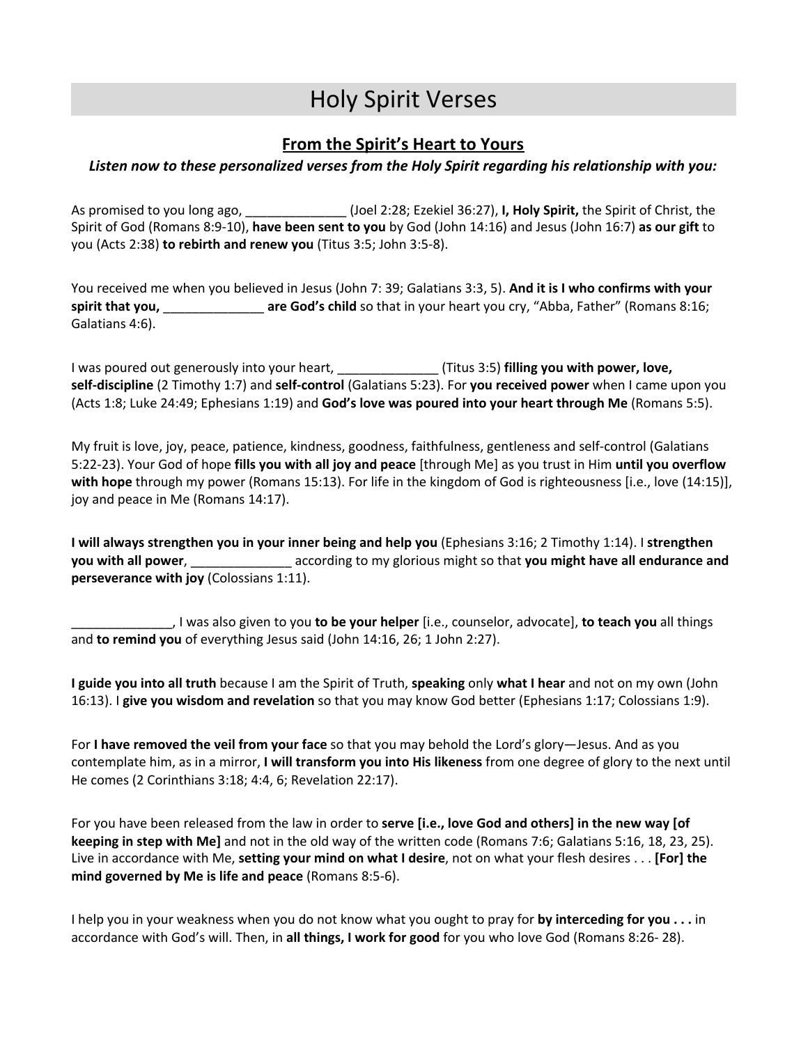# Holy Spirit Verses

## From the Spirit's Heart to Yours

***Listen now to these personalized verses from the Holy Spirit regarding his relationship with you:***

As promised to you long ago, ______________ (Joel 2:28; Ezekiel 36:27), **I, Holy Spirit,** the Spirit of Christ, the Spirit of God (Romans 8:9-10), **have been sent to you** by God (John 14:16) and Jesus (John 16:7) **as our gift** to you (Acts 2:38) **to rebirth and renew you** (Titus 3:5; John 3:5-8).

You received me when you believed in Jesus (John 7: 39; Galatians 3:3, 5). **And it is I who confirms with your spirit that you, ______________ are God's child** so that in your heart you cry, "Abba, Father" (Romans 8:16; Galatians 4:6).

I was poured out generously into your heart, ______________ (Titus 3:5) **filling you with power, love, self-discipline** (2 Timothy 1:7) and **self-control** (Galatians 5:23). For **you received power** when I came upon you (Acts 1:8; Luke 24:49; Ephesians 1:19) and **God's love was poured into your heart through Me** (Romans 5:5).

My fruit is love, joy, peace, patience, kindness, goodness, faithfulness, gentleness and self-control (Galatians 5:22-23). Your God of hope **fills you with all joy and peace** [through Me] as you trust in Him **until you overflow with hope** through my power (Romans 15:13). For life in the kingdom of God is righteousness [i.e., love (14:15)], joy and peace in Me (Romans 14:17).

**I will always strengthen you in your inner being and help you** (Ephesians 3:16; 2 Timothy 1:14). I **strengthen you with all power**, ______________ according to my glorious might so that **you might have all endurance and perseverance with joy** (Colossians 1:11).

______________, I was also given to you **to be your helper** [i.e., counselor, advocate], **to teach you** all things and **to remind you** of everything Jesus said (John 14:16, 26; 1 John 2:27).

**I guide you into all truth** because I am the Spirit of Truth, **speaking** only **what I hear** and not on my own (John 16:13). I **give you wisdom and revelation** so that you may know God better (Ephesians 1:17; Colossians 1:9).

For **I have removed the veil from your face** so that you may behold the Lord's glory—Jesus. And as you contemplate him, as in a mirror, **I will transform you into His likeness** from one degree of glory to the next until He comes (2 Corinthians 3:18; 4:4, 6; Revelation 22:17).

For you have been released from the law in order to **serve [i.e., love God and others] in the new way [of keeping in step with Me]** and not in the old way of the written code (Romans 7:6; Galatians 5:16, 18, 23, 25). Live in accordance with Me, **setting your mind on what I desire**, not on what your flesh desires . . . **[For] the mind governed by Me is life and peace** (Romans 8:5-6).

I help you in your weakness when you do not know what you ought to pray for **by interceding for you . . .** in accordance with God's will. Then, in **all things, I work for good** for you who love God (Romans 8:26- 28).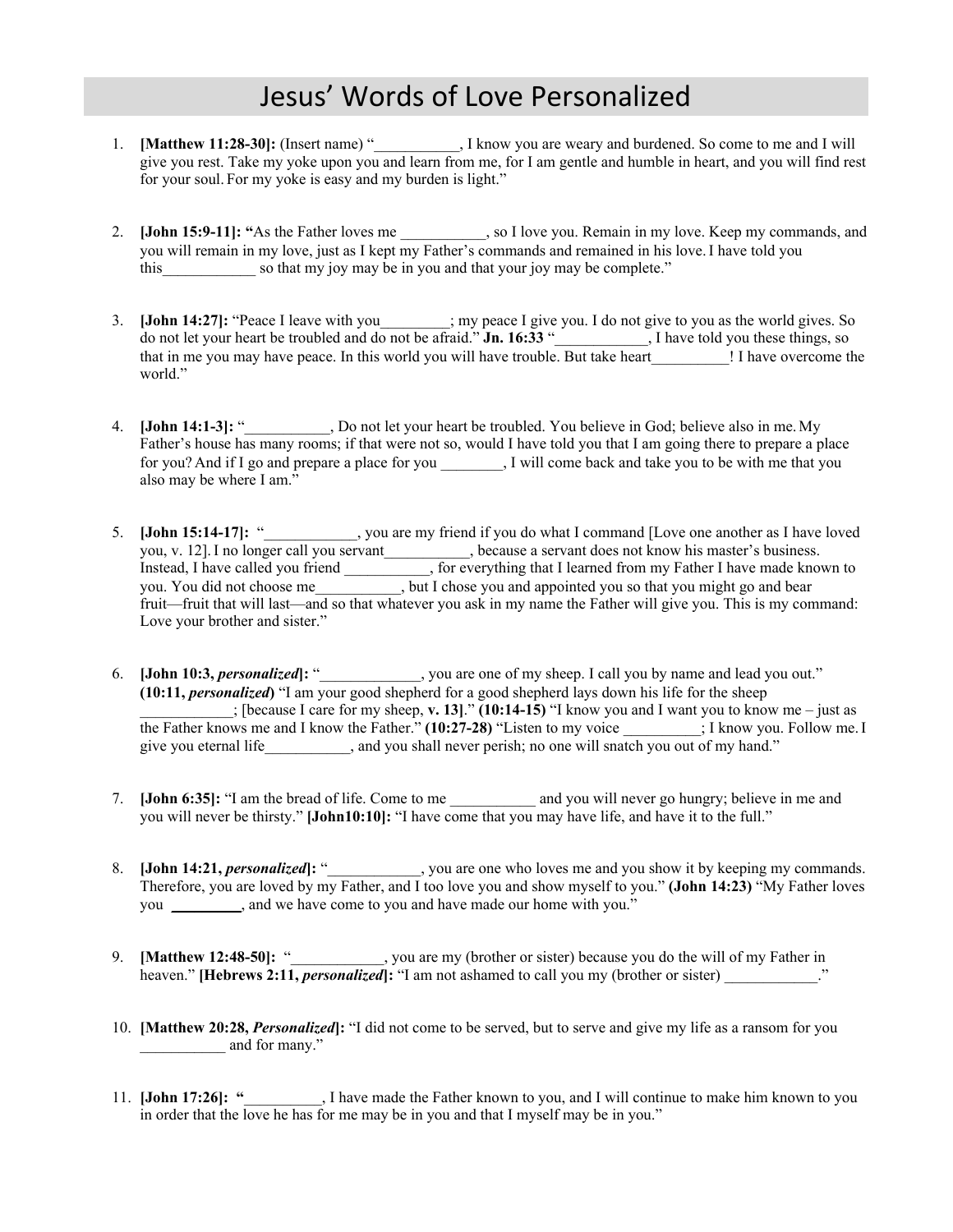# Jesus' Words of Love Personalized

1. **[Matthew 11:28-30]:** (Insert name) "___________, I know you are weary and burdened. So come to me and I will give you rest. Take my yoke upon you and learn from me, for I am gentle and humble in heart, and you will find rest for your soul. For my yoke is easy and my burden is light."

2. **[John 15:9-11]: "**As the Father loves me ___________, so I love you. Remain in my love. Keep my commands, and you will remain in my love, just as I kept my Father's commands and remained in his love. I have told you this____________ so that my joy may be in you and that your joy may be complete."

3. **[John 14:27]:** "Peace I leave with you_________; my peace I give you. I do not give to you as the world gives. So do not let your heart be troubled and do not be afraid." **Jn. 16:33** "____________, I have told you these things, so that in me you may have peace. In this world you will have trouble. But take heart__________! I have overcome the world."

4. **[John 14:1-3]:** "___________, Do not let your heart be troubled. You believe in God; believe also in me. My Father's house has many rooms; if that were not so, would I have told you that I am going there to prepare a place for you? And if I go and prepare a place for you ________, I will come back and take you to be with me that you also may be where I am."

5. **[John 15:14-17]:** "____________, you are my friend if you do what I command [Love one another as I have loved you, v. 12]. I no longer call you servant___________, because a servant does not know his master's business. Instead, I have called you friend ___________, for everything that I learned from my Father I have made known to you. You did not choose me___________, but I chose you and appointed you so that you might go and bear fruit—fruit that will last—and so that whatever you ask in my name the Father will give you. This is my command: Love your brother and sister."

6. **[John 10:3, *personalized*]:** "_____________, you are one of my sheep. I call you by name and lead you out." **(10:11, *personalized*)** "I am your good shepherd for a good shepherd lays down his life for the sheep ____________; [because I care for my sheep, **v. 13**]." **(10:14-15)** "I know you and I want you to know me – just as the Father knows me and I know the Father." **(10:27-28)** "Listen to my voice __________; I know you. Follow me. I give you eternal life___________, and you shall never perish; no one will snatch you out of my hand."

7. **[John 6:35]:** "I am the bread of life. Come to me ___________ and you will never go hungry; believe in me and you will never be thirsty." **[John10:10]:** "I have come that you may have life, and have it to the full."

8. **[John 14:21, *personalized*]:** "____________, you are one who loves me and you show it by keeping my commands. Therefore, you are loved by my Father, and I too love you and show myself to you." **(John 14:23)** "My Father loves you _________, and we have come to you and have made our home with you."

9. **[Matthew 12:48-50]:** "____________, you are my (brother or sister) because you do the will of my Father in heaven." **[Hebrews 2:11, *personalized*]:** "I am not ashamed to call you my (brother or sister) ____________."

10. **[Matthew 20:28, *Personalized*]:** "I did not come to be served, but to serve and give my life as a ransom for you ___________ and for many."

11. **[John 17:26]: "**__________, I have made the Father known to you, and I will continue to make him known to you in order that the love he has for me may be in you and that I myself may be in you."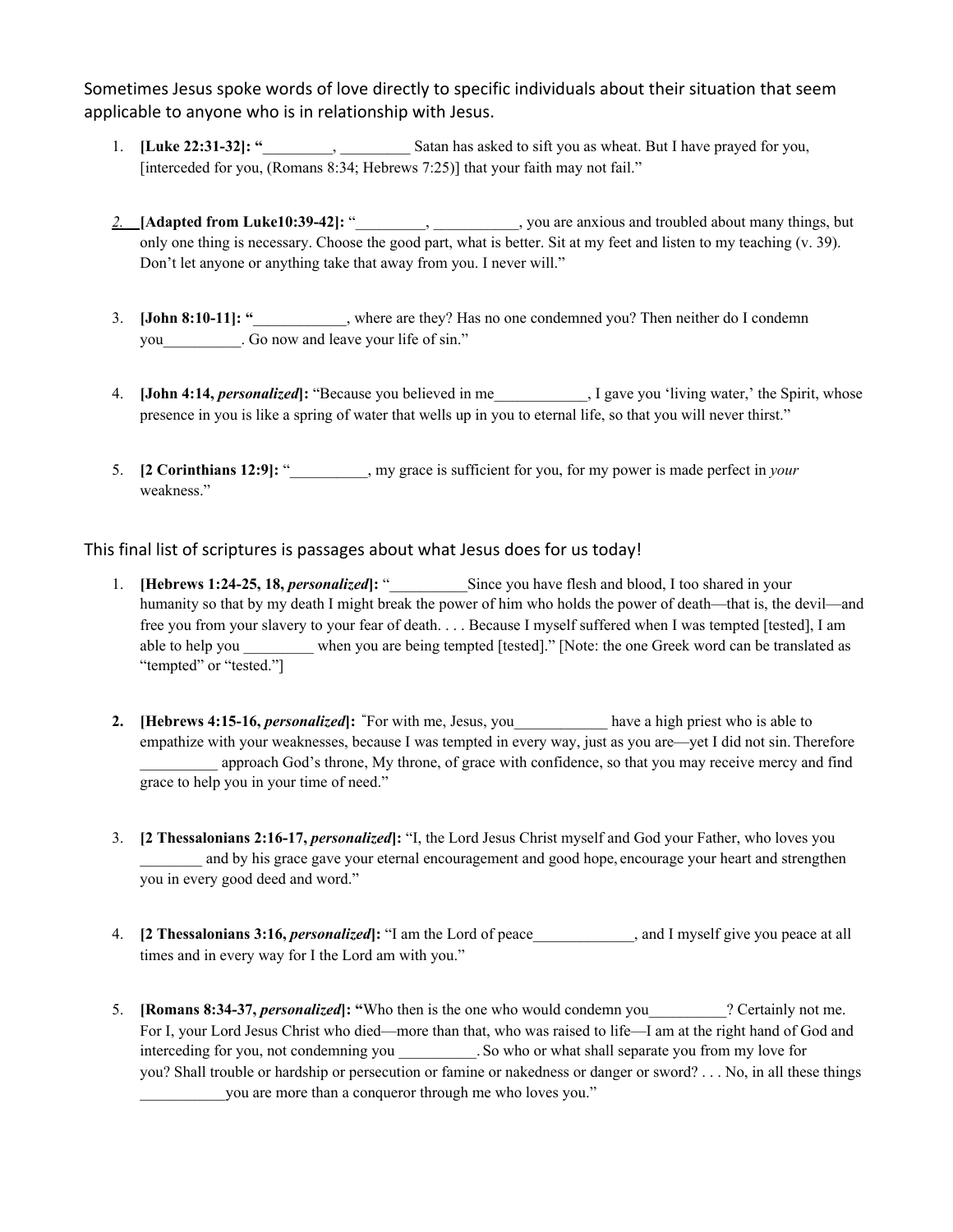Sometimes Jesus spoke words of love directly to specific individuals about their situation that seem applicable to anyone who is in relationship with Jesus.

1. **[Luke 22:31-32]: "**_________, _________ Satan has asked to sift you as wheat. But I have prayed for you, [interceded for you, (Romans 8:34; Hebrews 7:25)] that your faith may not fail."

2. **[Adapted from Luke10:39-42]:** "_________, ___________, you are anxious and troubled about many things, but only one thing is necessary. Choose the good part, what is better. Sit at my feet and listen to my teaching (v. 39). Don't let anyone or anything take that away from you. I never will."

3. **[John 8:10-11]: "**____________, where are they? Has no one condemned you? Then neither do I condemn you__________. Go now and leave your life of sin."

4. **[John 4:14, *personalized*]:** "Because you believed in me____________, I gave you 'living water,' the Spirit, whose presence in you is like a spring of water that wells up in you to eternal life, so that you will never thirst."

5. **[2 Corinthians 12:9]:** "__________, my grace is sufficient for you, for my power is made perfect in *your* weakness."

This final list of scriptures is passages about what Jesus does for us today!

1. **[Hebrews 1:24-25, 18, *personalized*]:** "__________Since you have flesh and blood, I too shared in your humanity so that by my death I might break the power of him who holds the power of death—that is, the devil—and free you from your slavery to your fear of death. . . . Because I myself suffered when I was tempted [tested], I am able to help you _________ when you are being tempted [tested]." [Note: the one Greek word can be translated as "tempted" or "tested."]

2. **[Hebrews 4:15-16, *personalized*]:** "For with me, Jesus, you____________ have a high priest who is able to empathize with your weaknesses, because I was tempted in every way, just as you are—yet I did not sin. Therefore __________ approach God's throne, My throne, of grace with confidence, so that you may receive mercy and find grace to help you in your time of need."

3. **[2 Thessalonians 2:16-17, *personalized*]:** "I, the Lord Jesus Christ myself and God your Father, who loves you ________ and by his grace gave your eternal encouragement and good hope, encourage your heart and strengthen you in every good deed and word."

4. **[2 Thessalonians 3:16, *personalized*]:** "I am the Lord of peace_____________, and I myself give you peace at all times and in every way for I the Lord am with you."

5. **[Romans 8:34-37, *personalized*]: "**Who then is the one who would condemn you__________? Certainly not me. For I, your Lord Jesus Christ who died—more than that, who was raised to life—I am at the right hand of God and interceding for you, not condemning you __________. So who or what shall separate you from my love for you? Shall trouble or hardship or persecution or famine or nakedness or danger or sword? . . . No, in all these things ___________you are more than a conqueror through me who loves you."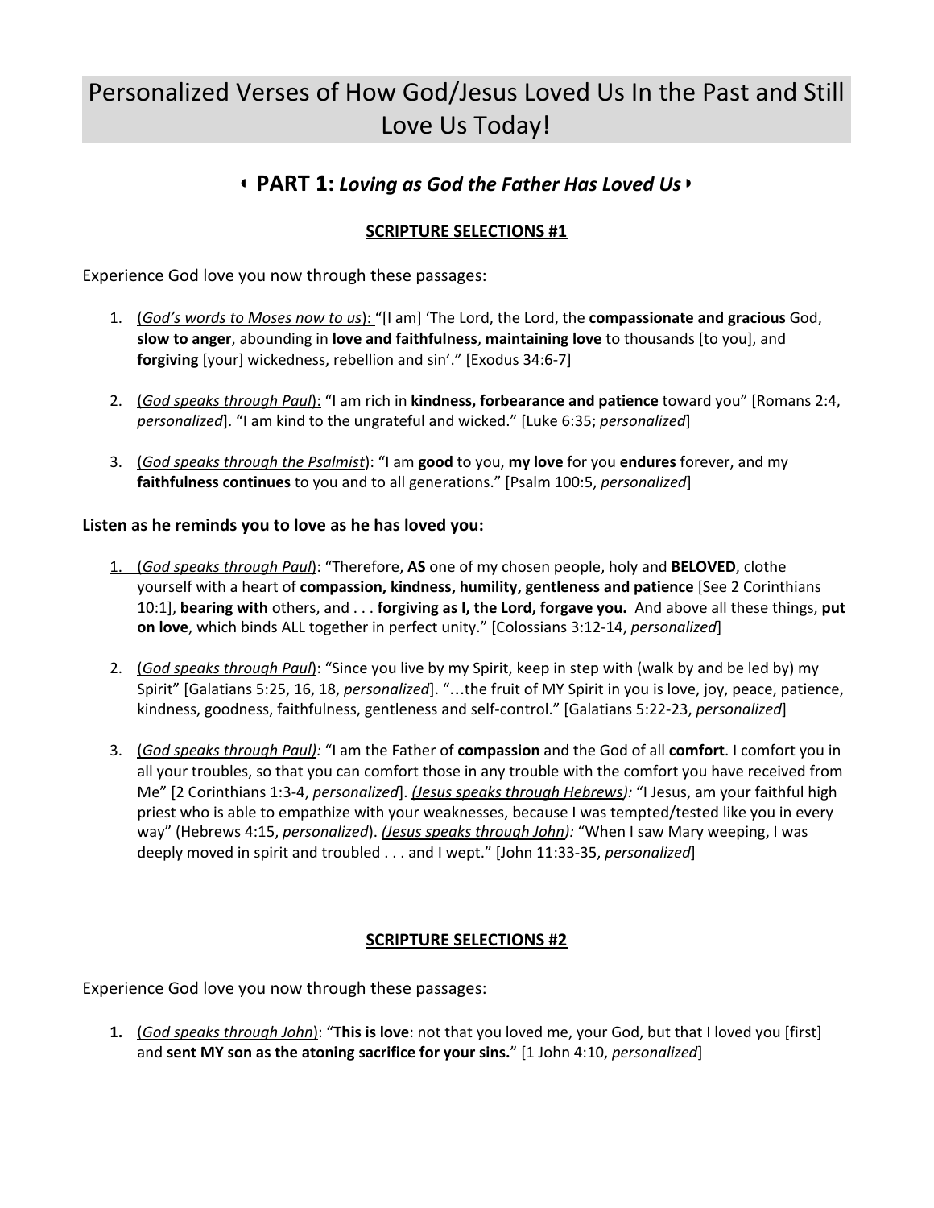# Personalized Verses of How God/Jesus Loved Us In the Past and Still Love Us Today!

## ‹ PART 1: *Loving as God the Father Has Loved Us* ›

### SCRIPTURE SELECTIONS #1

Experience God love you now through these passages:

1. (*God's words to Moses now to us*): "[I am] 'The Lord, the Lord, the **compassionate and gracious** God, **slow to anger**, abounding in **love and faithfulness**, **maintaining love** to thousands [to you], and **forgiving** [your] wickedness, rebellion and sin'." [Exodus 34:6-7]

2. (*God speaks through Paul*): "I am rich in **kindness, forbearance and patience** toward you" [Romans 2:4, *personalized*]. "I am kind to the ungrateful and wicked." [Luke 6:35; *personalized*]

3. (*God speaks through the Psalmist*): "I am **good** to you, **my love** for you **endures** forever, and my **faithfulness continues** to you and to all generations." [Psalm 100:5, *personalized*]

**Listen as he reminds you to love as he has loved you:**

1. (*God speaks through Paul*): "Therefore, **AS** one of my chosen people, holy and **BELOVED**, clothe yourself with a heart of **compassion, kindness, humility, gentleness and patience** [See 2 Corinthians 10:1], **bearing with** others, and . . . **forgiving as I, the Lord, forgave you.** And above all these things, **put on love**, which binds ALL together in perfect unity." [Colossians 3:12-14, *personalized*]

2. (*God speaks through Paul*): "Since you live by my Spirit, keep in step with (walk by and be led by) my Spirit" [Galatians 5:25, 16, 18, *personalized*]. "...the fruit of MY Spirit in you is love, joy, peace, patience, kindness, goodness, faithfulness, gentleness and self-control." [Galatians 5:22-23, *personalized*]

3. (*God speaks through Paul):* "I am the Father of **compassion** and the God of all **comfort**. I comfort you in all your troubles, so that you can comfort those in any trouble with the comfort you have received from Me" [2 Corinthians 1:3-4, *personalized*]. *(Jesus speaks through Hebrews):* "I Jesus, am your faithful high priest who is able to empathize with your weaknesses, because I was tempted/tested like you in every way" (Hebrews 4:15, *personalized*). *(Jesus speaks through John):* "When I saw Mary weeping, I was deeply moved in spirit and troubled . . . and I wept." [John 11:33-35, *personalized*]

### SCRIPTURE SELECTIONS #2

Experience God love you now through these passages:

1. (*God speaks through John*): "**This is love**: not that you loved me, your God, but that I loved you [first] and **sent MY son as the atoning sacrifice for your sins.**" [1 John 4:10, *personalized*]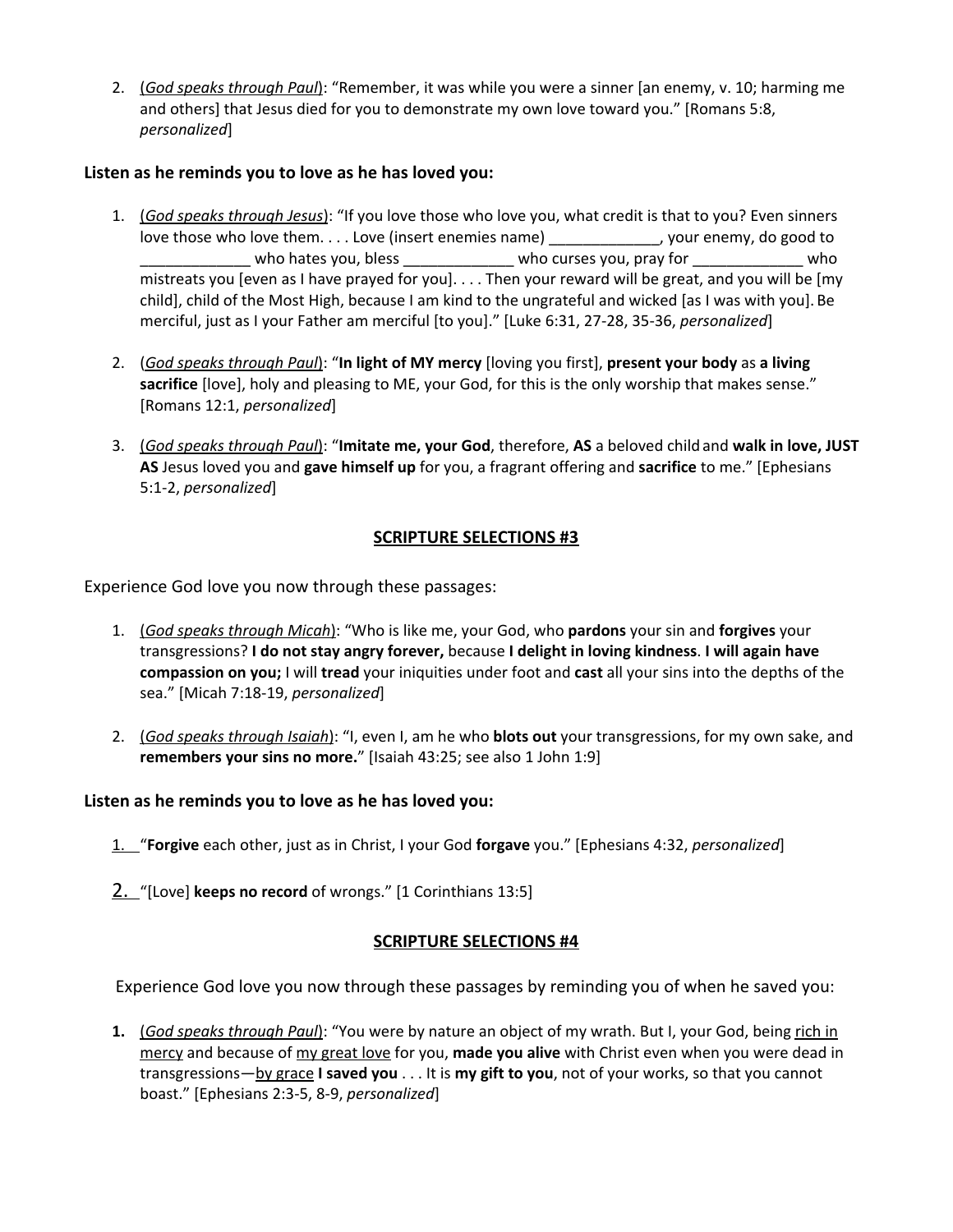2. (<u>*God speaks through Paul*</u>): "Remember, it was while you were a sinner [an enemy, v. 10; harming me and others] that Jesus died for you to demonstrate my own love toward you." [Romans 5:8, *personalized*]

**Listen as he reminds you to love as he has loved you:**

1. (<u>*God speaks through Jesus*</u>): "If you love those who love you, what credit is that to you? Even sinners love those who love them. . . . Love (insert enemies name) _____________, your enemy, do good to _____________ who hates you, bless _____________ who curses you, pray for _____________ who mistreats you [even as I have prayed for you]. . . . Then your reward will be great, and you will be [my child], child of the Most High, because I am kind to the ungrateful and wicked [as I was with you]. Be merciful, just as I your Father am merciful [to you]." [Luke 6:31, 27-28, 35-36, *personalized*]

2. (<u>*God speaks through Paul*</u>): "**In light of MY mercy** [loving you first], **present your body** as **a living sacrifice** [love], holy and pleasing to ME, your God, for this is the only worship that makes sense." [Romans 12:1, *personalized*]

3. (<u>*God speaks through Paul*</u>): "**Imitate me, your God**, therefore, **AS** a beloved child and **walk in love, JUST AS** Jesus loved you and **gave himself up** for you, a fragrant offering and **sacrifice** to me." [Ephesians 5:1-2, *personalized*]

## <u>SCRIPTURE SELECTIONS #3</u>

Experience God love you now through these passages:

1. (<u>*God speaks through Micah*</u>): "Who is like me, your God, who **pardons** your sin and **forgives** your transgressions? **I do not stay angry forever,** because **I delight in loving kindness**. **I will again have compassion on you;** I will **tread** your iniquities under foot and **cast** all your sins into the depths of the sea." [Micah 7:18-19, *personalized*]

2. (<u>*God speaks through Isaiah*</u>): "I, even I, am he who **blots out** your transgressions, for my own sake, and **remembers your sins no more.**" [Isaiah 43:25; see also 1 John 1:9]

**Listen as he reminds you to love as he has loved you:**

1. "**Forgive** each other, just as in Christ, I your God **forgave** you." [Ephesians 4:32, *personalized*]

2. "[Love] **keeps no record** of wrongs." [1 Corinthians 13:5]

## <u>SCRIPTURE SELECTIONS #4</u>

Experience God love you now through these passages by reminding you of when he saved you:

1. (<u>*God speaks through Paul*</u>): "You were by nature an object of my wrath. But I, your God, being <u>rich in mercy</u> and because of <u>my great love</u> for you, **made you alive** with Christ even when you were dead in transgressions—<u>by grace</u> **I saved you** . . . It is **my gift to you**, not of your works, so that you cannot boast." [Ephesians 2:3-5, 8-9, *personalized*]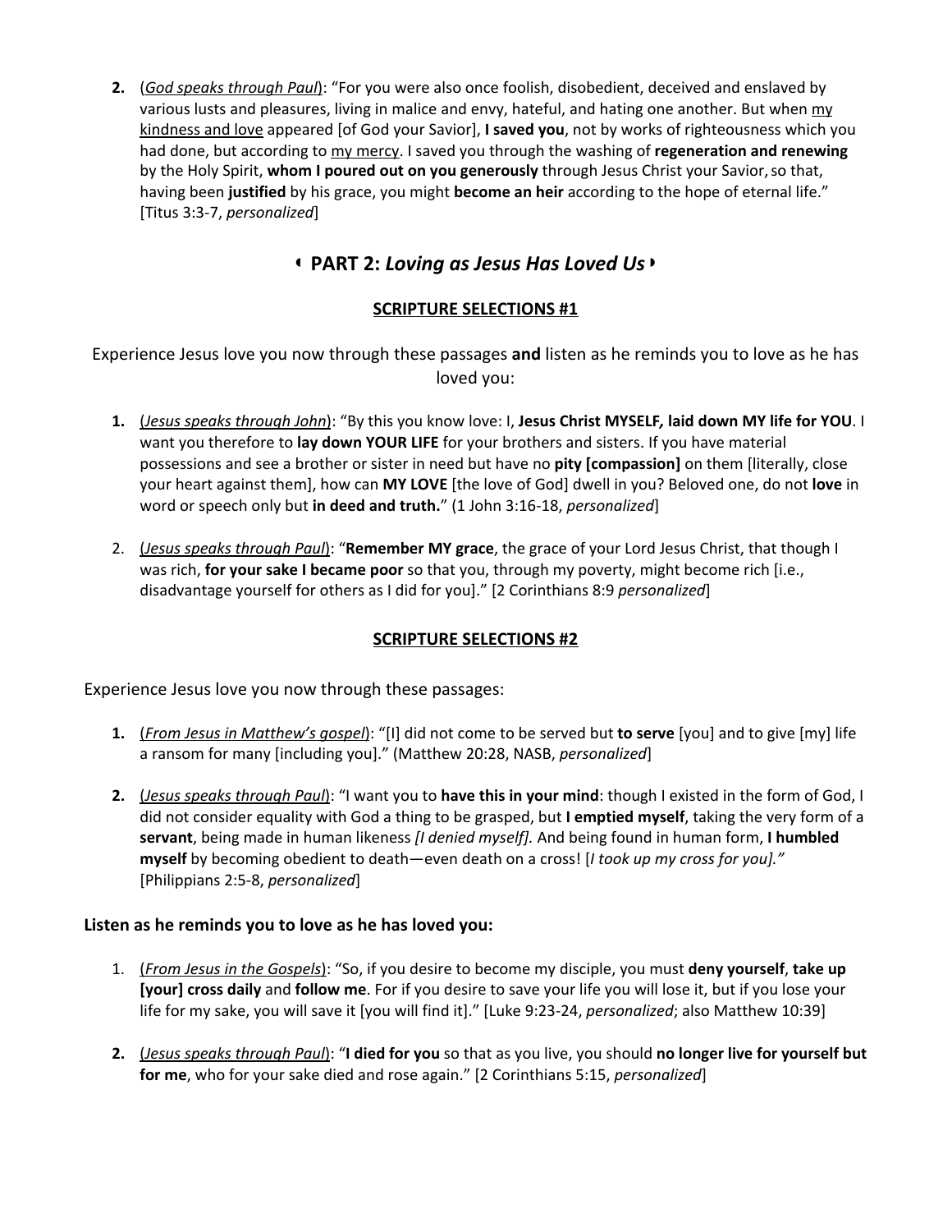2. (<u>*God speaks through Paul*</u>): "For you were also once foolish, disobedient, deceived and enslaved by various lusts and pleasures, living in malice and envy, hateful, and hating one another. But when <u>my kindness and love</u> appeared [of God your Savior], **I saved you**, not by works of righteousness which you had done, but according to <u>my mercy</u>. I saved you through the washing of **regeneration and renewing** by the Holy Spirit, **whom I poured out on you generously** through Jesus Christ your Savior, so that, having been **justified** by his grace, you might **become an heir** according to the hope of eternal life." [Titus 3:3-7, *personalized*]

## ◖ PART 2: *Loving as Jesus Has Loved Us* ◗

### <u>SCRIPTURE SELECTIONS #1</u>

Experience Jesus love you now through these passages **and** listen as he reminds you to love as he has loved you:

1. (<u>*Jesus speaks through John*</u>): "By this you know love: I, **Jesus Christ MYSELF*,* laid down MY life for YOU**. I want you therefore to **lay down YOUR LIFE** for your brothers and sisters. If you have material possessions and see a brother or sister in need but have no **pity [compassion]** on them [literally, close your heart against them], how can **MY LOVE** [the love of God] dwell in you? Beloved one, do not **love** in word or speech only but **in deed and truth.**" (1 John 3:16-18, *personalized*]

2. (<u>*Jesus speaks through Paul*</u>): "**Remember MY grace**, the grace of your Lord Jesus Christ, that though I was rich, **for your sake I became poor** so that you, through my poverty, might become rich [i.e., disadvantage yourself for others as I did for you]." [2 Corinthians 8:9 *personalized*]

### <u>SCRIPTURE SELECTIONS #2</u>

Experience Jesus love you now through these passages:

1. (<u>*From Jesus in Matthew's gospel*</u>): "[I] did not come to be served but **to serve** [you] and to give [my] life a ransom for many [including you]." (Matthew 20:28, NASB, *personalized*]

2. (<u>*Jesus speaks through Paul*</u>): "I want you to **have this in your mind**: though I existed in the form of God, I did not consider equality with God a thing to be grasped, but **I emptied myself**, taking the very form of a **servant**, being made in human likeness *[I denied myself].* And being found in human form, **I humbled myself** by becoming obedient to death—even death on a cross! [*I took up my cross for you]."* [Philippians 2:5-8, *personalized*]

**Listen as he reminds you to love as he has loved you:**

1. (<u>*From Jesus in the Gospels*</u>): "So, if you desire to become my disciple, you must **deny yourself**, **take up [your] cross daily** and **follow me**. For if you desire to save your life you will lose it, but if you lose your life for my sake, you will save it [you will find it]." [Luke 9:23-24, *personalized*; also Matthew 10:39]

2. (<u>*Jesus speaks through Paul*</u>): "**I died for you** so that as you live, you should **no longer live for yourself but for me**, who for your sake died and rose again." [2 Corinthians 5:15, *personalized*]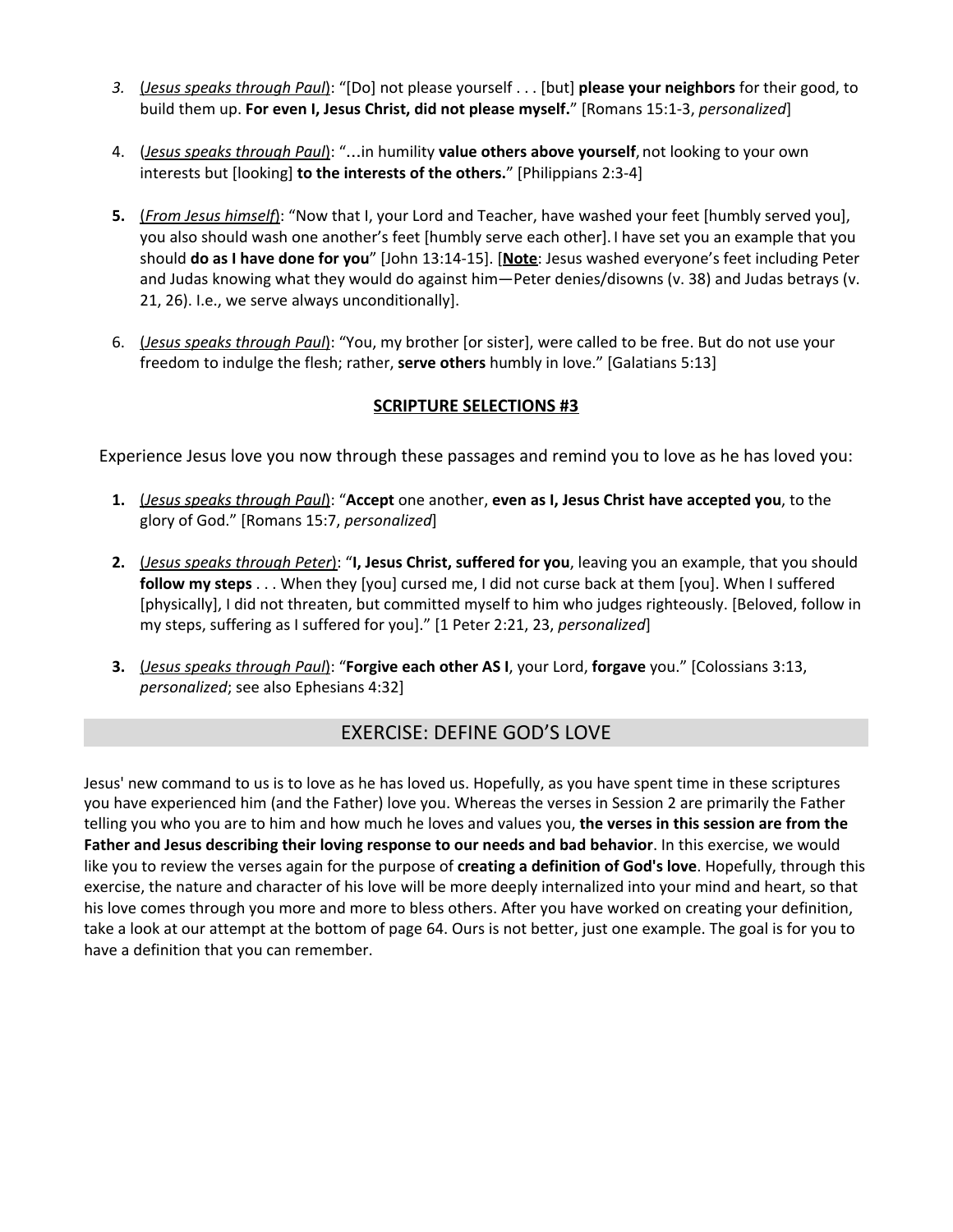3. (<u>*Jesus speaks through Paul*</u>): "[Do] not please yourself . . . [but] **please your neighbors** for their good, to build them up. **For even I, Jesus Christ, did not please myself.**" [Romans 15:1-3, *personalized*]

4. (<u>*Jesus speaks through Paul*</u>): "…in humility **value others above yourself**, not looking to your own interests but [looking] **to the interests of the others.**" [Philippians 2:3-4]

5. (<u>*From Jesus himself*</u>): "Now that I, your Lord and Teacher, have washed your feet [humbly served you], you also should wash one another's feet [humbly serve each other]. I have set you an example that you should **do as I have done for you**" [John 13:14-15]. [**<u>Note</u>**: Jesus washed everyone's feet including Peter and Judas knowing what they would do against him—Peter denies/disowns (v. 38) and Judas betrays (v. 21, 26). I.e., we serve always unconditionally].

6. (<u>*Jesus speaks through Paul*</u>): "You, my brother [or sister], were called to be free. But do not use your freedom to indulge the flesh; rather, **serve others** humbly in love." [Galatians 5:13]

### <u>SCRIPTURE SELECTIONS #3</u>

Experience Jesus love you now through these passages and remind you to love as he has loved you:

1. (<u>*Jesus speaks through Paul*</u>): "**Accept** one another, **even as I, Jesus Christ have accepted you**, to the glory of God." [Romans 15:7, *personalized*]

2. (<u>*Jesus speaks through Peter*</u>): "**I, Jesus Christ, suffered for you**, leaving you an example, that you should **follow my steps** . . . When they [you] cursed me, I did not curse back at them [you]. When I suffered [physically], I did not threaten, but committed myself to him who judges righteously. [Beloved, follow in my steps, suffering as I suffered for you]." [1 Peter 2:21, 23, *personalized*]

3. (<u>*Jesus speaks through Paul*</u>): "**Forgive each other AS I**, your Lord, **forgave** you." [Colossians 3:13, *personalized*; see also Ephesians 4:32]

## EXERCISE: DEFINE GOD'S LOVE

Jesus' new command to us is to love as he has loved us. Hopefully, as you have spent time in these scriptures you have experienced him (and the Father) love you. Whereas the verses in Session 2 are primarily the Father telling you who you are to him and how much he loves and values you, **the verses in this session are from the Father and Jesus describing their loving response to our needs and bad behavior**. In this exercise, we would like you to review the verses again for the purpose of **creating a definition of God's love**. Hopefully, through this exercise, the nature and character of his love will be more deeply internalized into your mind and heart, so that his love comes through you more and more to bless others. After you have worked on creating your definition, take a look at our attempt at the bottom of page 64. Ours is not better, just one example. The goal is for you to have a definition that you can remember.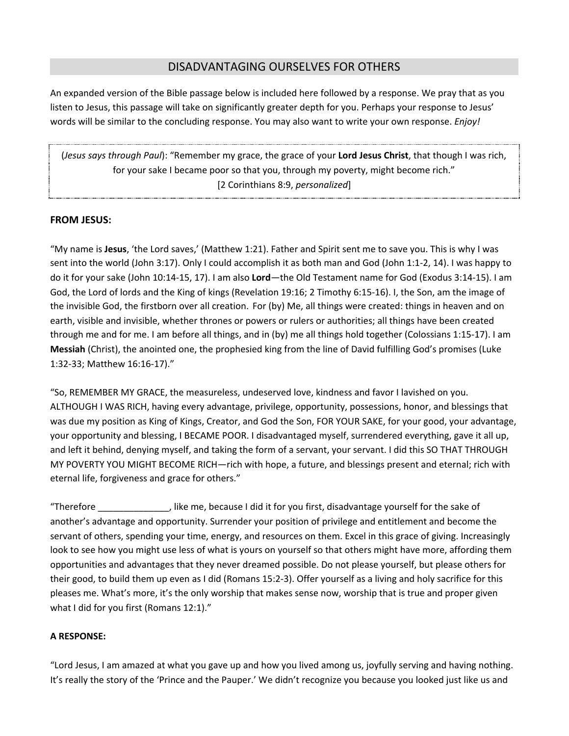## DISADVANTAGING OURSELVES FOR OTHERS

An expanded version of the Bible passage below is included here followed by a response. We pray that as you listen to Jesus, this passage will take on significantly greater depth for you. Perhaps your response to Jesus' words will be similar to the concluding response. You may also want to write your own response. *Enjoy!*

> (*Jesus says through Paul*): "Remember my grace, the grace of your **Lord Jesus Christ**, that though I was rich, for your sake I became poor so that you, through my poverty, might become rich."
> [2 Corinthians 8:9, *personalized*]

**FROM JESUS:**

"My name is **Jesus**, 'the Lord saves,' (Matthew 1:21). Father and Spirit sent me to save you. This is why I was sent into the world (John 3:17). Only I could accomplish it as both man and God (John 1:1-2, 14). I was happy to do it for your sake (John 10:14-15, 17). I am also **Lord**—the Old Testament name for God (Exodus 3:14-15). I am God, the Lord of lords and the King of kings (Revelation 19:16; 2 Timothy 6:15-16). I, the Son, am the image of the invisible God, the firstborn over all creation. For (by) Me, all things were created: things in heaven and on earth, visible and invisible, whether thrones or powers or rulers or authorities; all things have been created through me and for me. I am before all things, and in (by) me all things hold together (Colossians 1:15-17). I am **Messiah** (Christ), the anointed one, the prophesied king from the line of David fulfilling God's promises (Luke 1:32-33; Matthew 16:16-17)."

"So, REMEMBER MY GRACE, the measureless, undeserved love, kindness and favor I lavished on you. ALTHOUGH I WAS RICH, having every advantage, privilege, opportunity, possessions, honor, and blessings that was due my position as King of Kings, Creator, and God the Son, FOR YOUR SAKE, for your good, your advantage, your opportunity and blessing, I BECAME POOR. I disadvantaged myself, surrendered everything, gave it all up, and left it behind, denying myself, and taking the form of a servant, your servant. I did this SO THAT THROUGH MY POVERTY YOU MIGHT BECOME RICH—rich with hope, a future, and blessings present and eternal; rich with eternal life, forgiveness and grace for others."

"Therefore ______________, like me, because I did it for you first, disadvantage yourself for the sake of another's advantage and opportunity. Surrender your position of privilege and entitlement and become the servant of others, spending your time, energy, and resources on them. Excel in this grace of giving. Increasingly look to see how you might use less of what is yours on yourself so that others might have more, affording them opportunities and advantages that they never dreamed possible. Do not please yourself, but please others for their good, to build them up even as I did (Romans 15:2-3). Offer yourself as a living and holy sacrifice for this pleases me. What's more, it's the only worship that makes sense now, worship that is true and proper given what I did for you first (Romans 12:1)."

**A RESPONSE:**

"Lord Jesus, I am amazed at what you gave up and how you lived among us, joyfully serving and having nothing. It's really the story of the 'Prince and the Pauper.' We didn't recognize you because you looked just like us and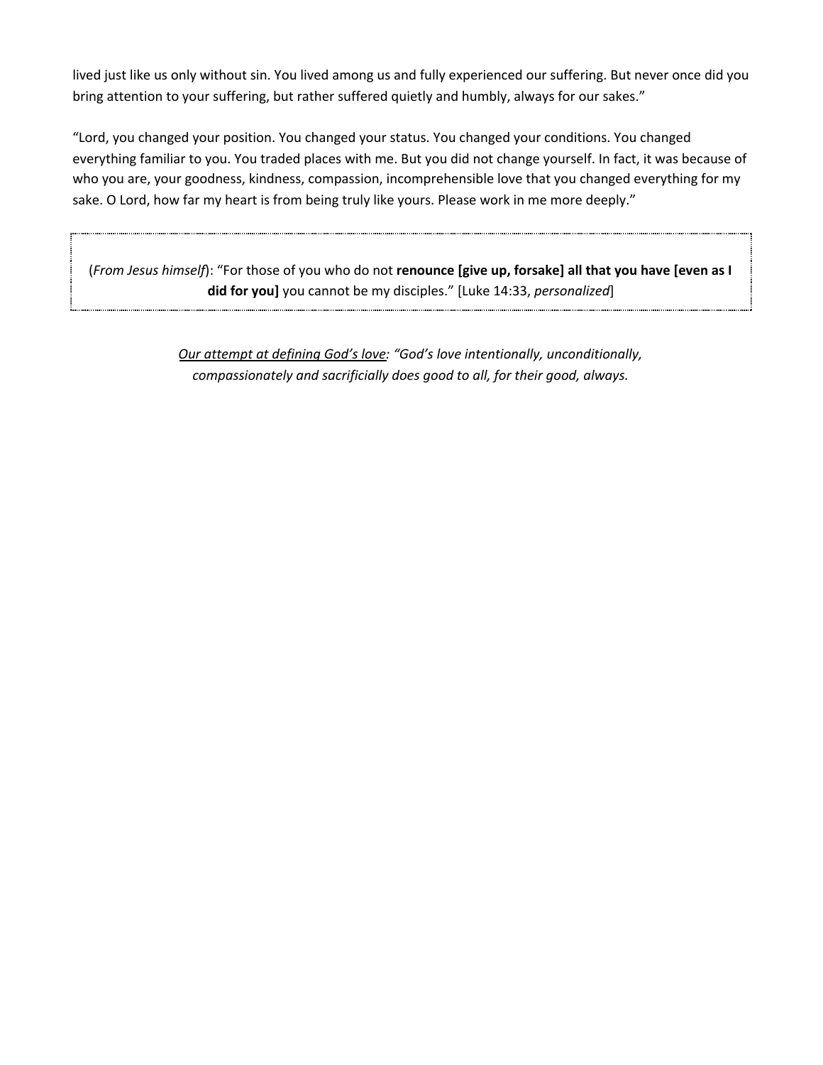lived just like us only without sin. You lived among us and fully experienced our suffering. But never once did you bring attention to your suffering, but rather suffered quietly and humbly, always for our sakes."

"Lord, you changed your position. You changed your status. You changed your conditions. You changed everything familiar to you. You traded places with me. But you did not change yourself. In fact, it was because of who you are, your goodness, kindness, compassion, incomprehensible love that you changed everything for my sake. O Lord, how far my heart is from being truly like yours. Please work in me more deeply."

> (*From Jesus himself*): "For those of you who do not **renounce [give up, forsake] all that you have [even as I did for you]** you cannot be my disciples." [Luke 14:33, *personalized*]

<u>*Our attempt at defining God's love*</u>*: "God's love intentionally, unconditionally, compassionately and sacrificially does good to all, for their good, always.*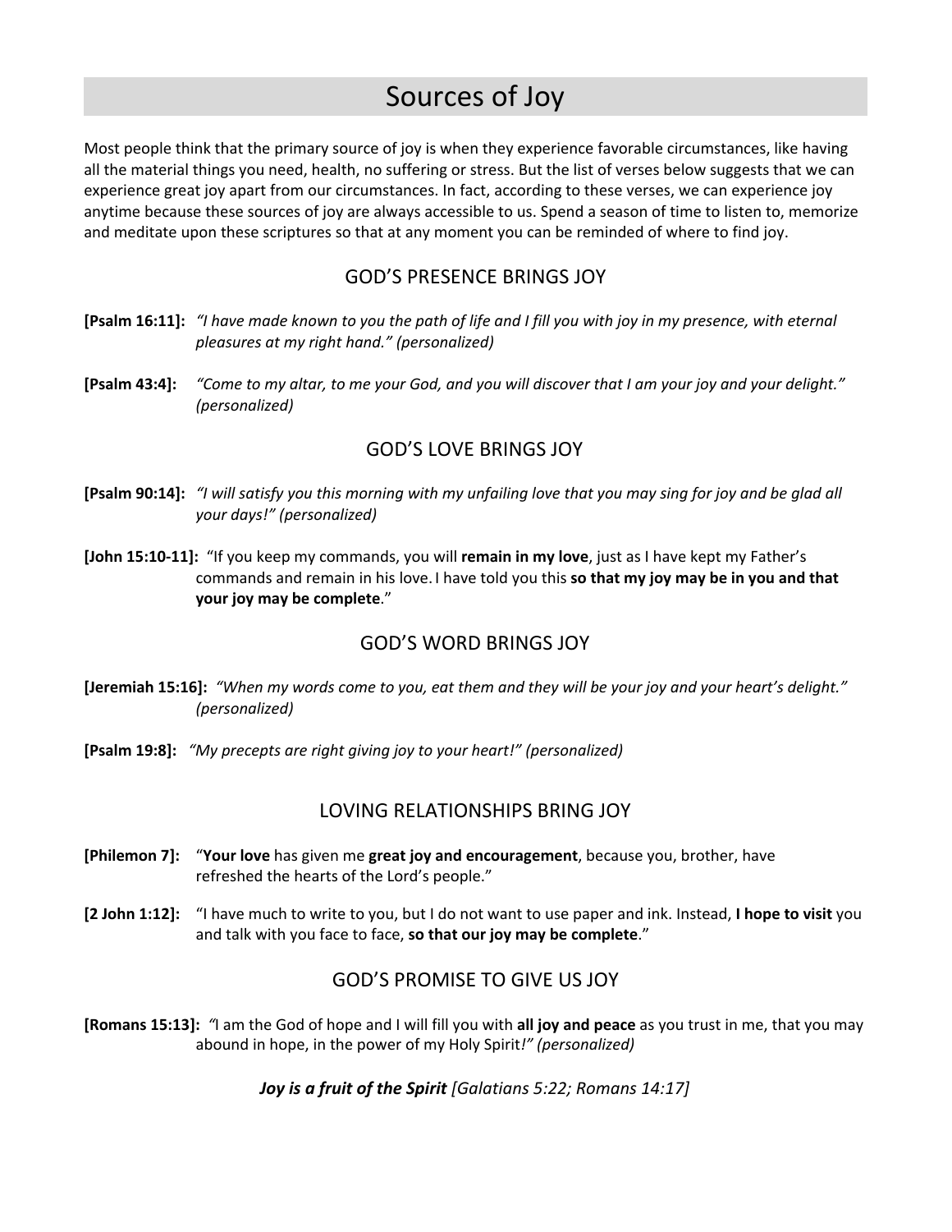# Sources of Joy

Most people think that the primary source of joy is when they experience favorable circumstances, like having all the material things you need, health, no suffering or stress. But the list of verses below suggests that we can experience great joy apart from our circumstances. In fact, according to these verses, we can experience joy anytime because these sources of joy are always accessible to us. Spend a season of time to listen to, memorize and meditate upon these scriptures so that at any moment you can be reminded of where to find joy.

## GOD'S PRESENCE BRINGS JOY

**[Psalm 16:11]:** *"I have made known to you the path of life and I fill you with joy in my presence, with eternal pleasures at my right hand." (personalized)*

**[Psalm 43:4]:** *"Come to my altar, to me your God, and you will discover that I am your joy and your delight." (personalized)*

## GOD'S LOVE BRINGS JOY

**[Psalm 90:14]:** *"I will satisfy you this morning with my unfailing love that you may sing for joy and be glad all your days!" (personalized)*

**[John 15:10-11]:** "If you keep my commands, you will **remain in my love**, just as I have kept my Father's commands and remain in his love. I have told you this **so that my joy may be in you and that your joy may be complete**."

## GOD'S WORD BRINGS JOY

**[Jeremiah 15:16]:** *"When my words come to you, eat them and they will be your joy and your heart's delight." (personalized)*

**[Psalm 19:8]:** *"My precepts are right giving joy to your heart!" (personalized)*

## LOVING RELATIONSHIPS BRING JOY

**[Philemon 7]:** "**Your love** has given me **great joy and encouragement**, because you, brother, have refreshed the hearts of the Lord's people."

**[2 John 1:12]:** "I have much to write to you, but I do not want to use paper and ink. Instead, **I hope to visit** you and talk with you face to face, **so that our joy may be complete**."

## GOD'S PROMISE TO GIVE US JOY

**[Romans 15:13]:** *"*I am the God of hope and I will fill you with **all joy and peace** as you trust in me, that you may abound in hope, in the power of my Holy Spirit*!" (personalized)*

***Joy is a fruit of the Spirit*** *[Galatians 5:22; Romans 14:17]*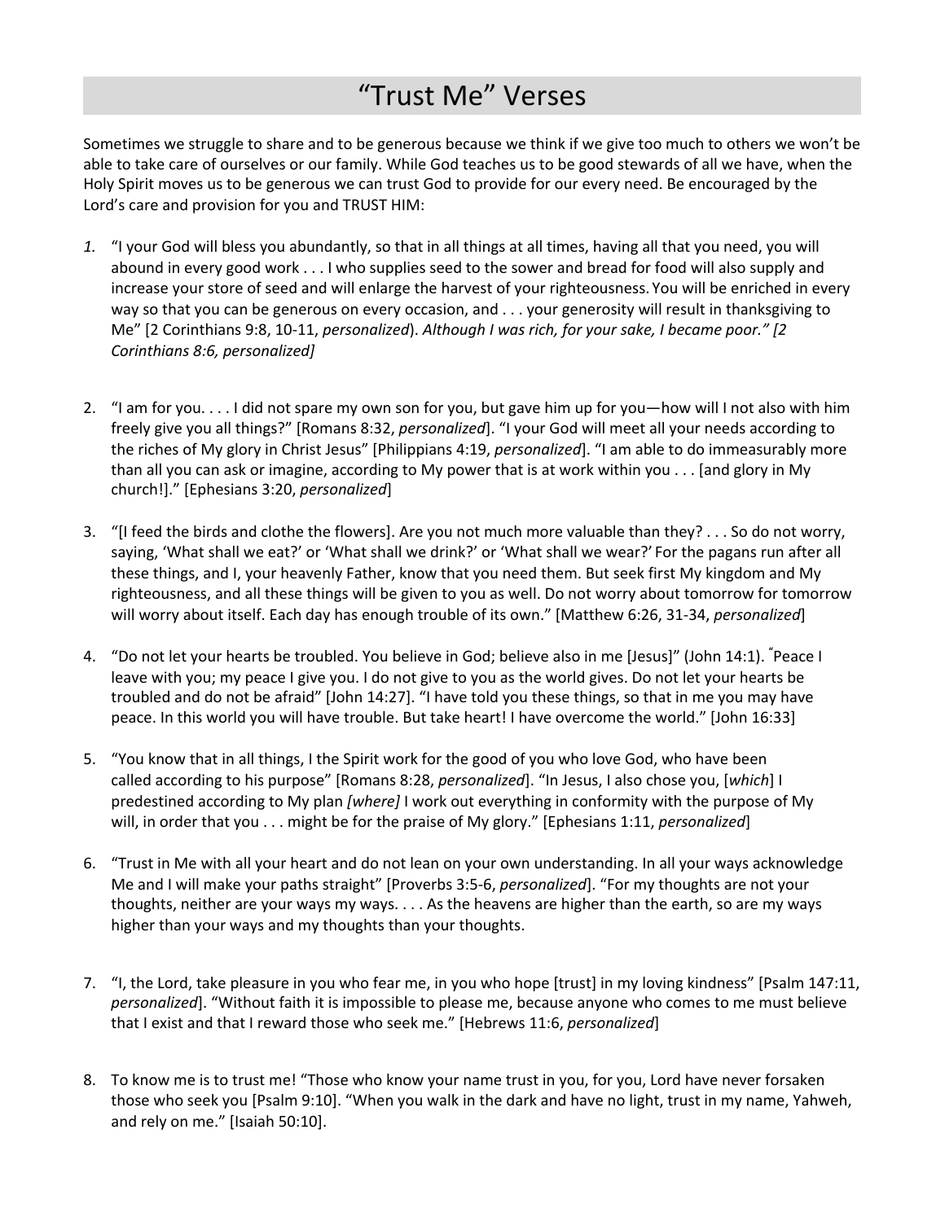# "Trust Me" Verses

Sometimes we struggle to share and to be generous because we think if we give too much to others we won't be able to take care of ourselves or our family. While God teaches us to be good stewards of all we have, when the Holy Spirit moves us to be generous we can trust God to provide for our every need. Be encouraged by the Lord's care and provision for you and TRUST HIM:

1. "I your God will bless you abundantly, so that in all things at all times, having all that you need, you will abound in every good work . . . I who supplies seed to the sower and bread for food will also supply and increase your store of seed and will enlarge the harvest of your righteousness. You will be enriched in every way so that you can be generous on every occasion, and . . . your generosity will result in thanksgiving to Me" [2 Corinthians 9:8, 10-11, *personalized*]. *Although I was rich, for your sake, I became poor." [2 Corinthians 8:6, personalized]*

2. "I am for you. . . . I did not spare my own son for you, but gave him up for you—how will I not also with him freely give you all things?" [Romans 8:32, *personalized*]. "I your God will meet all your needs according to the riches of My glory in Christ Jesus" [Philippians 4:19, *personalized*]. "I am able to do immeasurably more than all you can ask or imagine, according to My power that is at work within you . . . [and glory in My church!]." [Ephesians 3:20, *personalized*]

3. "[I feed the birds and clothe the flowers]. Are you not much more valuable than they? . . . So do not worry, saying, 'What shall we eat?' or 'What shall we drink?' or 'What shall we wear?' For the pagans run after all these things, and I, your heavenly Father, know that you need them. But seek first My kingdom and My righteousness, and all these things will be given to you as well. Do not worry about tomorrow for tomorrow will worry about itself. Each day has enough trouble of its own." [Matthew 6:26, 31-34, *personalized*]

4. "Do not let your hearts be troubled. You believe in God; believe also in me [Jesus]" (John 14:1). "Peace I leave with you; my peace I give you. I do not give to you as the world gives. Do not let your hearts be troubled and do not be afraid" [John 14:27]. "I have told you these things, so that in me you may have peace. In this world you will have trouble. But take heart! I have overcome the world." [John 16:33]

5. "You know that in all things, I the Spirit work for the good of you who love God, who have been called according to his purpose" [Romans 8:28, *personalized*]. "In Jesus, I also chose you, [*which*] I predestined according to My plan *[where]* I work out everything in conformity with the purpose of My will, in order that you . . . might be for the praise of My glory." [Ephesians 1:11, *personalized*]

6. "Trust in Me with all your heart and do not lean on your own understanding. In all your ways acknowledge Me and I will make your paths straight" [Proverbs 3:5-6, *personalized*]. "For my thoughts are not your thoughts, neither are your ways my ways. . . . As the heavens are higher than the earth, so are my ways higher than your ways and my thoughts than your thoughts.

7. "I, the Lord, take pleasure in you who fear me, in you who hope [trust] in my loving kindness" [Psalm 147:11, *personalized*]. "Without faith it is impossible to please me, because anyone who comes to me must believe that I exist and that I reward those who seek me." [Hebrews 11:6, *personalized*]

8. To know me is to trust me! "Those who know your name trust in you, for you, Lord have never forsaken those who seek you [Psalm 9:10]. "When you walk in the dark and have no light, trust in my name, Yahweh, and rely on me." [Isaiah 50:10].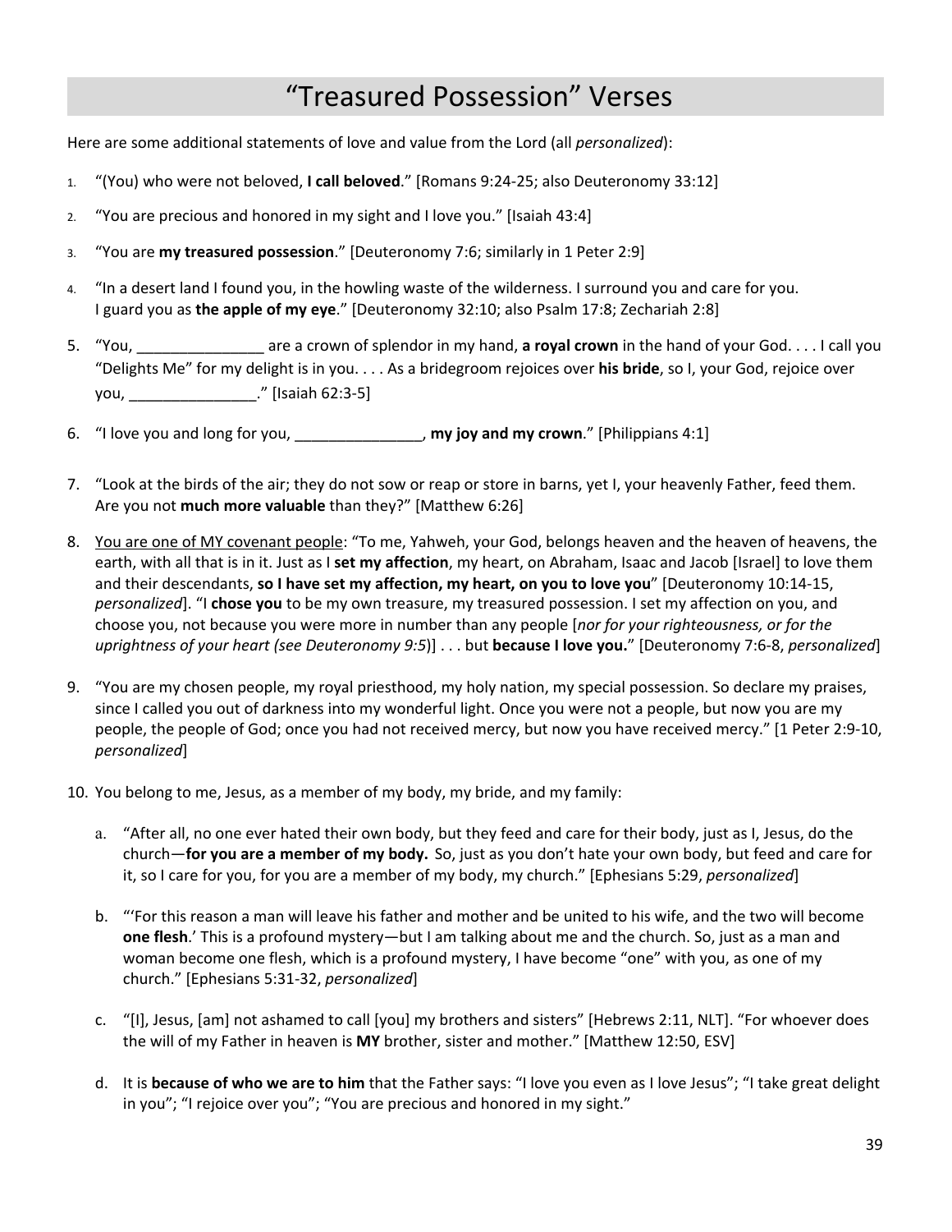# "Treasured Possession" Verses

Here are some additional statements of love and value from the Lord (all *personalized*):

1. "(You) who were not beloved, **I call beloved**." [Romans 9:24-25; also Deuteronomy 33:12]
2. "You are precious and honored in my sight and I love you." [Isaiah 43:4]
3. "You are **my treasured possession**." [Deuteronomy 7:6; similarly in 1 Peter 2:9]
4. "In a desert land I found you, in the howling waste of the wilderness. I surround you and care for you. I guard you as **the apple of my eye**." [Deuteronomy 32:10; also Psalm 17:8; Zechariah 2:8]
5. "You, _______________ are a crown of splendor in my hand, **a royal crown** in the hand of your God. . . . I call you "Delights Me" for my delight is in you. . . . As a bridegroom rejoices over **his bride**, so I, your God, rejoice over you, _______________." [Isaiah 62:3-5]
6. "I love you and long for you, _______________, **my joy and my crown**." [Philippians 4:1]
7. "Look at the birds of the air; they do not sow or reap or store in barns, yet I, your heavenly Father, feed them. Are you not **much more valuable** than they?" [Matthew 6:26]
8. <u>You are one of MY covenant people</u>: "To me, Yahweh, your God, belongs heaven and the heaven of heavens, the earth, with all that is in it. Just as I **set my affection**, my heart, on Abraham, Isaac and Jacob [Israel] to love them and their descendants, **so I have set my affection, my heart, on you to love you**" [Deuteronomy 10:14-15, *personalized*]. "I **chose you** to be my own treasure, my treasured possession. I set my affection on you, and choose you, not because you were more in number than any people [*nor for your righteousness, or for the uprightness of your heart (see Deuteronomy 9:5*)] . . . but **because I love you.**" [Deuteronomy 7:6-8, *personalized*]
9. "You are my chosen people, my royal priesthood, my holy nation, my special possession. So declare my praises, since I called you out of darkness into my wonderful light. Once you were not a people, but now you are my people, the people of God; once you had not received mercy, but now you have received mercy." [1 Peter 2:9-10, *personalized*]
10. You belong to me, Jesus, as a member of my body, my bride, and my family:

    a. "After all, no one ever hated their own body, but they feed and care for their body, just as I, Jesus, do the church—**for you are a member of my body.** So, just as you don't hate your own body, but feed and care for it, so I care for you, for you are a member of my body, my church." [Ephesians 5:29, *personalized*]

    b. "'For this reason a man will leave his father and mother and be united to his wife, and the two will become **one flesh**.' This is a profound mystery—but I am talking about me and the church. So, just as a man and woman become one flesh, which is a profound mystery, I have become "one" with you, as one of my church." [Ephesians 5:31-32, *personalized*]

    c. "[I], Jesus, [am] not ashamed to call [you] my brothers and sisters" [Hebrews 2:11, NLT]. "For whoever does the will of my Father in heaven is **MY** brother, sister and mother." [Matthew 12:50, ESV]

    d. It is **because of who we are to him** that the Father says: "I love you even as I love Jesus"; "I take great delight in you"; "I rejoice over you"; "You are precious and honored in my sight."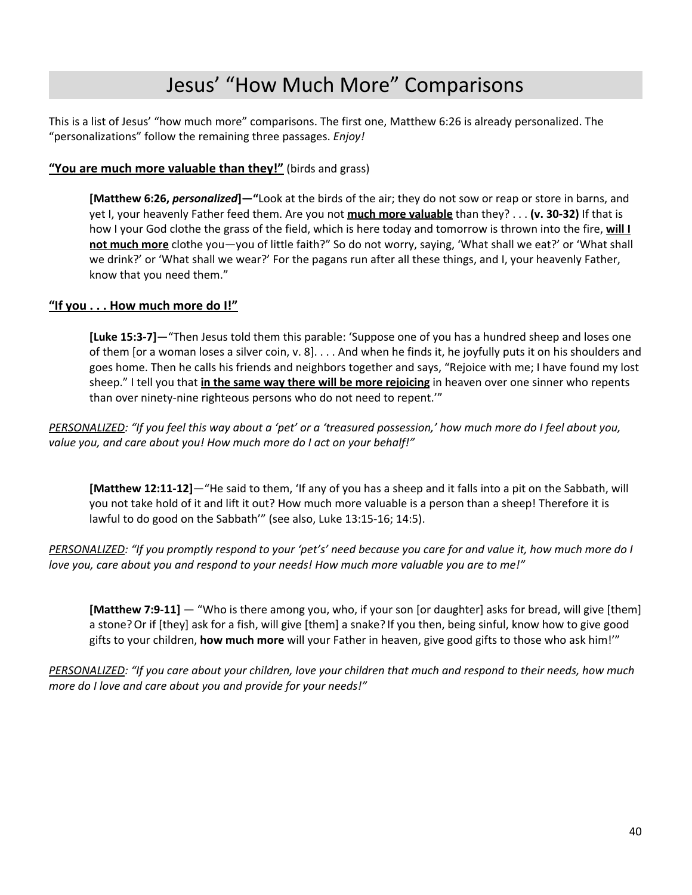# Jesus' "How Much More" Comparisons

This is a list of Jesus' "how much more" comparisons. The first one, Matthew 6:26 is already personalized. The "personalizations" follow the remaining three passages. *Enjoy!*

**"You are much more valuable than they!"** (birds and grass)

> **[Matthew 6:26, *personalized*]—"**Look at the birds of the air; they do not sow or reap or store in barns, and yet I, your heavenly Father feed them. Are you not **much more valuable** than they? . . . **(v. 30-32)** If that is how I your God clothe the grass of the field, which is here today and tomorrow is thrown into the fire, **will I not much more** clothe you—you of little faith?" So do not worry, saying, 'What shall we eat?' or 'What shall we drink?' or 'What shall we wear?' For the pagans run after all these things, and I, your heavenly Father, know that you need them."

**"If you . . . How much more do I!"**

> **[Luke 15:3-7]**—"Then Jesus told them this parable: 'Suppose one of you has a hundred sheep and loses one of them [or a woman loses a silver coin, v. 8]. . . . And when he finds it, he joyfully puts it on his shoulders and goes home. Then he calls his friends and neighbors together and says, "Rejoice with me; I have found my lost sheep." I tell you that **in the same way there will be more rejoicing** in heaven over one sinner who repents than over ninety-nine righteous persons who do not need to repent.'"

*PERSONALIZED: "If you feel this way about a 'pet' or a 'treasured possession,' how much more do I feel about you, value you, and care about you! How much more do I act on your behalf!"*

> **[Matthew 12:11-12]**—"He said to them, 'If any of you has a sheep and it falls into a pit on the Sabbath, will you not take hold of it and lift it out? How much more valuable is a person than a sheep! Therefore it is lawful to do good on the Sabbath'" (see also, Luke 13:15-16; 14:5).

*PERSONALIZED: "If you promptly respond to your 'pet's' need because you care for and value it, how much more do I love you, care about you and respond to your needs! How much more valuable you are to me!"*

> **[Matthew 7:9-11]** — "Who is there among you, who, if your son [or daughter] asks for bread, will give [them] a stone? Or if [they] ask for a fish, will give [them] a snake? If you then, being sinful, know how to give good gifts to your children, **how much more** will your Father in heaven, give good gifts to those who ask him!'"

*PERSONALIZED: "If you care about your children, love your children that much and respond to their needs, how much more do I love and care about you and provide for your needs!"*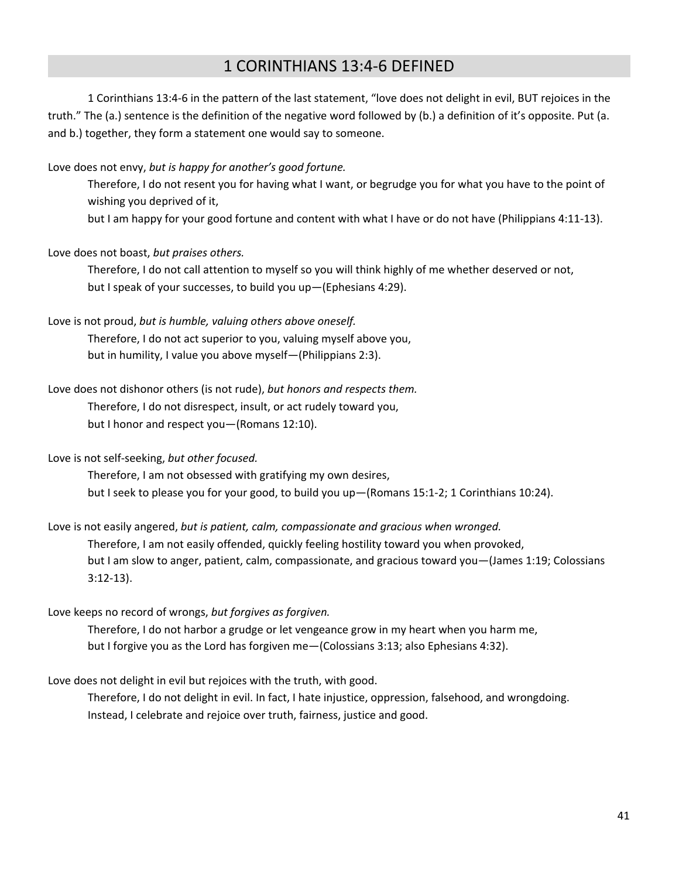# 1 CORINTHIANS 13:4-6 DEFINED

1 Corinthians 13:4-6 in the pattern of the last statement, “love does not delight in evil, BUT rejoices in the truth.” The (a.) sentence is the definition of the negative word followed by (b.) a definition of it’s opposite. Put (a. and b.) together, they form a statement one would say to someone.

Love does not envy, *but is happy for another’s good fortune.*

> Therefore, I do not resent you for having what I want, or begrudge you for what you have to the point of wishing you deprived of it,
> but I am happy for your good fortune and content with what I have or do not have (Philippians 4:11-13).

Love does not boast, *but praises others.*

> Therefore, I do not call attention to myself so you will think highly of me whether deserved or not,
> but I speak of your successes, to build you up—(Ephesians 4:29).

Love is not proud, *but is humble, valuing others above oneself.*

> Therefore, I do not act superior to you, valuing myself above you,
> but in humility, I value you above myself—(Philippians 2:3).

Love does not dishonor others (is not rude), *but honors and respects them.*

> Therefore, I do not disrespect, insult, or act rudely toward you,
> but I honor and respect you—(Romans 12:10).

Love is not self-seeking, *but other focused.*

> Therefore, I am not obsessed with gratifying my own desires,
> but I seek to please you for your good, to build you up—(Romans 15:1-2; 1 Corinthians 10:24).

Love is not easily angered, *but is patient, calm, compassionate and gracious when wronged.*

> Therefore, I am not easily offended, quickly feeling hostility toward you when provoked,
> but I am slow to anger, patient, calm, compassionate, and gracious toward you—(James 1:19; Colossians 3:12-13).

Love keeps no record of wrongs, *but forgives as forgiven.*

> Therefore, I do not harbor a grudge or let vengeance grow in my heart when you harm me,
> but I forgive you as the Lord has forgiven me—(Colossians 3:13; also Ephesians 4:32).

Love does not delight in evil but rejoices with the truth, with good.

> Therefore, I do not delight in evil. In fact, I hate injustice, oppression, falsehood, and wrongdoing.
> Instead, I celebrate and rejoice over truth, fairness, justice and good.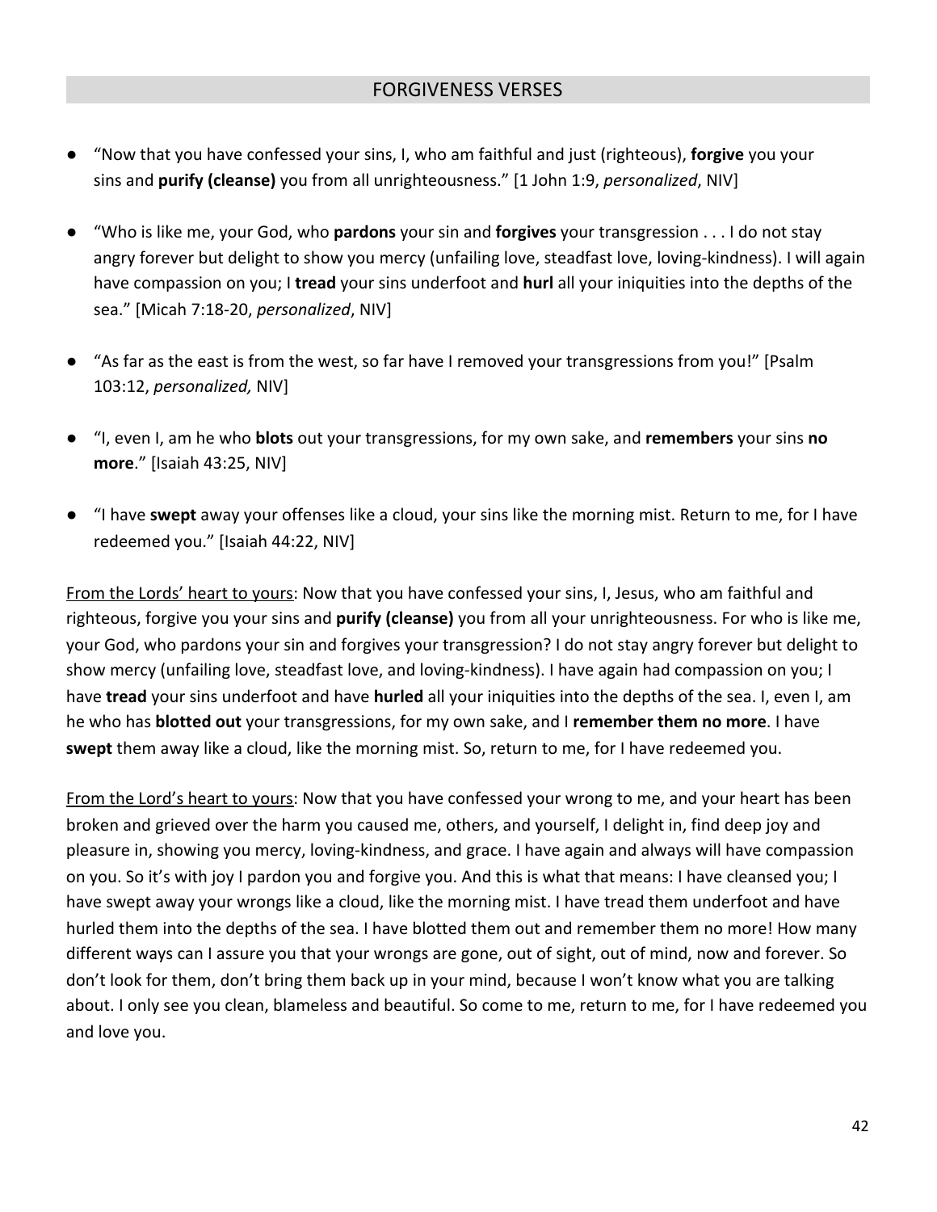## FORGIVENESS VERSES

- "Now that you have confessed your sins, I, who am faithful and just (righteous), **forgive** you your sins and **purify (cleanse)** you from all unrighteousness." [1 John 1:9, *personalized*, NIV]

- "Who is like me, your God, who **pardons** your sin and **forgives** your transgression . . . I do not stay angry forever but delight to show you mercy (unfailing love, steadfast love, loving-kindness). I will again have compassion on you; I **tread** your sins underfoot and **hurl** all your iniquities into the depths of the sea." [Micah 7:18-20, *personalized*, NIV]

- "As far as the east is from the west, so far have I removed your transgressions from you!" [Psalm 103:12, *personalized,* NIV]

- "I, even I, am he who **blots** out your transgressions, for my own sake, and **remembers** your sins **no more**." [Isaiah 43:25, NIV]

- "I have **swept** away your offenses like a cloud, your sins like the morning mist. Return to me, for I have redeemed you." [Isaiah 44:22, NIV]

<u>From the Lords' heart to yours</u>: Now that you have confessed your sins, I, Jesus, who am faithful and righteous, forgive you your sins and **purify (cleanse)** you from all your unrighteousness. For who is like me, your God, who pardons your sin and forgives your transgression? I do not stay angry forever but delight to show mercy (unfailing love, steadfast love, and loving-kindness). I have again had compassion on you; I have **tread** your sins underfoot and have **hurled** all your iniquities into the depths of the sea. I, even I, am he who has **blotted out** your transgressions, for my own sake, and I **remember them no more**. I have **swept** them away like a cloud, like the morning mist. So, return to me, for I have redeemed you.

<u>From the Lord's heart to yours</u>: Now that you have confessed your wrong to me, and your heart has been broken and grieved over the harm you caused me, others, and yourself, I delight in, find deep joy and pleasure in, showing you mercy, loving-kindness, and grace. I have again and always will have compassion on you. So it's with joy I pardon you and forgive you. And this is what that means: I have cleansed you; I have swept away your wrongs like a cloud, like the morning mist. I have tread them underfoot and have hurled them into the depths of the sea. I have blotted them out and remember them no more! How many different ways can I assure you that your wrongs are gone, out of sight, out of mind, now and forever. So don't look for them, don't bring them back up in your mind, because I won't know what you are talking about. I only see you clean, blameless and beautiful. So come to me, return to me, for I have redeemed you and love you.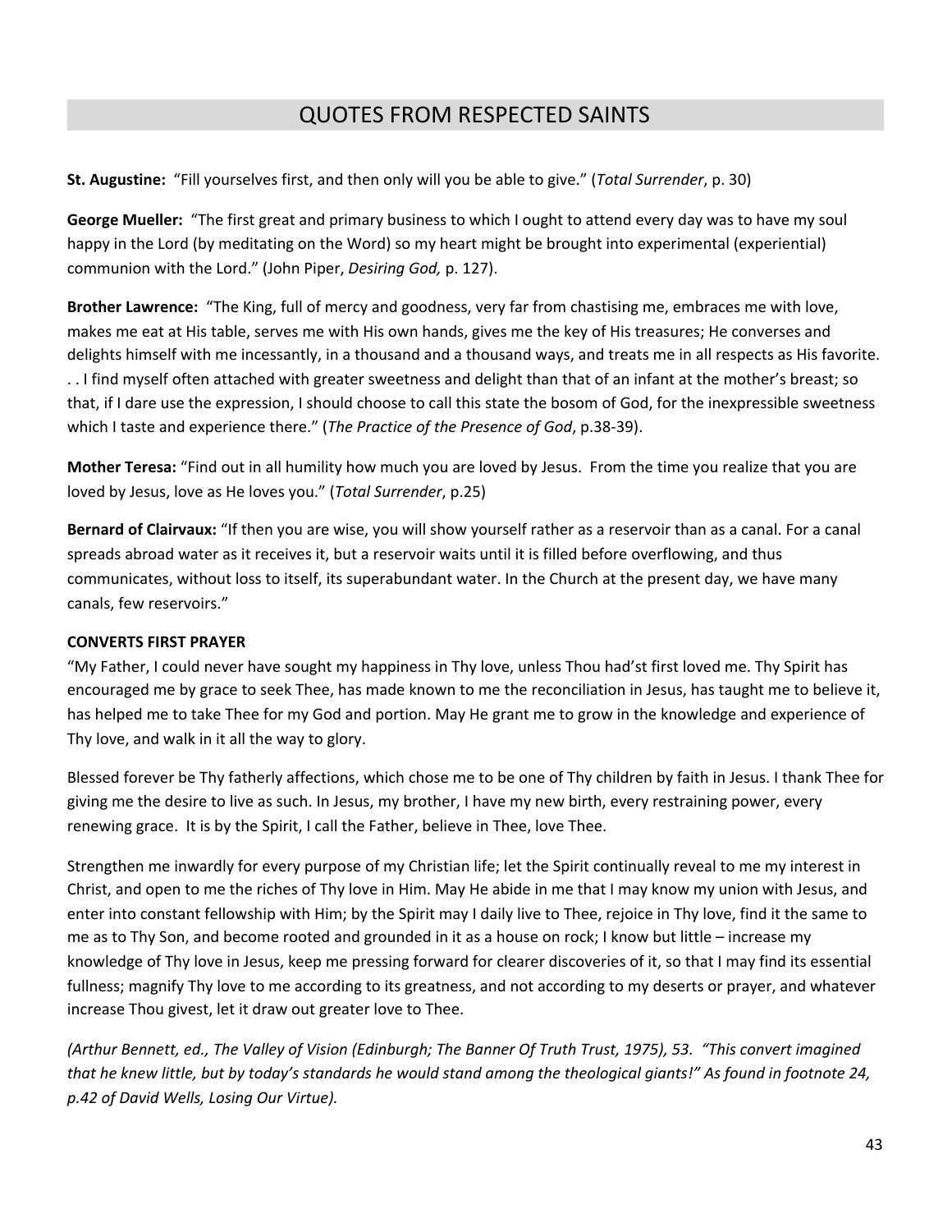# QUOTES FROM RESPECTED SAINTS

**St. Augustine:** "Fill yourselves first, and then only will you be able to give." (*Total Surrender*, p. 30)

**George Mueller:** "The first great and primary business to which I ought to attend every day was to have my soul happy in the Lord (by meditating on the Word) so my heart might be brought into experimental (experiential) communion with the Lord." (John Piper, *Desiring God,* p. 127).

**Brother Lawrence:** "The King, full of mercy and goodness, very far from chastising me, embraces me with love, makes me eat at His table, serves me with His own hands, gives me the key of His treasures; He converses and delights himself with me incessantly, in a thousand and a thousand ways, and treats me in all respects as His favorite. . . I find myself often attached with greater sweetness and delight than that of an infant at the mother's breast; so that, if I dare use the expression, I should choose to call this state the bosom of God, for the inexpressible sweetness which I taste and experience there." (*The Practice of the Presence of God*, p.38-39).

**Mother Teresa:** "Find out in all humility how much you are loved by Jesus. From the time you realize that you are loved by Jesus, love as He loves you." (*Total Surrender*, p.25)

**Bernard of Clairvaux:** "If then you are wise, you will show yourself rather as a reservoir than as a canal. For a canal spreads abroad water as it receives it, but a reservoir waits until it is filled before overflowing, and thus communicates, without loss to itself, its superabundant water. In the Church at the present day, we have many canals, few reservoirs."

**CONVERTS FIRST PRAYER**

"My Father, I could never have sought my happiness in Thy love, unless Thou had'st first loved me. Thy Spirit has encouraged me by grace to seek Thee, has made known to me the reconciliation in Jesus, has taught me to believe it, has helped me to take Thee for my God and portion. May He grant me to grow in the knowledge and experience of Thy love, and walk in it all the way to glory.

Blessed forever be Thy fatherly affections, which chose me to be one of Thy children by faith in Jesus. I thank Thee for giving me the desire to live as such. In Jesus, my brother, I have my new birth, every restraining power, every renewing grace. It is by the Spirit, I call the Father, believe in Thee, love Thee.

Strengthen me inwardly for every purpose of my Christian life; let the Spirit continually reveal to me my interest in Christ, and open to me the riches of Thy love in Him. May He abide in me that I may know my union with Jesus, and enter into constant fellowship with Him; by the Spirit may I daily live to Thee, rejoice in Thy love, find it the same to me as to Thy Son, and become rooted and grounded in it as a house on rock; I know but little – increase my knowledge of Thy love in Jesus, keep me pressing forward for clearer discoveries of it, so that I may find its essential fullness; magnify Thy love to me according to its greatness, and not according to my deserts or prayer, and whatever increase Thou givest, let it draw out greater love to Thee.

*(Arthur Bennett, ed., The Valley of Vision (Edinburgh; The Banner Of Truth Trust, 1975), 53. "This convert imagined that he knew little, but by today's standards he would stand among the theological giants!" As found in footnote 24, p.42 of David Wells, Losing Our Virtue).*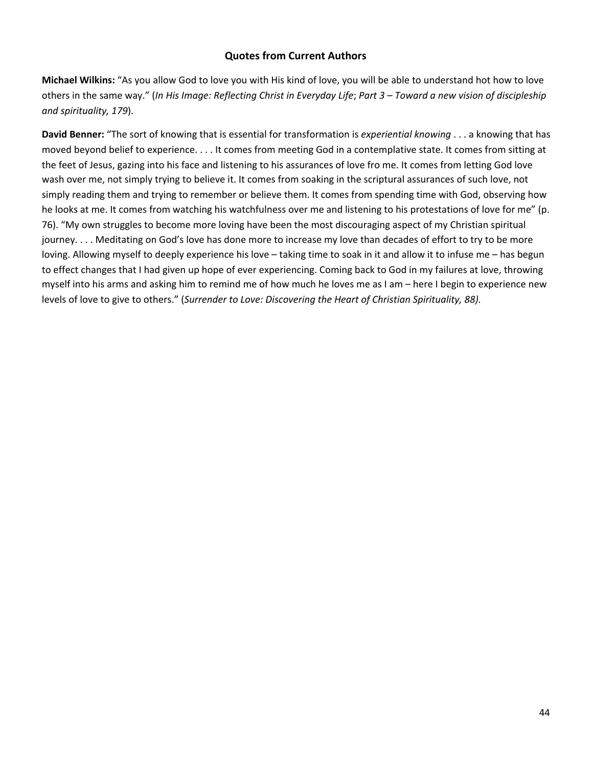## Quotes from Current Authors

**Michael Wilkins:** "As you allow God to love you with His kind of love, you will be able to understand hot how to love others in the same way." (*In His Image: Reflecting Christ in Everyday Life*; *Part 3 – Toward a new vision of discipleship and spirituality, 179*).

**David Benner:** "The sort of knowing that is essential for transformation is *experiential knowing* . . . a knowing that has moved beyond belief to experience. . . . It comes from meeting God in a contemplative state. It comes from sitting at the feet of Jesus, gazing into his face and listening to his assurances of love fro me. It comes from letting God love wash over me, not simply trying to believe it. It comes from soaking in the scriptural assurances of such love, not simply reading them and trying to remember or believe them. It comes from spending time with God, observing how he looks at me. It comes from watching his watchfulness over me and listening to his protestations of love for me" (p. 76). "My own struggles to become more loving have been the most discouraging aspect of my Christian spiritual journey. . . . Meditating on God's love has done more to increase my love than decades of effort to try to be more loving. Allowing myself to deeply experience his love – taking time to soak in it and allow it to infuse me – has begun to effect changes that I had given up hope of ever experiencing. Coming back to God in my failures at love, throwing myself into his arms and asking him to remind me of how much he loves me as I am – here I begin to experience new levels of love to give to others." (*Surrender to Love: Discovering the Heart of Christian Spirituality, 88).*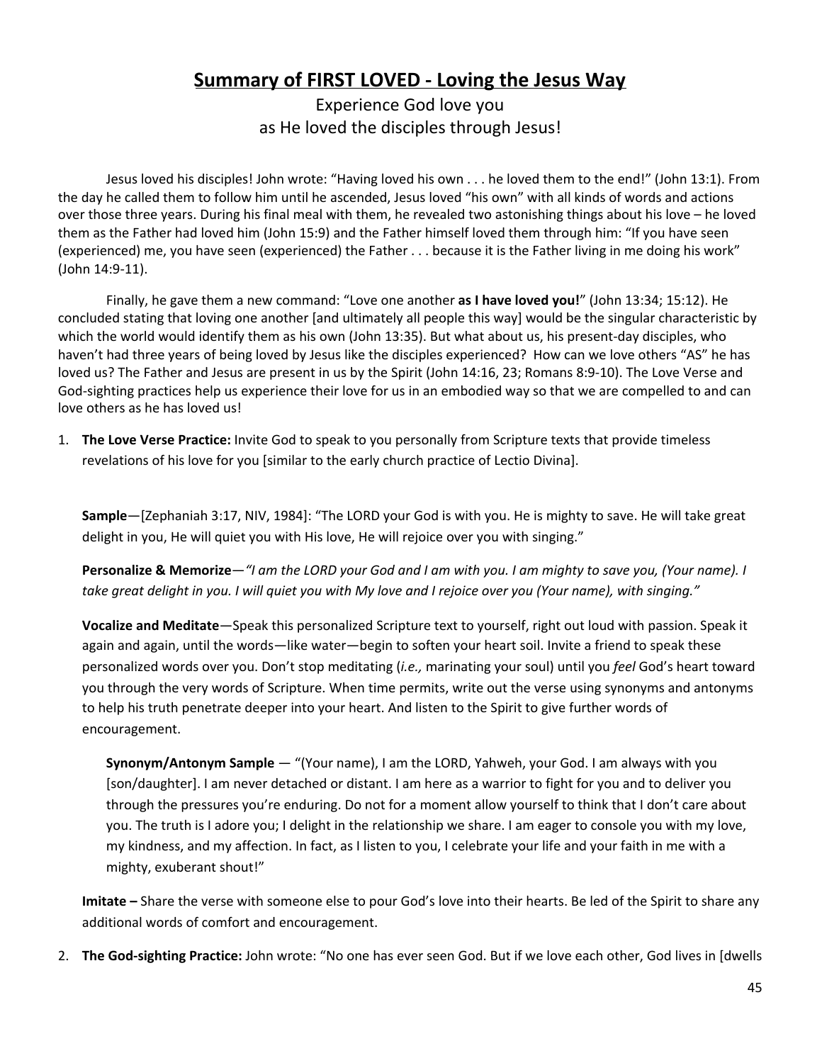# Summary of FIRST LOVED - Loving the Jesus Way

Experience God love you
as He loved the disciples through Jesus!

Jesus loved his disciples! John wrote: "Having loved his own . . . he loved them to the end!" (John 13:1). From the day he called them to follow him until he ascended, Jesus loved "his own" with all kinds of words and actions over those three years. During his final meal with them, he revealed two astonishing things about his love – he loved them as the Father had loved him (John 15:9) and the Father himself loved them through him: "If you have seen (experienced) me, you have seen (experienced) the Father . . . because it is the Father living in me doing his work" (John 14:9-11).

Finally, he gave them a new command: "Love one another **as I have loved you!**" (John 13:34; 15:12). He concluded stating that loving one another [and ultimately all people this way] would be the singular characteristic by which the world would identify them as his own (John 13:35). But what about us, his present-day disciples, who haven't had three years of being loved by Jesus like the disciples experienced? How can we love others "AS" he has loved us? The Father and Jesus are present in us by the Spirit (John 14:16, 23; Romans 8:9-10). The Love Verse and God-sighting practices help us experience their love for us in an embodied way so that we are compelled to and can love others as he has loved us!

1. **The Love Verse Practice:** Invite God to speak to you personally from Scripture texts that provide timeless revelations of his love for you [similar to the early church practice of Lectio Divina].

   **Sample**—[Zephaniah 3:17, NIV, 1984]: "The LORD your God is with you. He is mighty to save. He will take great delight in you, He will quiet you with His love, He will rejoice over you with singing."

   **Personalize & Memorize**—*"I am the LORD your God and I am with you. I am mighty to save you, (Your name). I take great delight in you. I will quiet you with My love and I rejoice over you (Your name), with singing."*

   **Vocalize and Meditate**—Speak this personalized Scripture text to yourself, right out loud with passion. Speak it again and again, until the words—like water—begin to soften your heart soil. Invite a friend to speak these personalized words over you. Don't stop meditating (*i.e.,* marinating your soul) until you *feel* God's heart toward you through the very words of Scripture. When time permits, write out the verse using synonyms and antonyms to help his truth penetrate deeper into your heart. And listen to the Spirit to give further words of encouragement.

   > **Synonym/Antonym Sample** — "(Your name), I am the LORD, Yahweh, your God. I am always with you [son/daughter]. I am never detached or distant. I am here as a warrior to fight for you and to deliver you through the pressures you're enduring. Do not for a moment allow yourself to think that I don't care about you. The truth is I adore you; I delight in the relationship we share. I am eager to console you with my love, my kindness, and my affection. In fact, as I listen to you, I celebrate your life and your faith in me with a mighty, exuberant shout!"

   **Imitate –** Share the verse with someone else to pour God's love into their hearts. Be led of the Spirit to share any additional words of comfort and encouragement.

2. **The God-sighting Practice:** John wrote: "No one has ever seen God. But if we love each other, God lives in [dwells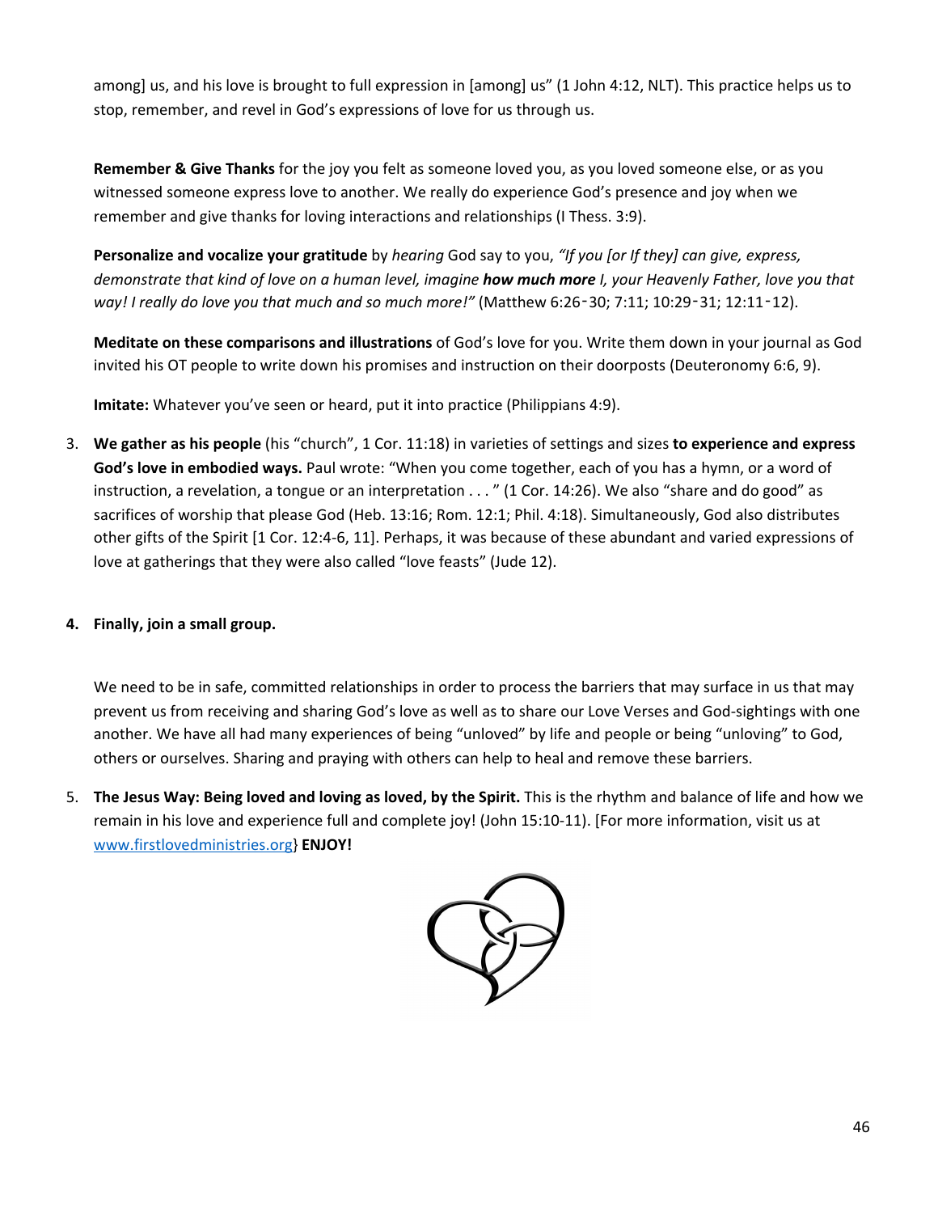among] us, and his love is brought to full expression in [among] us" (1 John 4:12, NLT). This practice helps us to stop, remember, and revel in God's expressions of love for us through us.

**Remember & Give Thanks** for the joy you felt as someone loved you, as you loved someone else, or as you witnessed someone express love to another. We really do experience God's presence and joy when we remember and give thanks for loving interactions and relationships (I Thess. 3:9).

**Personalize and vocalize your gratitude** by *hearing* God say to you, *"If you [or If they] can give, express, demonstrate that kind of love on a human level, imagine* ***how much more*** *I, your Heavenly Father, love you that way! I really do love you that much and so much more!"* (Matthew 6:26-30; 7:11; 10:29-31; 12:11-12).

**Meditate on these comparisons and illustrations** of God's love for you. Write them down in your journal as God invited his OT people to write down his promises and instruction on their doorposts (Deuteronomy 6:6, 9).

**Imitate:** Whatever you've seen or heard, put it into practice (Philippians 4:9).

3. **We gather as his people** (his "church", 1 Cor. 11:18) in varieties of settings and sizes **to experience and express God's love in embodied ways.** Paul wrote: "When you come together, each of you has a hymn, or a word of instruction, a revelation, a tongue or an interpretation . . . " (1 Cor. 14:26). We also "share and do good" as sacrifices of worship that please God (Heb. 13:16; Rom. 12:1; Phil. 4:18). Simultaneously, God also distributes other gifts of the Spirit [1 Cor. 12:4-6, 11]. Perhaps, it was because of these abundant and varied expressions of love at gatherings that they were also called "love feasts" (Jude 12).

4. **Finally, join a small group.**

   We need to be in safe, committed relationships in order to process the barriers that may surface in us that may prevent us from receiving and sharing God's love as well as to share our Love Verses and God-sightings with one another. We have all had many experiences of being "unloved" by life and people or being "unloving" to God, others or ourselves. Sharing and praying with others can help to heal and remove these barriers.

5. **The Jesus Way: Being loved and loving as loved, by the Spirit.** This is the rhythm and balance of life and how we remain in his love and experience full and complete joy! (John 15:10-11). [For more information, visit us at www.firstlovedministries.org} **ENJOY!**